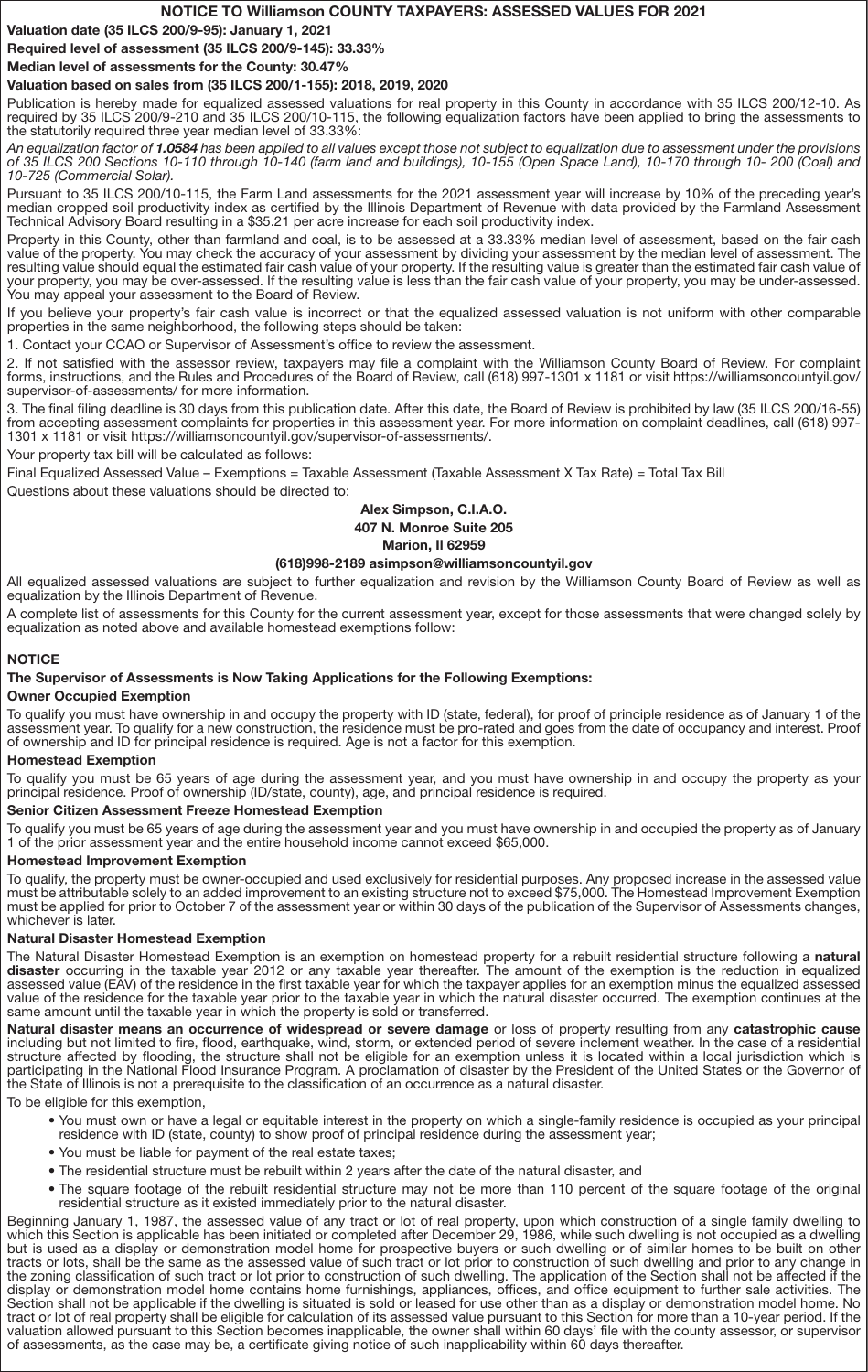# NOTICE TO Williamson COUNTY TAXPAYERS: ASSESSED VALUES FOR 2021

**Valuation date (35 ILCS 200/9-95): January 1, 2021**

**Required level of assessment (35 ILCS 200/9-145): 33.33%**

**Median level of assessments for the County: 30.47%**

**Valuation based on sales from (35 ILCS 200/1-155): 2018, 2019, 2020**

Publication is hereby made for equalized assessed valuations for real property in this County in accordance with 35 ILCS 200/12-10. As required by 35 ILCS 200/9-210 and 35 ILCS 200/10-115, the following equalization factors have been applied to bring the assessments to the statutorily required three year median level of 33.33%:

*An equalization factor of* ***1.0584*** *has been applied to all values except those not subject to equalization due to assessment under the provisions of 35 ILCS 200 Sections 10-110 through 10-140 (farm land and buildings), 10-155 (Open Space Land), 10-170 through 10- 200 (Coal) and 10-725 (Commercial Solar).*

Pursuant to 35 ILCS 200/10-115, the Farm Land assessments for the 2021 assessment year will increase by 10% of the preceding year's median cropped soil productivity index as certified by the Illinois Department of Revenue with data provided by the Farmland Assessment Technical Advisory Board resulting in a $35.21 per acre increase for each soil productivity index.

Property in this County, other than farmland and coal, is to be assessed at a 33.33% median level of assessment, based on the fair cash value of the property. You may check the accuracy of your assessment by dividing your assessment by the median level of assessment. The resulting value should equal the estimated fair cash value of your property. If the resulting value is greater than the estimated fair cash value of your property, you may be over-assessed. If the resulting value is less than the fair cash value of your property, you may be under-assessed. You may appeal your assessment to the Board of Review.

If you believe your property's fair cash value is incorrect or that the equalized assessed valuation is not uniform with other comparable properties in the same neighborhood, the following steps should be taken:

1. Contact your CCAO or Supervisor of Assessment's office to review the assessment.
2. If not satisfied with the assessor review, taxpayers may file a complaint with the Williamson County Board of Review. For complaint forms, instructions, and the Rules and Procedures of the Board of Review, call (618) 997-1301 x 1181 or visit https://williamsoncountyil.gov/supervisor-of-assessments/ for more information.
3. The final filing deadline is 30 days from this publication date. After this date, the Board of Review is prohibited by law (35 ILCS 200/16-55) from accepting assessment complaints for properties in this assessment year. For more information on complaint deadlines, call (618) 997-1301 x 1181 or visit https://williamsoncountyil.gov/supervisor-of-assessments/.

Your property tax bill will be calculated as follows:

Final Equalized Assessed Value – Exemptions = Taxable Assessment (Taxable Assessment X Tax Rate) = Total Tax Bill

Questions about these valuations should be directed to:

**Alex Simpson, C.I.A.O.**
**407 N. Monroe Suite 205**
**Marion, Il 62959**
**(618)998-2189 asimpson@williamsoncountyil.gov**

All equalized assessed valuations are subject to further equalization and revision by the Williamson County Board of Review as well as equalization by the Illinois Department of Revenue.

A complete list of assessments for this County for the current assessment year, except for those assessments that were changed solely by equalization as noted above and available homestead exemptions follow:

## NOTICE

### The Supervisor of Assessments is Now Taking Applications for the Following Exemptions:

**Owner Occupied Exemption**

To qualify you must have ownership in and occupy the property with ID (state, federal), for proof of principle residence as of January 1 of the assessment year. To qualify for a new construction, the residence must be pro-rated and goes from the date of occupancy and interest. Proof of ownership and ID for principal residence is required. Age is not a factor for this exemption.

**Homestead Exemption**

To qualify you must be 65 years of age during the assessment year, and you must have ownership in and occupy the property as your principal residence. Proof of ownership (ID/state, county), age, and principal residence is required.

**Senior Citizen Assessment Freeze Homestead Exemption**

To qualify you must be 65 years of age during the assessment year and you must have ownership in and occupied the property as of January 1 of the prior assessment year and the entire household income cannot exceed $65,000.

**Homestead Improvement Exemption**

To qualify, the property must be owner-occupied and used exclusively for residential purposes. Any proposed increase in the assessed value must be attributable solely to an added improvement to an existing structure not to exceed $75,000. The Homestead Improvement Exemption must be applied for prior to October 7 of the assessment year or within 30 days of the publication of the Supervisor of Assessments changes, whichever is later.

**Natural Disaster Homestead Exemption**

The Natural Disaster Homestead Exemption is an exemption on homestead property for a rebuilt residential structure following a **natural disaster** occurring in the taxable year 2012 or any taxable year thereafter. The amount of the exemption is the reduction in equalized assessed value (EAV) of the residence in the first taxable year for which the taxpayer applies for an exemption minus the equalized assessed value of the residence for the taxable year prior to the taxable year in which the natural disaster occurred. The exemption continues at the same amount until the taxable year in which the property is sold or transferred.

**Natural disaster means an occurrence of widespread or severe damage** or loss of property resulting from any **catastrophic cause** including but not limited to fire, flood, earthquake, wind, storm, or extended period of severe inclement weather. In the case of a residential structure affected by flooding, the structure shall not be eligible for an exemption unless it is located within a local jurisdiction which is participating in the National Flood Insurance Program. A proclamation of disaster by the President of the United States or the Governor of the State of Illinois is not a prerequisite to the classification of an occurrence as a natural disaster.

To be eligible for this exemption,

- You must own or have a legal or equitable interest in the property on which a single-family residence is occupied as your principal residence with ID (state, county) to show proof of principal residence during the assessment year;
- You must be liable for payment of the real estate taxes;
- The residential structure must be rebuilt within 2 years after the date of the natural disaster, and
- The square footage of the rebuilt residential structure may not be more than 110 percent of the square footage of the original residential structure as it existed immediately prior to the natural disaster.

Beginning January 1, 1987, the assessed value of any tract or lot of real property, upon which construction of a single family dwelling to which this Section is applicable has been initiated or completed after December 29, 1986, while such dwelling is not occupied as a dwelling but is used as a display or demonstration model home for prospective buyers or such dwelling or of similar homes to be built on other tracts or lots, shall be the same as the assessed value of such tract or lot prior to construction of such dwelling and prior to any change in the zoning classification of such tract or lot prior to construction of such dwelling. The application of the Section shall not be affected if the display or demonstration model home contains home furnishings, appliances, offices, and office equipment to further sale activities. The Section shall not be applicable if the dwelling is situated is sold or leased for use other than as a display or demonstration model home. No tract or lot of real property shall be eligible for calculation of its assessed value pursuant to this Section for more than a 10-year period. If the valuation allowed pursuant to this Section becomes inapplicable, the owner shall within 60 days' file with the county assessor, or supervisor of assessments, as the case may be, a certificate giving notice of such inapplicability within 60 days thereafter.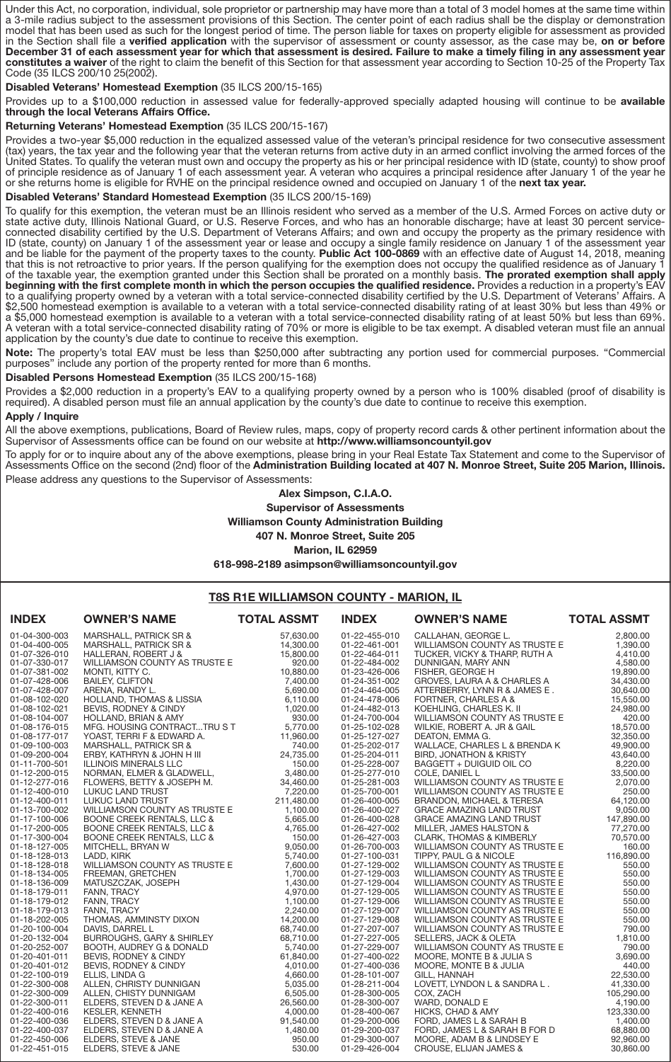Under this Act, no corporation, individual, sole proprietor or partnership may have more than a total of 3 model homes at the same time within a 3-mile radius subject to the assessment provisions of this Section. The center point of each radius shall be the display or demonstration model that has been used as such for the longest period of time. The person liable for taxes on property eligible for assessment as provided in the Section shall file a **verified application** with the supervisor of assessment or county assessor, as the case may be, **on or before December 31 of each assessment year for which that assessment is desired. Failure to make a timely filing in any assessment year constitutes a waiver** of the right to claim the benefit of this Section for that assessment year according to Section 10-25 of the Property Tax Code (35 ILCS 200/10 25(2002).

**Disabled Veterans' Homestead Exemption** (35 ILCS 200/15-165)

Provides up to a $100,000 reduction in assessed value for federally-approved specially adapted housing will continue to be **available through the local Veterans Affairs Office.**

**Returning Veterans' Homestead Exemption** (35 ILCS 200/15-167)

Provides a two-year $5,000 reduction in the equalized assessed value of the veteran's principal residence for two consecutive assessment (tax) years, the tax year and the following year that the veteran returns from active duty in an armed conflict involving the armed forces of the United States. To qualify the veteran must own and occupy the property as his or her principal residence with ID (state, county) to show proof of principle residence as of January 1 of each assessment year. A veteran who acquires a principal residence after January 1 of the year he or she returns home is eligible for RVHE on the principal residence owned and occupied on January 1 of the **next tax year.**

**Disabled Veterans' Standard Homestead Exemption** (35 ILCS 200/15-169)

To qualify for this exemption, the veteran must be an Illinois resident who served as a member of the U.S. Armed Forces on active duty or state active duty, Illinois National Guard, or U.S. Reserve Forces, and who has an honorable discharge; have at least 30 percent service-connected disability certified by the U.S. Department of Veterans Affairs; and own and occupy the property as the primary residence with ID (state, county) on January 1 of the assessment year or lease and occupy a single family residence on January 1 of the assessment year and be liable for the payment of the property taxes to the county. **Public Act 100-0869** with an effective date of August 14, 2018, meaning that this is not retroactive to prior years. If the person qualifying for the exemption does not occupy the qualified residence as of January 1 of the taxable year, the exemption granted under this Section shall be prorated on a monthly basis. **The prorated exemption shall apply beginning with the first complete month in which the person occupies the qualified residence.** Provides a reduction in a property's EAV to a qualifying property owned by a veteran with a total service-connected disability certified by the U.S. Department of Veterans' Affairs. A $2,500 homestead exemption is available to a veteran with a total service-connected disability rating of at least 30% but less than 49% or a $5,000 homestead exemption is available to a veteran with a total service-connected disability rating of at least 50% but less than 69%. A veteran with a total service-connected disability rating of 70% or more is eligible to be tax exempt. A disabled veteran must file an annual application by the county's due date to continue to receive this exemption.

**Note:** The property's total EAV must be less than $250,000 after subtracting any portion used for commercial purposes. "Commercial purposes" include any portion of the property rented for more than 6 months.

**Disabled Persons Homestead Exemption** (35 ILCS 200/15-168)

Provides a $2,000 reduction in a property's EAV to a qualifying property owned by a person who is 100% disabled (proof of disability is required). A disabled person must file an annual application by the county's due date to continue to receive this exemption.

**Apply / Inquire**

All the above exemptions, publications, Board of Review rules, maps, copy of property record cards & other pertinent information about the Supervisor of Assessments office can be found on our website at **http://www.williamsoncountyil.gov**

To apply for or to inquire about any of the above exemptions, please bring in your Real Estate Tax Statement and come to the Supervisor of Assessments Office on the second (2nd) floor of the **Administration Building located at 407 N. Monroe Street, Suite 205 Marion, Illinois.**

Please address any questions to the Supervisor of Assessments:

**Alex Simpson, C.I.A.O.**
**Supervisor of Assessments**
**Williamson County Administration Building**
**407 N. Monroe Street, Suite 205**
**Marion, IL 62959**
**618-998-2189 asimpson@williamsoncountyil.gov**

## T8S R1E WILLIAMSON COUNTY - MARION, IL

| INDEX | OWNER'S NAME | TOTAL ASSMT |
|---|---|---|
| 01-04-300-003 | MARSHALL, PATRICK SR & | 57,630.00 |
| 01-04-400-005 | MARSHALL, PATRICK SR & | 14,300.00 |
| 01-07-326-010 | HALLERAN, ROBERT J & | 15,800.00 |
| 01-07-330-017 | WILLIAMSON COUNTY AS TRUSTE E | 920.00 |
| 01-07-381-002 | MONTI, KITTY C. | 10,880.00 |
| 01-07-428-006 | BAILEY, CLIFTON | 7,400.00 |
| 01-07-428-007 | ARENA, RANDY L. | 5,690.00 |
| 01-08-102-020 | HOLLAND, THOMAS & LISSIA | 6,110.00 |
| 01-08-102-021 | BEVIS, RODNEY & CINDY | 1,020.00 |
| 01-08-104-007 | HOLLAND, BRIAN & AMY | 930.00 |
| 01-08-176-015 | MFG. HOUSING CONTRACT...TRU S T | 5,770.00 |
| 01-08-177-017 | YOAST, TERRI F & EDWARD A. | 11,960.00 |
| 01-09-100-003 | MARSHALL, PATRICK SR & | 740.00 |
| 01-09-200-004 | ERBY, KATHRYN & JOHN H III | 24,735.00 |
| 01-11-700-501 | ILLINOIS MINERALS LLC | 150.00 |
| 01-12-200-015 | NORMAN, ELMER & GLADWELL, | 3,480.00 |
| 01-12-277-016 | FLOWERS, BETTY & JOSEPH M. | 34,460.00 |
| 01-12-400-010 | LUKUC LAND TRUST | 7,220.00 |
| 01-12-400-011 | LUKUC LAND TRUST | 211,480.00 |
| 01-13-700-002 | WILLIAMSON COUNTY AS TRUSTE E | 1,100.00 |
| 01-17-100-006 | BOONE CREEK RENTALS, LLC & | 5,665.00 |
| 01-17-200-005 | BOONE CREEK RENTALS, LLC & | 4,765.00 |
| 01-17-300-004 | BOONE CREEK RENTALS, LLC & | 150.00 |
| 01-18-127-005 | MITCHELL, BRYAN W | 9,050.00 |
| 01-18-128-013 | LADD, KIRK | 5,740.00 |
| 01-18-128-018 | WILLIAMSON COUNTY AS TRUSTE E | 7,600.00 |
| 01-18-134-005 | FREEMAN, GRETCHEN | 1,700.00 |
| 01-18-136-009 | MATUSZCZAK, JOSEPH | 1,430.00 |
| 01-18-179-011 | FANN, TRACY | 4,970.00 |
| 01-18-179-012 | FANN, TRACY | 1,100.00 |
| 01-18-179-013 | FANN, TRACY | 2,240.00 |
| 01-18-202-005 | THOMAS, AMMINSTY DIXON | 14,200.00 |
| 01-20-100-004 | DAVIS, DARREL L | 68,740.00 |
| 01-20-132-004 | BURROUGHS, GARY & SHIRLEY | 68,710.00 |
| 01-20-252-007 | BOOTH, AUDREY G & DONALD | 5,740.00 |
| 01-20-401-011 | BEVIS, RODNEY & CINDY | 61,840.00 |
| 01-20-401-012 | BEVIS, RODNEY & CINDY | 4,010.00 |
| 01-22-100-019 | ELLIS, LINDA G | 4,660.00 |
| 01-22-300-008 | ALLEN, CHRISTY DUNNIGAN | 5,035.00 |
| 01-22-300-009 | ALLEN, CHISTY DUNNIGAM | 6,505.00 |
| 01-22-300-011 | ELDERS, STEVEN D & JANE A | 26,560.00 |
| 01-22-400-016 | KESLER, KENNETH | 4,000.00 |
| 01-22-400-036 | ELDERS, STEVEN D & JANE A | 91,540.00 |
| 01-22-400-037 | ELDERS, STEVEN D & JANE A | 1,480.00 |
| 01-22-450-006 | ELDERS, STEVE & JANE | 950.00 |
| 01-22-451-015 | ELDERS, STEVE & JANE | 530.00 |
| 01-22-455-010 | CALLAHAN, GEORGE L. | 2,800.00 |
| 01-22-461-001 | WILLIAMSON COUNTY AS TRUSTE E | 1,390.00 |
| 01-22-464-011 | TUCKER, VICKY & THARP, RUTH A | 4,410.00 |
| 01-22-484-002 | DUNNIGAN, MARY ANN | 4,580.00 |
| 01-23-426-006 | FISHER, GEORGE H | 19,890.00 |
| 01-24-351-002 | GROVES, LAURA A & CHARLES A | 34,430.00 |
| 01-24-464-005 | ATTERBERRY, LYNN R & JAMES E . | 30,640.00 |
| 01-24-478-006 | FORTNER, CHARLES A & | 15,550.00 |
| 01-24-482-013 | KOEHLING, CHARLES K. II | 24,980.00 |
| 01-24-700-004 | WILLIAMSON COUNTY AS TRUSTE E | 420.00 |
| 01-25-102-028 | WILKIE, ROBERT A. JR & GAIL | 18,570.00 |
| 01-25-127-007 | DEATON, EMMA G. | 32,350.00 |
| 01-25-202-017 | WALLACE, CHARLES L & BRENDA K | 49,900.00 |
| 01-25-204-011 | BIRD, JONATHON & KRISTY | 43,640.00 |
| 01-25-228-007 | BAGGETT + DUIGUID OIL CO | 8,220.00 |
| 01-25-277-010 | COLE, DANIEL L | 33,500.00 |
| 01-25-281-003 | WILLIAMSON COUNTY AS TRUSTE E | 2,070.00 |
| 01-25-700-001 | WILLIAMSON COUNTY AS TRUSTE E | 250.00 |
| 01-26-400-005 | BRANDON, MICHAEL & TERESA | 64,120.00 |
| 01-26-400-027 | GRACE AMAZING LAND TRUST | 9,050.00 |
| 01-26-400-028 | GRACE AMAZING LAND TRUST | 147,890.00 |
| 01-26-427-002 | MILLER, JAMES HALSTON & | 77,270.00 |
| 01-26-427-003 | CLARK, THOMAS & KIMBERLY | 70,570.00 |
| 01-26-700-003 | WILLIAMSON COUNTY AS TRUSTE E | 160.00 |
| 01-27-100-031 | TIPPY, PAUL G & NICOLE | 116,890.00 |
| 01-27-129-002 | WILLIAMSON COUNTY AS TRUSTE E | 550.00 |
| 01-27-129-003 | WILLIAMSON COUNTY AS TRUSTE E | 550.00 |
| 01-27-129-004 | WILLIAMSON COUNTY AS TRUSTE E | 550.00 |
| 01-27-129-005 | WILLIAMSON COUNTY AS TRUSTE E | 550.00 |
| 01-27-129-006 | WILLIAMSON COUNTY AS TRUSTE E | 550.00 |
| 01-27-129-007 | WILLIAMSON COUNTY AS TRUSTE E | 550.00 |
| 01-27-129-008 | WILLIAMSON COUNTY AS TRUSTE E | 550.00 |
| 01-27-207-007 | WILLIAMSON COUNTY AS TRUSTE E | 790.00 |
| 01-27-227-005 | SELLERS, JACK & OLETA | 1,810.00 |
| 01-27-229-007 | WILLIAMSON COUNTY AS TRUSTE E | 790.00 |
| 01-27-400-022 | MOORE, MONTE B & JULIA S | 3,690.00 |
| 01-27-400-036 | MOORE, MONTE B & JULIA | 440.00 |
| 01-28-101-007 | GILL, HANNAH | 22,530.00 |
| 01-28-211-004 | LOVETT, LYNDON L & SANDRA L . | 41,330.00 |
| 01-28-300-005 | COX, ZACH | 105,290.00 |
| 01-28-300-007 | WARD, DONALD E | 4,190.00 |
| 01-28-400-067 | HICKS, CHAD & AMY | 123,330.00 |
| 01-29-200-006 | FORD, JAMES L & SARAH B | 1,400.00 |
| 01-29-200-037 | FORD, JAMES L & SARAH B FOR D | 68,880.00 |
| 01-29-300-007 | MOORE, ADAM B & LINDSEY E | 92,960.00 |
| 01-29-426-004 | CROUSE, ELIJAN JAMES & | 30,860.00 |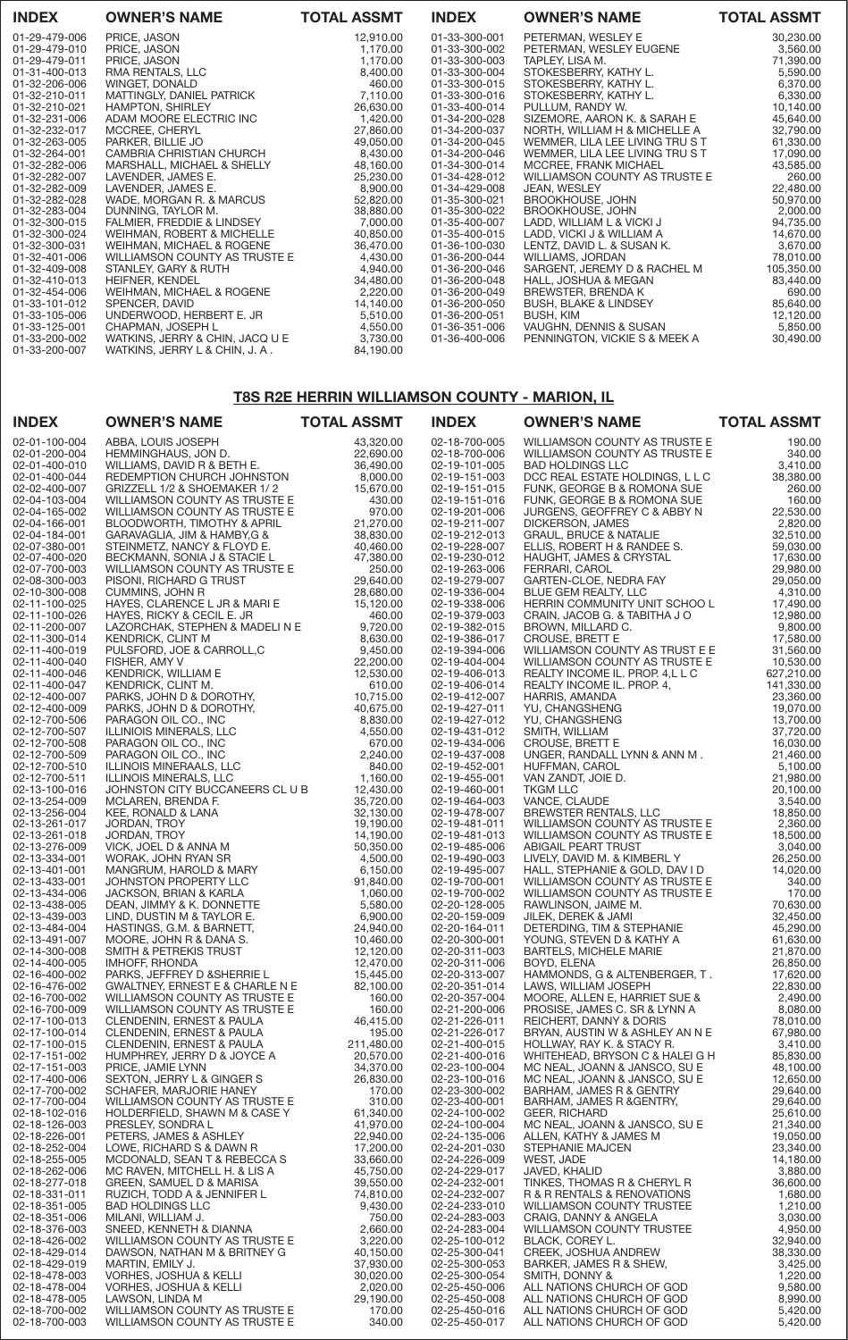| INDEX | OWNER'S NAME | TOTAL ASSMT |
|---|---|---|
| 01-29-479-006 | PRICE, JASON | 12,910.00 |
| 01-29-479-010 | PRICE, JASON | 1,170.00 |
| 01-29-479-011 | PRICE, JASON | 1,170.00 |
| 01-31-400-013 | RMA RENTALS, LLC | 8,400.00 |
| 01-32-206-006 | WINGET, DONALD | 460.00 |
| 01-32-210-011 | MATTINGLY, DANIEL PATRICK | 7,110.00 |
| 01-32-210-021 | HAMPTON, SHIRLEY | 26,630.00 |
| 01-32-231-006 | ADAM MOORE ELECTRIC INC | 1,420.00 |
| 01-32-232-017 | MCCREE, CHERYL | 27,860.00 |
| 01-32-263-005 | PARKER, BILLIE JO | 49,050.00 |
| 01-32-264-001 | CAMBRIA CHRISTIAN CHURCH | 8,430.00 |
| 01-32-282-006 | MARSHALL, MICHAEL & SHELLY | 48,160.00 |
| 01-32-282-007 | LAVENDER, JAMES E. | 25,230.00 |
| 01-32-282-009 | LAVENDER, JAMES E. | 8,900.00 |
| 01-32-282-028 | WADE, MORGAN R. & MARCUS | 52,820.00 |
| 01-32-283-004 | DUNNING, TAYLOR M. | 38,880.00 |
| 01-32-300-015 | FALMIER, FREDDIE & LINDSEY | 7,000.00 |
| 01-32-300-024 | WEIHMAN, ROBERT & MICHELLE | 40,850.00 |
| 01-32-300-031 | WEIHMAN, MICHAEL & ROGENE | 36,470.00 |
| 01-32-401-006 | WILLIAMSON COUNTY AS TRUSTE E | 4,430.00 |
| 01-32-409-008 | STANLEY, GARY & RUTH | 4,940.00 |
| 01-32-410-013 | HEIFNER, KENDEL | 34,480.00 |
| 01-32-454-006 | WEIHMAN, MICHAEL & ROGENE | 2,220.00 |
| 01-33-101-012 | SPENCER, DAVID | 14,140.00 |
| 01-33-105-006 | UNDERWOOD, HERBERT E. JR | 5,510.00 |
| 01-33-125-001 | CHAPMAN, JOSEPH L | 4,550.00 |
| 01-33-200-002 | WATKINS, JERRY L & CHIN, JACQ U E | 3,730.00 |
| 01-33-200-007 | WATKINS, JERRY L & CHIN, J. A . | 84,190.00 |
| 01-33-300-001 | PETERMAN, WESLEY E | 30,230.00 |
| 01-33-300-002 | PETERMAN, WESLEY EUGENE | 3,560.00 |
| 01-33-300-003 | TAPLEY, LISA M. | 71,390.00 |
| 01-33-300-004 | STOKESBERRY, KATHY L. | 5,590.00 |
| 01-33-300-015 | STOKESBERRY, KATHY L. | 6,370.00 |
| 01-33-300-016 | STOKESBERRY, KATHY L. | 6,330.00 |
| 01-33-400-014 | PULLUM, RANDY W. | 10,140.00 |
| 01-34-200-028 | SIZEMORE, AARON K. & SARAH E | 45,640.00 |
| 01-34-200-037 | NORTH, WILLIAM H & MICHELLE A | 32,790.00 |
| 01-34-200-045 | WEMMER, LILA LEE LIVING TRU S T | 61,330.00 |
| 01-34-200-046 | WEMMER, LILA LEE LIVING TRU S T | 17,090.00 |
| 01-34-300-014 | MCCREE, FRANK MICHAEL | 43,585.00 |
| 01-34-428-012 | WILLIAMSON COUNTY AS TRUSTE E | 260.00 |
| 01-34-429-008 | JEAN, WESLEY | 22,480.00 |
| 01-35-300-021 | BROOKHOUSE, JOHN | 50,970.00 |
| 01-35-300-022 | BROOKHOUSE, JOHN | 2,000.00 |
| 01-35-400-007 | LADD, WILLIAM L & VICKI J | 94,735.00 |
| 01-35-400-015 | LADD, VICKI J & WILLIAM A | 14,670.00 |
| 01-36-100-030 | LENTZ, DAVID L. & SUSAN K. | 3,670.00 |
| 01-36-200-044 | WILLIAMS, JORDAN | 78,010.00 |
| 01-36-200-046 | SARGENT, JEREMY D & RACHEL M | 105,350.00 |
| 01-36-200-048 | HALL, JOSHUA & MEGAN | 83,440.00 |
| 01-36-200-049 | BREWSTER, BRENDA K | 690.00 |
| 01-36-200-050 | BUSH, BLAKE & LINDSEY | 85,640.00 |
| 01-36-200-051 | BUSH, KIM | 12,120.00 |
| 01-36-351-006 | VAUGHN, DENNIS & SUSAN | 5,850.00 |
| 01-36-400-006 | PENNINGTON, VICKIE S & MEEK A | 30,490.00 |

## T8S R2E HERRIN WILLIAMSON COUNTY - MARION, IL

| INDEX | OWNER'S NAME | TOTAL ASSMT |
|---|---|---|
| 02-01-100-004 | ABBA, LOUIS JOSEPH | 43,320.00 |
| 02-01-200-004 | HEMMINGHAUS, JON D. | 22,690.00 |
| 02-01-400-010 | WILLIAMS, DAVID R & BETH E. | 36,490.00 |
| 02-01-400-044 | REDEMPTION CHURCH JOHNSTON | 8,000.00 |
| 02-02-400-007 | GRIZZELL 1/2 & SHOEMAKER 1/ 2 | 15,670.00 |
| 02-04-103-004 | WILLIAMSON COUNTY AS TRUSTE E | 430.00 |
| 02-04-165-002 | WILLIAMSON COUNTY AS TRUSTE E | 970.00 |
| 02-04-166-001 | BLOODWORTH, TIMOTHY & APRIL | 21,270.00 |
| 02-04-184-001 | GARAVAGLIA, JIM & HAMBY,G & | 38,830.00 |
| 02-07-380-001 | STEINMETZ, NANCY & FLOYD E. | 40,460.00 |
| 02-07-400-020 | BECKMANN, SONJA J & STACIE L | 47,380.00 |
| 02-07-700-003 | WILLIAMSON COUNTY AS TRUSTE E | 250.00 |
| 02-08-300-003 | PISONI, RICHARD G TRUST | 29,640.00 |
| 02-10-300-008 | CUMMINS, JOHN R | 28,680.00 |
| 02-11-100-025 | HAYES, CLARENCE L JR & MARI E | 15,120.00 |
| 02-11-100-026 | HAYES, RICKY & CECIL E. JR | 460.00 |
| 02-11-200-007 | LAZORCHAK, STEPHEN & MADELI N E | 9,720.00 |
| 02-11-300-014 | KENDRICK, CLINT M | 8,630.00 |
| 02-11-400-019 | PULSFORD, JOE & CARROLL,C | 9,450.00 |
| 02-11-400-040 | FISHER, AMY V | 22,200.00 |
| 02-11-400-046 | KENDRICK, WILLIAM E | 12,530.00 |
| 02-11-400-047 | KENDRICK, CLINT M. | 610.00 |
| 02-12-400-007 | PARKS, JOHN D & DOROTHY, | 10,715.00 |
| 02-12-400-009 | PARKS, JOHN D & DOROTHY, | 40,675.00 |
| 02-12-700-506 | PARAGON OIL CO., INC | 8,830.00 |
| 02-12-700-507 | ILLINIOIS MINERALS, LLC | 4,550.00 |
| 02-12-700-508 | PARAGON OIL CO., INC | 670.00 |
| 02-12-700-509 | PARAGON OIL CO., INC | 2,240.00 |
| 02-12-700-510 | ILLINOIS MINERAALS, LLC | 840.00 |
| 02-12-700-511 | ILLINOIS MINERALS, LLC | 1,160.00 |
| 02-13-100-016 | JOHNSTON CITY BUCCANEERS CL U B | 12,430.00 |
| 02-13-254-009 | MCLAREN, BRENDA F. | 35,720.00 |
| 02-13-256-004 | KEE, RONALD & LANA | 32,130.00 |
| 02-13-261-017 | JORDAN, TROY | 19,190.00 |
| 02-13-261-018 | JORDAN, TROY | 14,190.00 |
| 02-13-276-009 | VICK, JOEL D & ANNA M | 50,350.00 |
| 02-13-334-001 | WORAK, JOHN RYAN SR | 4,500.00 |
| 02-13-401-001 | MANGRUM, HAROLD & MARY | 6,150.00 |
| 02-13-433-001 | JOHNSTON PROPERTY LLC | 91,840.00 |
| 02-13-434-006 | JACKSON, BRIAN & KARLA | 1,060.00 |
| 02-13-438-005 | DEAN, JIMMY & K. DONNETTE | 5,580.00 |
| 02-13-439-003 | LIND, DUSTIN M & TAYLOR E. | 6,900.00 |
| 02-13-484-004 | HASTINGS, G.M. & BARNETT, | 24,940.00 |
| 02-13-491-007 | MOORE, JOHN R & DANA S. | 10,460.00 |
| 02-14-300-008 | SMITH & PETREKIS TRUST | 12,120.00 |
| 02-14-400-005 | IMHOFF, RHONDA | 12,470.00 |
| 02-16-400-002 | PARKS, JEFFREY D &SHERRIE L | 15,445.00 |
| 02-16-476-002 | GWALTNEY, ERNEST E & CHARLE N E | 82,100.00 |
| 02-16-700-002 | WILLIAMSON COUNTY AS TRUSTE E | 160.00 |
| 02-16-700-009 | WILLIAMSON COUNTY AS TRUSTE E | 160.00 |
| 02-17-100-013 | CLENDENIN, ERNEST & PAULA | 46,415.00 |
| 02-17-100-014 | CLENDENIN, ERNEST & PAULA | 195.00 |
| 02-17-100-015 | CLENDENIN, ERNEST & PAULA | 211,480.00 |
| 02-17-151-002 | HUMPHREY, JERRY D & JOYCE A | 20,570.00 |
| 02-17-151-003 | PRICE, JAMIE LYNN | 34,370.00 |
| 02-17-400-006 | SEXTON, JERRY L & GINGER S | 26,830.00 |
| 02-17-700-002 | SCHAFER, MARJORIE HANEY | 170.00 |
| 02-17-700-004 | WILLIAMSON COUNTY AS TRUSTE E | 310.00 |
| 02-18-102-016 | HOLDERFIELD, SHAWN M & CASE Y | 41,970.00 |
| 02-18-126-003 | PRESLEY, SONDRA L | 22,940.00 |
| 02-18-226-001 | PETERS, JAMES & ASHLEY | 17,200.00 |
| 02-18-252-004 | LOWE, RICHARD S & DAWN R | 33,660.00 |
| 02-18-255-005 | MCDONALD, SEAN T & REBECCA S | 45,750.00 |
| 02-18-262-006 | MC RAVEN, MITCHELL H. & LIS A | 39,550.00 |
| 02-18-277-018 | GREEN, SAMUEL D & MARISA | 74,810.00 |
| 02-18-331-011 | RUZICH, TODD A & JENNIFER L | 9,430.00 |
| 02-18-351-005 | BAD HOLDINGS LLC | 750.00 |
| 02-18-351-006 | MILANI, WILLIAM J. | 2,660.00 |
| 02-18-376-003 | SNEED, KENNETH & DIANNA | 3,220.00 |
| 02-18-426-002 | WILLIAMSON COUNTY AS TRUSTE E | 40,150.00 |
| 02-18-429-014 | DAWSON, NATHAN M & BRITNEY G | 37,930.00 |
| 02-18-429-019 | MARTIN, EMILY J. | 30,020.00 |
| 02-18-478-003 | VORHES, JOSHUA & KELLI | 2,020.00 |
| 02-18-478-004 | VORHES, JOSHUA & KELLI | 29,190.00 |
| 02-18-478-005 | LAWSON, LINDA M | 170.00 |
| 02-18-700-002 | WILLIAMSON COUNTY AS TRUSTE E | 340.00 |
| 02-18-700-003 | WILLIAMSON COUNTY AS TRUSTE E | |
| 02-18-700-005 | WILLIAMSON COUNTY AS TRUSTE E | 190.00 |
| 02-18-700-006 | WILLIAMSON COUNTY AS TRUSTE E | 340.00 |
| 02-19-101-005 | BAD HOLDINGS LLC | 3,410.00 |
| 02-19-151-003 | DCC REAL ESTATE HOLDINGS, L L C | 38,380.00 |
| 02-19-151-015 | FUNK, GEORGE B & ROMONA SUE | 260.00 |
| 02-19-151-016 | FUNK, GEORGE B & ROMONA SUE | 160.00 |
| 02-19-201-006 | JURGENS, GEOFFREY C & ABBY N | 22,530.00 |
| 02-19-211-007 | DICKERSON, JAMES | 2,820.00 |
| 02-19-212-013 | GRAUL, BRUCE & NATALIE | 32,510.00 |
| 02-19-228-007 | ELLIS, ROBERT H & RANDEE S. | 59,030.00 |
| 02-19-230-012 | HAUGHT, JAMES & CRYSTAL | 17,630.00 |
| 02-19-263-006 | FERRARI, CAROL | 29,980.00 |
| 02-19-279-007 | GARTEN-CLOE, NEDRA FAY | 29,050.00 |
| 02-19-336-004 | BLUE GEM REALTY, LLC | 4,310.00 |
| 02-19-338-006 | HERRIN COMMUNITY UNIT SCHOO L | 17,490.00 |
| 02-19-379-003 | CRAIN, JACOB G. & TABITHA J O | 12,980.00 |
| 02-19-382-015 | BROWN, MILLARD C. | 9,800.00 |
| 02-19-386-017 | CROUSE, BRETT E | 17,580.00 |
| 02-19-394-006 | WILLIAMSON COUNTY AS TRUST E E | 31,560.00 |
| 02-19-404-004 | WILLIAMSON COUNTY AS TRUSTE E | 10,530.00 |
| 02-19-406-013 | REALTY INCOME IL. PROP. 4,L L C | 627,210.00 |
| 02-19-406-014 | REALTY INCOME IL. PROP. 4, | 141,330.00 |
| 02-19-412-007 | HARRIS, AMANDA | 23,360.00 |
| 02-19-427-011 | YU, CHANGSHENG | 19,070.00 |
| 02-19-427-012 | YU, CHANGSHENG | 13,700.00 |
| 02-19-431-012 | SMITH, WILLIAM | 37,720.00 |
| 02-19-434-006 | CROUSE, BRETT E | 16,030.00 |
| 02-19-437-008 | UNGER, RANDALL LYNN & ANN M . | 21,460.00 |
| 02-19-452-001 | HUFFMAN, CAROL | 5,100.00 |
| 02-19-455-001 | VAN ZANDT, JOIE D. | 21,980.00 |
| 02-19-460-001 | TKGM LLC | 20,100.00 |
| 02-19-464-003 | VANCE, CLAUDE | 3,540.00 |
| 02-19-478-007 | BREWSTER RENTALS, LLC | 18,850.00 |
| 02-19-481-011 | WILLIAMSON COUNTY AS TRUSTE E | 2,860.00 |
| 02-19-481-013 | WILLIAMSON COUNTY AS TRUSTE E | 18,500.00 |
| 02-19-485-006 | ABIGAIL PEART TRUST | 3,040.00 |
| 02-19-490-003 | LIVELY, DAVID M. & KIMBERL Y | 26,250.00 |
| 02-19-495-007 | HALL, STEPHANIE & GOLD, DAV I D | 14,020.00 |
| 02-19-700-001 | WILLIAMSON COUNTY AS TRUSTE E | 340.00 |
| 02-19-700-002 | WILLIAMSON COUNTY AS TRUSTE E | 170.00 |
| 02-20-128-005 | RAWLINSON, JAIME M. | 70,630.00 |
| 02-20-159-009 | JILEK, DEREK & JAMI | 32,450.00 |
| 02-20-164-011 | DETERDING, TIM & STEPHANIE | 45,290.00 |
| 02-20-300-001 | YOUNG, STEVEN D & KATHY A | 61,630.00 |
| 02-20-311-003 | BARTELS, MICHELE MARIE | 21,870.00 |
| 02-20-311-006 | BOYD, ELENA | 26,850.00 |
| 02-20-313-007 | HAMMONDS, G & ALTENBERGER, T . | 17,820.00 |
| 02-20-351-014 | LAWS, WILLIAM JOSEPH | 22,830.00 |
| 02-20-357-004 | MOORE, ALLEN E, HARRIET SUE & | 2,490.00 |
| 02-21-200-006 | PROSISE, JAMES C. SR & LYNN A | 8,080.00 |
| 02-21-226-011 | REICHERT, DANNY & DORIS | 78,010.00 |
| 02-21-226-017 | BRYAN, AUSTIN W & ASHLEY AN N E | 67,980.00 |
| 02-21-400-015 | HOLLWAY, RAY K. & STACY R. | 3,410.00 |
| 02-21-400-016 | WHITEHEAD, BRYSON C & HALEI G H | 85,830.00 |
| 02-23-100-004 | MC NEAL, JOANN & JANSCO, SU E | 48,100.00 |
| 02-23-100-016 | MC NEAL, JOANN & JANSCO, SU E | 12,650.00 |
| 02-23-300-002 | BARHAM, JAMES R & GENTRY | 29,640.00 |
| 02-23-400-001 | BARHAM, JAMES R &GENTRY, | 29,640.00 |
| 02-24-100-002 | GEER, RICHARD | 25,610.00 |
| 02-24-100-004 | MC NEAL, JOANN & JANSCO, SU E | 21,340.00 |
| 02-24-135-006 | ALLEN, KATHY & JAMES M | 19,050.00 |
| 02-24-201-030 | STEPHANIE MAJCEN | 23,340.00 |
| 02-24-226-009 | WEST, JADE | 14,180.00 |
| 02-24-229-017 | JAVED, KHALID | 3,880.00 |
| 02-24-232-001 | TINKES, THOMAS R & CHERYL R | 36,600.00 |
| 02-24-232-007 | R & R RENTALS & RENOVATIONS | 1,680.00 |
| 02-24-233-010 | WILLIAMSON COUNTY TRUSTEE | 1,210.00 |
| 02-24-283-003 | CRAIG, DANNY & ANGELA | 3,030.00 |
| 02-24-283-004 | WILLIAMSON COUNTY TRUSTEE | 4,950.00 |
| 02-25-100-012 | BLACK, COREY L. | 32,940.00 |
| 02-25-300-041 | CREEK, JOSHUA ANDREW | 38,330.00 |
| 02-25-300-053 | BARKER, JAMES R & SHEW, | 3,425.00 |
| 02-25-300-054 | SMITH, DONNY & | 1,220.00 |
| 02-25-450-006 | ALL NATIONS CHURCH OF GOD | 9,580.00 |
| 02-25-450-008 | ALL NATIONS CHURCH OF GOD | 8,990.00 |
| 02-25-450-016 | ALL NATIONS CHURCH OF GOD | 5,420.00 |
| 02-25-450-017 | ALL NATIONS CHURCH OF GOD | 5,420.00 |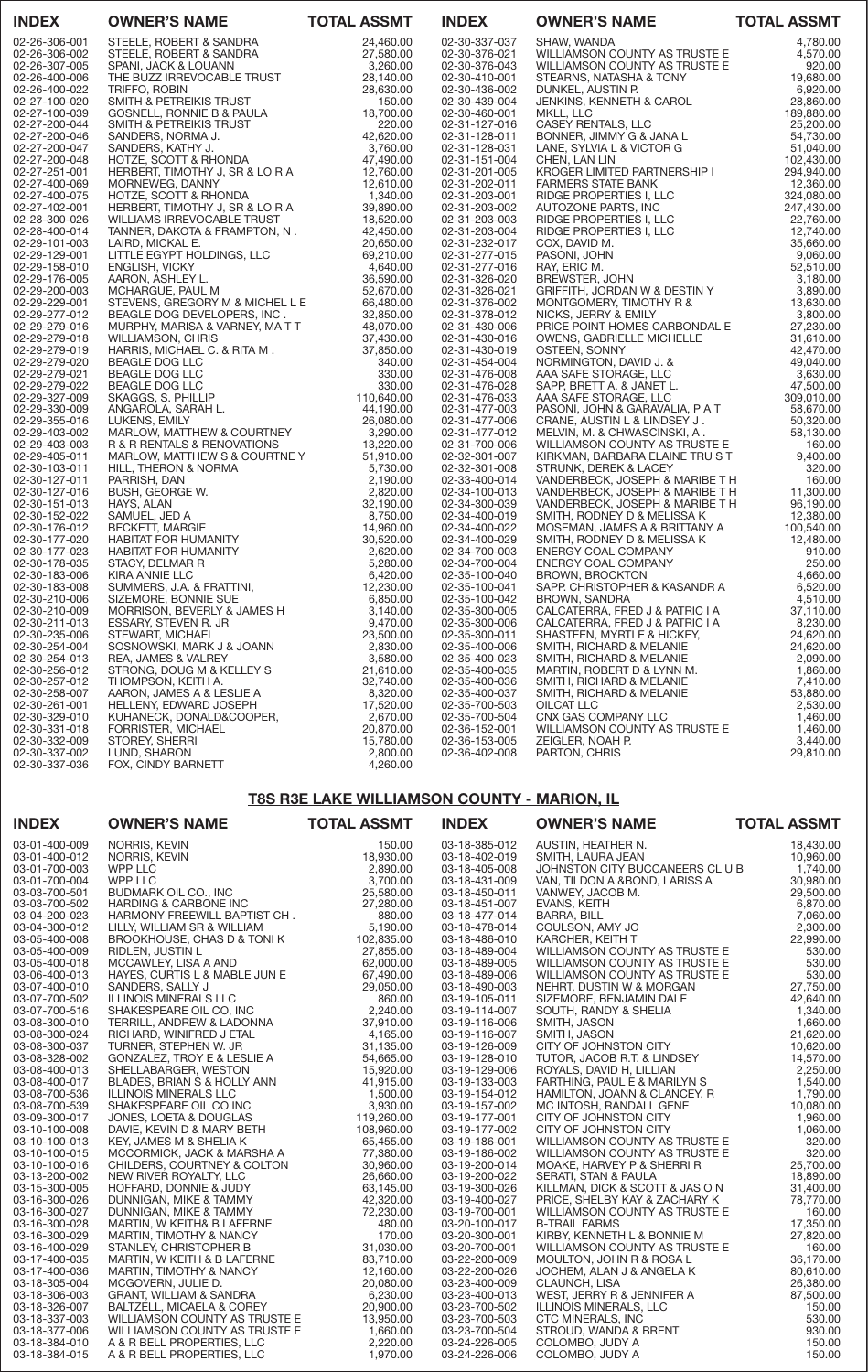| INDEX | OWNER'S NAME | TOTAL ASSMT |
|---|---|---|
| 02-26-306-001 | STEELE, ROBERT & SANDRA | 24,460.00 |
| 02-26-306-002 | STEELE, ROBERT & SANDRA | 27,580.00 |
| 02-26-307-005 | SPANI, JACK & LOUANN | 3,260.00 |
| 02-26-400-006 | THE BUZZ IRREVOCABLE TRUST | 28,140.00 |
| 02-26-400-022 | TRIFFO, ROBIN | 28,630.00 |
| 02-27-100-020 | SMITH & PETREIKIS TRUST | 150.00 |
| 02-27-100-039 | GOSNELL, RONNIE B & PAULA | 18,700.00 |
| 02-27-200-044 | SMITH & PETREIKIS TRUST | 220.00 |
| 02-27-200-046 | SANDERS, NORMA J. | 42,620.00 |
| 02-27-200-047 | SANDERS, KATHY J. | 3,760.00 |
| 02-27-200-048 | HOTZE, SCOTT & RHONDA | 47,490.00 |
| 02-27-251-001 | HERBERT, TIMOTHY J, SR & LO R A | 12,760.00 |
| 02-27-400-069 | MORNEWEG, DANNY | 12,610.00 |
| 02-27-400-075 | HOTZE, SCOTT & RHONDA | 1,340.00 |
| 02-27-402-001 | HERBERT, TIMOTHY J, SR & LO R A | 39,890.00 |
| 02-28-300-026 | WILLIAMS IRREVOCABLE TRUST | 18,520.00 |
| 02-28-400-014 | TANNER, DAKOTA & FRAMPTON, N . | 42,450.00 |
| 02-29-101-003 | LAIRD, MICKAL E. | 20,650.00 |
| 02-29-129-001 | LITTLE EGYPT HOLDINGS, LLC | 69,110.00 |
| 02-29-158-010 | ENGLISH, VICKY | 4,640.00 |
| 02-29-176-005 | AARON, ASHLEY L. | 36,590.00 |
| 02-29-200-003 | MCHARGUE, PAUL M | 52,670.00 |
| 02-29-229-001 | STEVENS, GREGORY M & MICHEL L E | 66,480.00 |
| 02-29-277-012 | BEAGLE DOG DEVELOPERS, INC . | 32,850.00 |
| 02-29-279-016 | MURPHY, MARISA & VARNEY, MA T T | 48,070.00 |
| 02-29-279-018 | WILLIAMSON, CHRIS | 37,430.00 |
| 02-29-279-019 | HARRIS, MICHAEL C. & RITA M . | 37,850.00 |
| 02-29-279-020 | BEAGLE DOG LLC | 340.00 |
| 02-29-279-021 | BEAGLE DOG LLC | 330.00 |
| 02-29-279-022 | BEAGLE DOG LLC | 330.00 |
| 02-29-327-009 | SKAGGS, S. PHILLIP | 110,640.00 |
| 02-29-330-009 | ANGAROLA, SARAH L. | 44,190.00 |
| 02-29-355-016 | LUKENS, EMILY | 26,080.00 |
| 02-29-403-002 | MARLOW, MATTHEW & COURTNEY | 3,290.00 |
| 02-29-403-003 | R & R RENTALS & RENOVATIONS | 13,220.00 |
| 02-29-405-011 | MARLOW, MATTHEW S & COURTNE Y | 51,910.00 |
| 02-30-103-011 | HILL, THERON & NORMA | 5,730.00 |
| 02-30-127-011 | PARRISH, DAN | 2,190.00 |
| 02-30-127-016 | BUSH, GEORGE W. | 2,820.00 |
| 02-30-151-013 | HAYS, ALAN | 32,190.00 |
| 02-30-152-022 | SAMUEL, JED A | 8,750.00 |
| 02-30-176-012 | BECKETT, MARGIE | 14,960.00 |
| 02-30-177-020 | HABITAT FOR HUMANITY | 30,520.00 |
| 02-30-177-023 | HABITAT FOR HUMANITY | 2,620.00 |
| 02-30-178-035 | STACY, DELMAR R | 5,280.00 |
| 02-30-183-006 | KIRA ANNIE LLC | 6,420.00 |
| 02-30-183-008 | SUMMERS, J.A. & FRATTINI, | 12,230.00 |
| 02-30-210-006 | SIZEMORE, BONNIE SUE | 6,850.00 |
| 02-30-210-009 | MORRISON, BEVERLY & JAMES H | 3,140.00 |
| 02-30-211-013 | ESSARY, STEVEN R. JR | 9,470.00 |
| 02-30-235-006 | STEWART, MICHAEL | 23,500.00 |
| 02-30-254-004 | SOSNOWSKI, MARK J & JOANN | 2,830.00 |
| 02-30-254-013 | REA, JAMES & VALREY | 3,580.00 |
| 02-30-256-012 | STRONG, DOUG M & KELLEY S | 21,610.00 |
| 02-30-257-012 | THOMPSON, KEITH A. | 32,740.00 |
| 02-30-258-007 | AARON, JAMES A & LESLIE A | 8,320.00 |
| 02-30-261-001 | HELLENY, EDWARD JOSEPH | 17,520.00 |
| 02-30-329-010 | KUHANECK, DONALD&COOPER, | 2,670.00 |
| 02-30-331-018 | FORRISTER, MICHAEL | 20,870.00 |
| 02-30-332-009 | STOREY, SHERRI | 15,780.00 |
| 02-30-337-002 | LUND, SHARON | 2,800.00 |
| 02-30-337-036 | FOX, CINDY BARNETT | 4,260.00 |
| 02-30-337-037 | SHAW, WANDA | 4,780.00 |
| 02-30-376-021 | WILLIAMSON COUNTY AS TRUSTE E | 4,570.00 |
| 02-30-376-043 | WILLIAMSON COUNTY AS TRUSTE E | 920.00 |
| 02-30-410-001 | STEARNS, NATASHA & TONY | 19,680.00 |
| 02-30-436-002 | DUNKEL, AUSTIN P. | 6,920.00 |
| 02-30-439-004 | JENKINS, KENNETH & CAROL | 28,860.00 |
| 02-30-460-001 | MKLL, LLC | 189,880.00 |
| 02-31-127-016 | CASEY RENTALS, LLC | 25,200.00 |
| 02-31-128-011 | BONNER, JIMMY G & JANA L | 54,730.00 |
| 02-31-128-031 | LANE, SYLVIA L & VICTOR G | 51,040.00 |
| 02-31-151-004 | CHEN, LAN LIN | 102,430.00 |
| 02-31-201-005 | KROGER LIMITED PARTNERSHIP I | 294,940.00 |
| 02-31-202-011 | FARMERS STATE BANK | 12,360.00 |
| 02-31-203-001 | RIDGE PROPERTIES I, LLC | 324,080.00 |
| 02-31-203-002 | AUTOZONE PARTS, INC | 247,430.00 |
| 02-31-203-003 | RIDGE PROPERTIES I, LLC | 22,760.00 |
| 02-31-203-004 | RIDGE PROPERTIES I, LLC | 12,740.00 |
| 02-31-232-017 | COX, DAVID M. | 35,660.00 |
| 02-31-277-015 | PASONI, JOHN | 9,060.00 |
| 02-31-277-016 | RAY, ERIC M. | 52,510.00 |
| 02-31-326-020 | BREWSTER, JOHN | 3,180.00 |
| 02-31-326-021 | GRIFFITH, JORDAN W & DESTIN Y | 3,890.00 |
| 02-31-376-002 | MONTGOMERY, TIMOTHY R & | 13,630.00 |
| 02-31-378-012 | NICKS, JERRY & EMILY | 3,800.00 |
| 02-31-430-006 | PRICE POINT HOMES CARBONDAL E | 27,230.00 |
| 02-31-430-016 | OWENS, GABRIELLE MICHELLE | 31,610.00 |
| 02-31-430-019 | OSTEEN, SONNY | 42,470.00 |
| 02-31-454-004 | NORMINGTON, DAVID J. & | 49,040.00 |
| 02-31-476-008 | AAA SAFE STORAGE, LLC | 3,630.00 |
| 02-31-476-028 | SAPP, BRETT A. & JANET L. | 47,500.00 |
| 02-31-476-033 | AAA SAFE STORAGE, LLC | 309,010.00 |
| 02-31-477-003 | PASONI, JOHN & GARAVALIA, P A T | 58,670.00 |
| 02-31-477-006 | CRANE, AUSTIN L & LINDSEY J . | 50,320.00 |
| 02-31-477-012 | MELVIN, M. & CHWASCINSKI, A . | 58,130.00 |
| 02-31-700-006 | WILLIAMSON COUNTY AS TRUSTE E | 160.00 |
| 02-32-301-007 | KIRKMAN, BARBARA ELAINE TRU S T | 9,400.00 |
| 02-32-301-008 | STRUNK, DEREK & LACEY | 320.00 |
| 02-33-400-014 | VANDERBECK, JOSEPH & MARIBE T H | 160.00 |
| 02-34-100-013 | VANDERBECK, JOSEPH & MARIBE T H | 11,300.00 |
| 02-34-300-039 | VANDERBECK, JOSEPH & MARIBE T H | 96,190.00 |
| 02-34-400-019 | SMITH, RODNEY D & MELISSA K | 12,380.00 |
| 02-34-400-022 | MOSEMAN, JAMES A & BRITTANY A | 100,540.00 |
| 02-34-400-029 | SMITH, RODNEY D & MELISSA K | 12,480.00 |
| 02-34-700-003 | ENERGY COAL COMPANY | 910.00 |
| 02-34-700-004 | ENERGY COAL COMPANY | 250.00 |
| 02-35-100-040 | BROWN, BROCKTON | 4,660.00 |
| 02-35-100-041 | SAPP, CHRISTOPHER & KASANDR A | 6,520.00 |
| 02-35-100-042 | BROWN, SANDRA | 4,510.00 |
| 02-35-300-005 | CALCATERRA, FRED J & PATRIC I A | 37,110.00 |
| 02-35-300-006 | CALCATERRA, FRED J & PATRIC I A | 8,230.00 |
| 02-35-300-011 | SHASTEEN, MYRTLE & HICKEY, | 24,620.00 |
| 02-35-400-006 | SMITH, RICHARD & MELANIE | 24,620.00 |
| 02-35-400-023 | SMITH, RICHARD & MELANIE | 2,090.00 |
| 02-35-400-035 | MARTIN, ROBERT D & LYNN M. | 1,860.00 |
| 02-35-400-036 | SMITH, RICHARD & MELANIE | 7,410.00 |
| 02-35-400-037 | SMITH, RICHARD & MELANIE | 53,880.00 |
| 02-35-700-503 | OILCAT LLC | 2,530.00 |
| 02-35-700-504 | CNX GAS COMPANY LLC | 1,460.00 |
| 02-36-152-001 | WILLIAMSON COUNTY AS TRUSTE E | 1,460.00 |
| 02-36-153-005 | ZEIGLER, NOAH P. | 3,440.00 |
| 02-36-402-008 | PARTON, CHRIS | 29,810.00 |

## T8S R3E LAKE WILLIAMSON COUNTY - MARION, IL

| INDEX | OWNER'S NAME | TOTAL ASSMT |
|---|---|---|
| 03-01-400-009 | NORRIS, KEVIN | 150.00 |
| 03-01-400-012 | NORRIS, KEVIN | 18,930.00 |
| 03-01-700-003 | WPP LLC | 2,890.00 |
| 03-01-700-004 | WPP LLC | 3,700.00 |
| 03-03-700-501 | BUDMARK OIL CO., INC | 25,580.00 |
| 03-03-700-502 | HARDING & CARBONE INC | 27,280.00 |
| 03-04-200-023 | HARMONY FREEWILL BAPTIST CH . | 880.00 |
| 03-04-300-012 | LILLY, WILLIAM SR & WILLIAM | 5,190.00 |
| 03-05-400-008 | BROOKHOUSE, CHAS D & TONI K | 102,835.00 |
| 03-05-400-009 | RIDLEN, JUSTIN L | 27,855.00 |
| 03-05-400-018 | MCCAWLEY, LISA A AND | 62,000.00 |
| 03-06-400-013 | HAYES, CURTIS L & MABLE JUN E | 67,490.00 |
| 03-07-400-010 | SANDERS, SALLY J | 29,050.00 |
| 03-07-700-502 | ILLINOIS MINERALS LLC | 860.00 |
| 03-07-700-516 | SHAKESPEARE OIL CO, INC | 2,240.00 |
| 03-08-300-010 | TERRILL, ANDREW & LADONNA | 37,910.00 |
| 03-08-300-024 | RICHARD, WINIFRED J ETAL | 4,165.00 |
| 03-08-300-037 | TURNER, STEPHEN W. JR | 31,135.00 |
| 03-08-328-002 | GONZALEZ, TROY E & LESLIE A | 54,665.00 |
| 03-08-400-013 | SHELLABARGER, WESTON | 15,920.00 |
| 03-08-400-017 | BLADES, BRIAN S & HOLLY ANN | 41,915.00 |
| 03-08-700-536 | ILLINOIS MINERALS LLC | 1,500.00 |
| 03-08-700-539 | SHAKESPEARE OIL CO INC | 3,930.00 |
| 03-09-300-017 | JONES, LOETA & DOUGLAS | 119,260.00 |
| 03-10-100-008 | DAVIE, KEVIN D & MARY BETH | 108,960.00 |
| 03-10-100-013 | KEY, JAMES M & SHELIA K | 65,455.00 |
| 03-10-100-015 | MCCORMICK, JACK & MARSHA A | 77,380.00 |
| 03-10-100-016 | CHILDERS, COURTNEY & COLTON | 30,960.00 |
| 03-13-200-002 | NEW RIVER ROYALTY, LLC | 26,660.00 |
| 03-15-300-005 | HOFFARD, DONNIE & JUDY | 63,145.00 |
| 03-16-300-026 | DUNNIGAN, MIKE & TAMMY | 42,320.00 |
| 03-16-300-027 | DUNNIGAN, MIKE & TAMMY | 72,230.00 |
| 03-16-300-028 | MARTIN, W KEITH& B LAFERNE | 480.00 |
| 03-16-300-029 | MARTIN, TIMOTHY & NANCY | 170.00 |
| 03-16-400-029 | STANLEY, CHRISTOPHER B | 31,030.00 |
| 03-17-400-035 | MARTIN, W KEITH & B LAFERNE | 83,710.00 |
| 03-17-400-036 | MARTIN, TIMOTHY & NANCY | 12,160.00 |
| 03-18-305-004 | MCGOVERN, JULIE D. | 20,080.00 |
| 03-18-306-003 | GRANT, WILLIAM & SANDRA | 6,230.00 |
| 03-18-326-007 | BALTZELL, MICAELA & COREY | 20,900.00 |
| 03-18-337-003 | WILLIAMSON COUNTY AS TRUSTE E | 13,950.00 |
| 03-18-377-006 | WILLIAMSON COUNTY AS TRUSTE E | 1,660.00 |
| 03-18-384-010 | A & R BELL PROPERTIES, LLC | 2,220.00 |
| 03-18-384-015 | A & R BELL PROPERTIES, LLC | 1,970.00 |
| 03-18-385-012 | AUSTIN, HEATHER N. | 18,430.00 |
| 03-18-402-019 | SMITH, LAURA JEAN | 10,960.00 |
| 03-18-405-008 | JOHNSTON CITY BUCCANEERS CL U B | 1,740.00 |
| 03-18-431-009 | VAN, TILDON A &BOND, LARISS A | 30,980.00 |
| 03-18-450-011 | VANWEY, JACOB M. | 29,500.00 |
| 03-18-451-007 | EVANS, KEITH | 6,870.00 |
| 03-18-477-014 | BARRA, BILL | 7,060.00 |
| 03-18-478-014 | COULSON, AMY JO | 2,300.00 |
| 03-18-486-010 | KARCHER, KEITH T | 22,990.00 |
| 03-18-489-004 | WILLIAMSON COUNTY AS TRUSTE E | 530.00 |
| 03-18-489-005 | WILLIAMSON COUNTY AS TRUSTE E | 530.00 |
| 03-18-489-006 | WILLIAMSON COUNTY AS TRUSTE E | 530.00 |
| 03-18-490-003 | NEHRT, DUSTIN W & MORGAN | 27,750.00 |
| 03-19-105-011 | SIZEMORE, BENJAMIN DALE | 42,640.00 |
| 03-19-114-007 | SOUTH, RANDY & SHELIA | 1,340.00 |
| 03-19-116-006 | SMITH, JASON | 1,660.00 |
| 03-19-116-007 | SMITH, JASON | 21,620.00 |
| 03-19-126-009 | CITY OF JOHNSTON CITY | 10,620.00 |
| 03-19-128-010 | TUTOR, JACOB R.T. & LINDSEY | 14,570.00 |
| 03-19-129-006 | ROYALS, DAVID H, LILLIAN | 2,250.00 |
| 03-19-133-003 | FARTHING, PAUL E & MARILYN S | 1,540.00 |
| 03-19-154-012 | HAMILTON, JOANN & CLANCEY, R | 1,790.00 |
| 03-19-157-002 | MC INTOSH, RANDALL GENE | 10,080.00 |
| 03-19-177-001 | CITY OF JOHNSTON CITY | 1,960.00 |
| 03-19-177-002 | CITY OF JOHNSTON CITY | 1,060.00 |
| 03-19-186-001 | WILLIAMSON COUNTY AS TRUSTE E | 320.00 |
| 03-19-186-002 | WILLIAMSON COUNTY AS TRUSTE E | 320.00 |
| 03-19-200-014 | MOAKE, HARVEY P & SHERRI R | 25,700.00 |
| 03-19-200-022 | SERATI, STAN & PAULA | 18,890.00 |
| 03-19-300-026 | KILLMAN, DICK & SCOTT & JAS O N | 31,400.00 |
| 03-19-400-027 | PRICE, SHELBY KAY & ZACHARY K | 78,770.00 |
| 03-19-700-001 | WILLIAMSON COUNTY AS TRUSTE E | 160.00 |
| 03-20-100-017 | B-TRAIL FARMS | 17,350.00 |
| 03-20-300-001 | KIRBY, KENNETH L & BONNIE M | 27,820.00 |
| 03-20-700-001 | WILLIAMSON COUNTY AS TRUSTE E | 160.00 |
| 03-22-200-009 | MOULTON, JOHN R & ROSA L | 36,170.00 |
| 03-22-200-026 | JOCHEM, ALAN J & ANGELA K | 80,610.00 |
| 03-23-400-009 | CLAUNCH, LISA | 26,380.00 |
| 03-23-400-013 | WEST, JERRY R & JENNIFER A | 87,500.00 |
| 03-23-700-502 | ILLINOIS MINERALS, LLC | 150.00 |
| 03-23-700-503 | CTC MINERALS, INC | 530.00 |
| 03-23-700-504 | STROUD, WANDA & BRENT | 930.00 |
| 03-24-226-005 | COLOMBO, JUDY A | 150.00 |
| 03-24-226-006 | COLOMBO, JUDY A | 150.00 |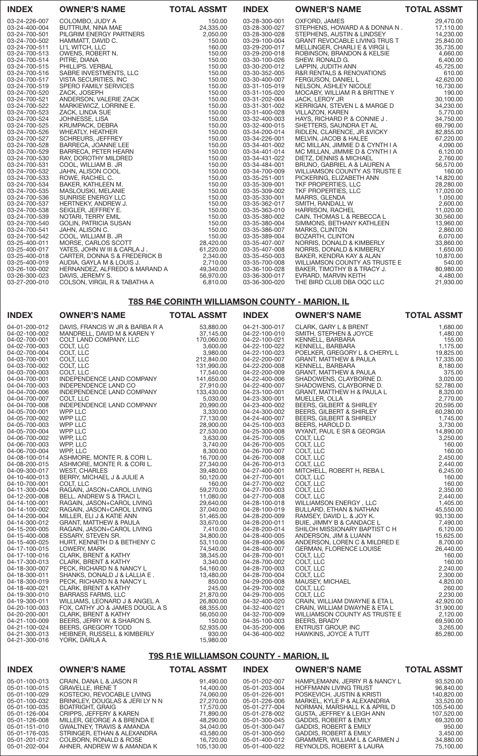| INDEX | OWNER'S NAME | TOTAL ASSMT | INDEX | OWNER'S NAME | TOTAL ASSMT |
|---|---|---|---|---|---|
| 03-24-226-007 | COLOMBO, JUDY A | 150.00 | 03-28-300-001 | OXFORD, JAMES | 29,470.00 |
| 03-24-400-004 | BUTTRUM, NINA MAE | 24,335.00 | 03-28-300-027 | STEPHENS, HOWARD A & DONNA N . | 17,110.00 |
| 03-24-700-501 | PILGRIM ENERGY PARTNERS | 2,050.00 | 03-28-300-028 | STEPHENS, AUSTIN & LINDSEY | 14,230.00 |
| 03-24-700-502 | HAMMATT, DAVID C. | 150.00 | 03-29-100-004 | GRANT REVOCABLE LIVING TRUS T | 25,840.00 |
| 03-24-700-511 | LI'L WITCH, LLC | 160.00 | 03-29-200-017 | MELLINGER, CHARLI E & VIRGI L | 35,735.00 |
| 03-24-700-513 | OWENS, ROBERT N. | 150.00 | 03-29-200-018 | ROBINSON, BRANDON & KELSIE | 4,660.00 |
| 03-24-700-514 | PITRE, DIANA | 150.00 | 03-30-100-026 | SHEW. RONALD G. | 6,400.00 |
| 03-24-700-515 | PHILLIPS. VERBAL | 150.00 | 03-30-200-012 | LAPPIN, JUDITH ANN | 45,725.00 |
| 03-24-700-516 | SABRE INVESTMENTS, LLC | 150.00 | 03-30-352-005 | R&R RENTALS & RENOVATIONS | 610.00 |
| 03-24-700-517 | VISTA SECURITIES, INC | 150.00 | 03-30-400-007 | FERGUSON, DANIEL L | 42,620.00 |
| 03-24-700-519 | SPERO FAMILY SERVICES | 150.00 | 03-31-105-019 | NELSON, ASHLEY NICOLE | 16,730.00 |
| 03-24-700-520 | ZACK, JOSEPH | 150.00 | 03-31-105-020 | MOCABY, WILLIAM R & BRITTNE Y | 190.00 |
| 03-24-700-521 | ANDERSON, VALERIE ZACK | 150.00 | 03-31-202-004 | JACK, LEROY JR | 30,100.00 |
| 03-24-700-522 | MARKIEWICZ, LORRINE E. | 150.00 | 03-31-302-002 | KERRIGAN, STEVEN L & MARGE D | 34,230.00 |
| 03-24-700-523 | ZACK, LINDA SUE | 150.00 | 03-31-400-028 | VILLAZON, KAREN | 5,770.00 |
| 03-24-700-524 | JOHNESSE, LISA | 150.00 | 03-32-400-003 | HAYS, RICHARD P. & CONNIE J . | 34,750.00 |
| 03-24-700-525 | KRUMPACK, DEBRA | 150.00 | 03-32-400-015 | SHETTERS, SAUNDRA ET AL | 69,790.00 |
| 03-24-700-526 | WHEATLY, HEATHER | 150.00 | 03-34-200-014 | RIDLEN, CLARENCE, JR &VICKY | 82,855.00 |
| 03-24-700-527 | SCHREURS, JEFFREY | 150.00 | 03-34-226-001 | MELVIN, JACOB & HALEE | 67,220.00 |
| 03-24-700-528 | BARRECA, JOANNE LEE | 150.00 | 03-34-401-002 | MC MILLAN, JIMMIE D & CYNTH I A | 4,090.00 |
| 03-24-700-529 | BARRECA, PETER HEARN | 150.00 | 03-34-401-014 | MC MILLAN, JIMMIE D & CYNTH I A | 6,120.00 |
| 03-24-700-530 | RAY, DOROTHY MILDRED | 150.00 | 03-34-431-022 | DIETZ, DENNIS & MICHAEL | 2,760.00 |
| 03-24-700-531 | COOL, WILLIAM B. JR | 150.00 | 03-34-484-001 | BRUNO, GABRIEL A & LAUREN A | 56,570.00 |
| 03-24-700-532 | JAHN, ALISON COOL | 150.00 | 03-34-700-009 | WILLIAMSON COUNTY AS TRUSTE E | 160.00 |
| 03-24-700-533 | ROWE, RACHEL C. | 150.00 | 03-35-251-001 | PICKERING, ELIZABETH ANN | 14,820.00 |
| 03-24-700-534 | BAKER, KATHLEEN M. | 150.00 | 03-35-309-001 | TKF PROPERTIES, LLC | 28,280.00 |
| 03-24-700-535 | MASLOUSKI, MELANIE | 150.00 | 03-35-309-002 | TKF PROPERTIES, LLC | 17,020.00 |
| 03-24-700-536 | SUNRISE ENERGY LLC | 150.00 | 03-35-330-001 | MARRS, GLENDA | 1,050.00 |
| 03-24-700-537 | HERTNEKY, ANDREW J. | 150.00 | 03-35-362-017 | SMITH, RANDALL W | 2,600.00 |
| 03-24-700-538 | SEIGLER, JEFFREY E. | 150.00 | 03-35-363-010 | HARRISON, RACHEL | 11,020.00 |
| 03-24-700-539 | NOTARI, TERRY EMIL | 150.00 | 03-35-380-002 | CAIN, THOMAS L & REBECCA L | 30,560.00 |
| 03-24-700-540 | GOLIN, PATRICIA SUSAN | 150.00 | 03-35-380-004 | SIMMONS, BETHANY KATHLEEN | 13,960.00 |
| 03-24-700-541 | JAHN, ALISON C. | 150.00 | 03-35-386-007 | MARKS, CLINTON | 2,860.00 |
| 03-24-700-542 | COOL, WILLIAM B. JR | 150.00 | 03-35-389-004 | BOZARTH, CLINTON | 6,070.00 |
| 03-25-400-011 | MORSE, CARLOS SCOTT | 28,420.00 | 03-35-407-007 | NORRIS, DONALD & KIMBERLY | 33,860.00 |
| 03-25-400-017 | YATES, JOHN W III & CARLA J . | 61,220.00 | 03-35-407-008 | NORRIS, DONALD & KIMBERLY | 1,650.00 |
| 03-25-400-018 | CARTER, DONNA S & FREDERICK B | 2,340.00 | 03-35-450-003 | BAKER, KENDRA KAY & ALAN | 10,870.00 |
| 03-25-400-019 | AUDIA, GAYLA M & LOUIS J. | 2,710.00 | 03-35-700-008 | WILLIAMSON COUNTY AS TRUSTE E | 540.00 |
| 03-26-100-002 | HERNANDEZ, ALFREDO & MARAND A | 49,340.00 | 03-36-100-028 | BAKER, TIMOTHY B & TRACY J. | 80,980.00 |
| 03-26-300-023 | DAVIS, JEREMY S. | 56,970.00 | 03-36-300-017 | EVRARD, MARVIN KEITH | 4,480.00 |
| 03-27-200-010 | COLSON, VIRGIL R & TABATHA A | 6,810.00 | 03-36-300-020 | THE BIRD CLUB DBA OQC LLC | 21,930.00 |

## T8S R4E CORINTH WILLIAMSON COUNTY - MARION, IL

| INDEX | OWNER'S NAME | TOTAL ASSMT | INDEX | OWNER'S NAME | TOTAL ASSMT |
|---|---|---|---|---|---|
| 04-01-200-012 | DAVIS, FRANCIS W JR & BARBA R A | 53,880.00 | 04-21-300-017 | CLARK, GARY L & BRENT | 1,680.00 |
| 04-02-100-002 | MANDRELL, DAVID M & KAREN Y | 37,145.00 | 04-22-100-010 | SMITH, STEPHEN & JOYCE | 1,480.00 |
| 04-02-700-001 | COLT LAND COMPANY, LLC | 170,060.00 | 04-22-100-021 | KENNELL, BARBARA | 155.00 |
| 04-02-700-003 | COLT, LLC | 3,600.00 | 04-22-100-022 | KENNELL, BARBARA | 1,175.00 |
| 04-02-700-004 | COLT, LLC | 3,980.00 | 04-22-100-023 | POELKER, GREGORY L & CHERYL L | 19,825.00 |
| 04-03-700-001 | COLT, LLC | 212,840.00 | 04-22-200-007 | GRANT, MATTHEW & PAULA | 17,335.00 |
| 04-03-700-002 | COLT, LLC | 131,990.00 | 04-22-200-008 | KENNELL, BARBARA | 8,180.00 |
| 04-03-700-003 | COLT, LLC | 17,540.00 | 04-22-200-009 | GRANT, MATTHEW & PAULA | 375.00 |
| 04-04-700-001 | INDEPENDENCE LAND COMPANY | 141,650.00 | 04-22-400-006 | SHADOWENS, CLAYBORNE D. | 3,020.00 |
| 04-04-700-003 | INDEPENDENCE LAND CO | 27,910.00 | 04-22-400-007 | SHADOWENS, CLAYBORNE D. | 52,780.00 |
| 04-04-700-006 | INDEPENDENCE LAND COMPANY | 133,430.00 | 04-23-100-001 | GRANT, MATTHEW H & PAULA L | 8,320.00 |
| 04-04-700-007 | COLT, LLC | 5,030.00 | 04-23-300-001 | MUELLER, OLLA | 2,770.00 |
| 04-04-700-008 | INDEPENDENCE LAND COMPANY | 20,990.00 | 04-23-400-002 | BEERS, GILBERT & SHIRLEY | 20,595.00 |
| 04-05-700-001 | WPP LLC | 3,330.00 | 04-24-300-002 | BEERS, GILBERT & SHIRLEY | 60,280.00 |
| 04-05-700-002 | WPP LLC | 77,130.00 | 04-24-400-007 | BEERS, GILBERT & SHIRELY | 1,745.00 |
| 04-05-700-003 | WPP LLC | 28,900.00 | 04-25-100-003 | BEERS, HAROLD D. | 3,730.00 |
| 04-05-700-004 | WPP LLC | 27,530.00 | 04-25-300-008 | WYANT, PAUL E SR & GEORGIA | 14,890.00 |
| 04-06-700-002 | WPP, LLC | 3,630.00 | 04-25-700-005 | COLT, LLC | 3,250.00 |
| 04-06-700-003 | WPP, LLC | 3,740.00 | 04-26-700-005 | COLT, LLC | 160.00 |
| 04-06-700-004 | WPP, LLC | 8,300.00 | 04-26-700-007 | COLT, LLC | 160.00 |
| 04-08-100-014 | ASHMORE, MONTE R. & CORI L. | 16,700.00 | 04-26-700-008 | COLT, LLC | 2,450.00 |
| 04-08-200-015 | ASHMORE, MONTE R. & CORI L. | 27,340.00 | 04-26-700-013 | COLT, LLC | 2,440.00 |
| 04-09-300-017 | WEST, CHARLES | 39,480.00 | 04-27-400-001 | MITCHELL, ROBERT H, REBA L | 6,245.00 |
| 04-10-400-013 | BERRY, MICHAEL J & JULIE A | 50,120.00 | 04-27-700-001 | COLT, LLC | 160.00 |
| 04-10-700-001 | COLT, LLC | 160.00 | 04-27-700-002 | COLT, LLC | 160.00 |
| 04-11-300-004 | RAGAIN, JASON+CAROL LIVING | 59,270.00 | 04-27-700-003 | COLT, LLC | 2,350.00 |
| 04-12-200-008 | BELL. ANDREW S & TRACI L | 11,080.00 | 04-27-700-008 | COLT, LLC | 2,440.00 |
| 04-14-100-001 | RAGAIN, JASON+CAROL LIVING | 29,640.00 | 04-28-100-018 | WILLIAMSON ENERGY , LLC | 1,405.00 |
| 04-14-100-002 | RAGAIN, JASON+CAROL LIVING | 37,040.00 | 04-28-100-019 | BULLARD, ETHAN & NATHAN | 45,550.00 |
| 04-14-200-004 | MILLER, ELI J & KATIE ANN | 51,465.00 | 04-28-200-009 | RAMSEY, DAVID L. & JOY K. | 93,130.00 |
| 04-14-300-012 | GRANT, MATTHEW & PAULA | 33,670.00 | 04-28-200-011 | BUIE, JIMMY B & CANDACE L | 7,490.00 |
| 04-15-200-005 | RAGAIN, JASON+CAROL LIVING | 7,410.00 | 04-28-200-014 | SHILOH MISSIONARY BAPTIST C H | 6,120.00 |
| 04-15-400-008 | ESSARY, STEVEN SR. | 34,800.00 | 04-28-400-005 | ANDERSON, JIM & LUANN | 15,625.00 |
| 04-15-400-025 | HURT, KENNETH D & BETHENY C | 53,110.00 | 04-28-400-006 | ANDERSON, LOREN C & MILDRED E | 8,700.00 |
| 04-17-100-015 | LOWERY, MARK | 74,540.00 | 04-28-400-007 | GERMAN, FLORENCE LOUISE | 26,440.00 |
| 04-17-100-016 | CLARK, BRENT & KATHY | 38,345.00 | 04-28-700-001 | COLT, LLC | 160.00 |
| 04-17-300-013 | CLARK, BRENT & KATHY | 3,340.00 | 04-28-700-002 | COLT, LLC | 160.00 |
| 04-18-300-007 | PECK, RICHARD N & NANCY L | 54,160.00 | 04-28-700-003 | COLT, LLC | 2,240.00 |
| 04-18-300-011 | SHANKS, DONALD J & LALLIA E . | 13,480.00 | 04-28-700-004 | COLT, LLC | 2,300.00 |
| 04-18-300-019 | PECK, RICHARD N & NANCY L | 850.00 | 04-29-200-008 | MAUSEY, MICHAEL | 4,820.00 |
| 04-18-400-021 | CLARK, BRENT & KATHY | 245.00 | 04-29-700-002 | COLT, LLC | 260.00 |
| 04-19-300-010 | BARRASS FARMS, LLC | 21,870.00 | 04-29-700-005 | COLT, LLC | 2,230.00 |
| 04-19-300-011 | WILLIAMS, LEONARD J & ANGEL A | 26,800.00 | 04-32-400-020 | CRAIN, WILLIAM DWAYNE & ETA L | 42,920.00 |
| 04-20-100-003 | FOX, CATHY JO & JAMES DOUGL A S | 68,355.00 | 04-32-400-021 | CRAIN, WILLIAM DWAYNE & ETA L | 31,900.00 |
| 04-20-200-001 | CLARK, BRENT & KATHY | 56,050.00 | 04-32-700-009 | WILLIAMSON COUNTY AS TRUSTE E | 2,120.00 |
| 04-21-100-009 | BEERS, JERRY W. & SHARON S. | 150.00 | 04-35-100-003 | BEERS, BRADY | 69,590.00 |
| 04-21-100-024 | BEERS, GREGORY TODD | 52,935.00 | 04-35-200-006 | ENTRUST GROUP, INC | 3,265.00 |
| 04-21-300-013 | HEIBNER, RUSSELL & KIMBERLY | 930.00 | 04-36-400-002 | HAWKINS, JOYCE A TUTT | 85,280.00 |
| 04-21-300-016 | YORK, DARLA A. | 15,980.00 | | | |

## T9S R1E WILLIAMSON COUNTY - MARION, IL

| INDEX | OWNER'S NAME | TOTAL ASSMT | INDEX | OWNER'S NAME | TOTAL ASSMT |
|---|---|---|---|---|---|
| 05-01-100-013 | CRAIN, DANA L & JASON R | 91,490.00 | 05-01-202-007 | HAMPLEMANN, JERRY R & NANCY L | 93,520.00 |
| 05-01-100-015 | GRAVELLE, IRENE T | 14,400.00 | 05-01-203-004 | HOFFMANN LIVING TRUST | 96,840.00 |
| 05-01-100-029 | KOSTECKI, REVOCABLE LIVING | 74,060.00 | 05-01-226-001 | POSKEVICH, JUSTIN & KRISTI | 140,820.00 |
| 05-01-100-032 | BRINKLEY, DOUGLAS & JERI LY N N | 27,270.00 | 05-01-226-006 | MARKEL, KYLE P & ALEXANDRIA | 33,520.00 |
| 05-01-100-035 | BOATRIGHT, GRAIG | 17,570.00 | 05-01-277-004 | NORMAN, MARSHALL K & APRIL D | 105,540.00 |
| 05-01-126-004 | CRIPPS, JEFFERY & KAREN | 71,890.00 | 05-01-278-002 | GUSTA, JEFFREY & LEIGH ANN | 107,520.00 |
| 05-01-126-008 | MILLER, GEORGE A & BRENDA E | 48,290.00 | 05-01-300-045 | GADDIS, ROBERT & EMILY | 69,320.00 |
| 05-01-151-010 | GWALTNEY, TRAVIS & AMANDA | 34,040.00 | 05-01-300-047 | GADDIS, ROBERT & EMILY | 950.00 |
| 05-01-176-035 | STRINGER, ETHAN & ALEXANDRA | 43,580.00 | 05-01-300-050 | GADDIS, ROBERT & EMILY | 3,450.00 |
| 05-01-201-012 | COLBORN, RONALD & ROSE | 16,720.00 | 05-01-400-012 | GRAMMER, WILLIAM L & CARMEN J | 34,880.00 |
| 05-01-202-004 | AHNER, ANDREW W & AMANDA K | 105,130.00 | 05-01-400-022 | REYNOLDS, ROBERT & LAURA | 75,100.00 |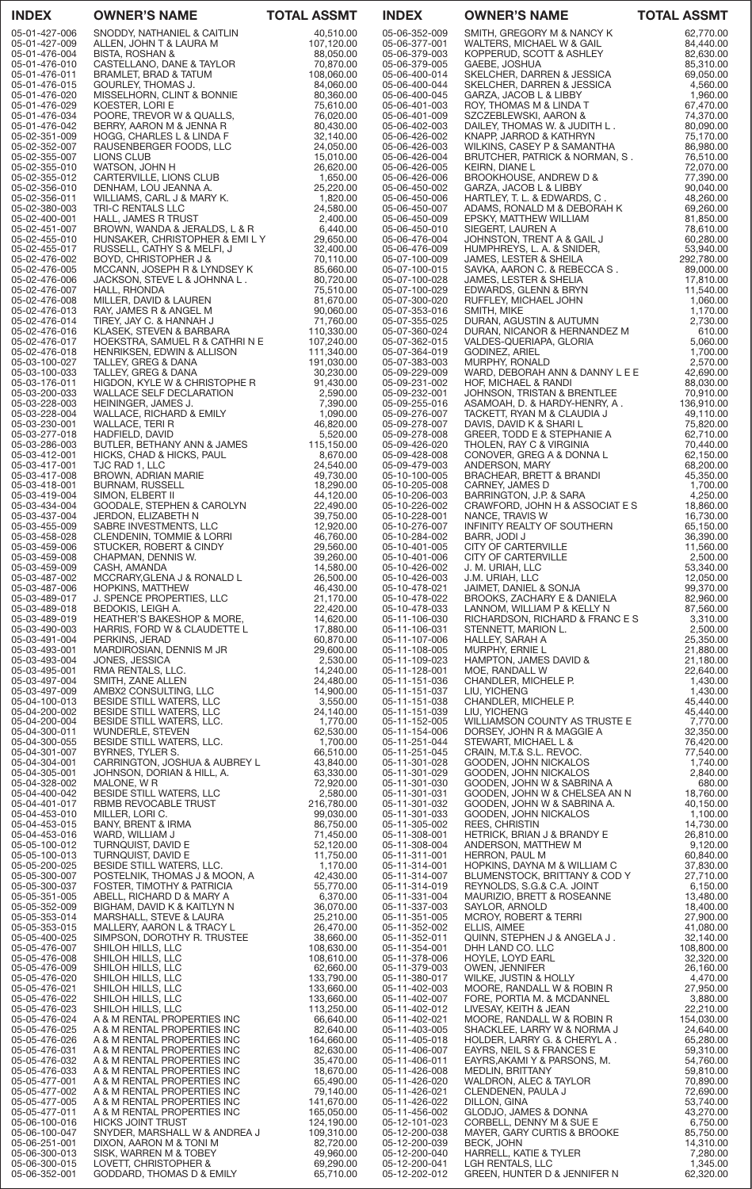| INDEX | OWNER'S NAME | TOTAL ASSMT |
|---|---|---|
| 05-01-427-006 | SNODDY, NATHANIEL & CAITLIN | 40,510.00 |
| 05-01-427-009 | ALLEN, JOHN T & LAURA M | 107,120.00 |
| 05-01-476-004 | BISTA, ROSHAN & | 88,050.00 |
| 05-01-476-010 | CASTELLANO, DANE & TAYLOR | 70,870.00 |
| 05-01-476-011 | BRAMLET, BRAD & TATUM | 108,060.00 |
| 05-01-476-015 | GOURLEY, THOMAS J. | 84,060.00 |
| 05-01-476-020 | MISSELHORN, CLINT & BONNIE | 80,360.00 |
| 05-01-476-029 | KOESTER, LORI E | 75,610.00 |
| 05-01-476-034 | POORE, TREVOR W & QUALLS, | 76,020.00 |
| 05-01-476-042 | BERRY, AARON M & JENNA R | 80,430.00 |
| 05-02-351-009 | HOGG, CHARLES L & LINDA F | 32,140.00 |
| 05-02-352-007 | RAUSENBERGER FOODS, LLC | 24,050.00 |
| 05-02-355-007 | LIONS CLUB | 15,010.00 |
| 05-02-355-010 | WATSON, JOHN H | 26,620.00 |
| 05-02-355-012 | CARTERVILLE, LIONS CLUB | 1,650.00 |
| 05-02-356-010 | DENHAM, LOU JEANNA A. | 25,220.00 |
| 05-02-356-011 | WILLIAMS, CARL J & MARY K. | 1,820.00 |
| 05-02-380-003 | TRI-C RENTALS LLC | 24,580.00 |
| 05-02-400-001 | HALL, JAMES R TRUST | 2,400.00 |
| 05-02-451-007 | BROWN, WANDA & JERALDS, L & R | 6,440.00 |
| 05-02-455-010 | HUNSAKER, CHRISTOPHER & EMI L Y | 29,650.00 |
| 05-02-455-017 | RUSSELL, CATHY S & MELFI, J | 32,400.00 |
| 05-02-476-002 | BOYD, CHRISTOPHER J & | 70,110.00 |
| 05-02-476-005 | MCCANN, JOSEPH R & LYNDSEY K | 85,660.00 |
| 05-02-476-006 | JACKSON, STEVE L & JOHNNA L . | 80,720.00 |
| 05-02-476-007 | HALL, RHONDA | 75,510.00 |
| 05-02-476-008 | MILLER, DAVID & LAUREN | 81,670.00 |
| 05-02-476-013 | RAY, JAMES R & ANGEL M | 90,060.00 |
| 05-02-476-014 | TIREY, JAY C. & HANNAH J | 71,760.00 |
| 05-02-476-016 | KLASEK, STEVEN & BARBARA | 110,330.00 |
| 05-02-476-017 | HOEKSTRA, SAMUEL R & CATHRI N E | 107,240.00 |
| 05-02-476-018 | HENRIKSEN, EDWIN & ALLISON | 111,340.00 |
| 05-03-100-027 | TALLEY, GREG & DANA | 191,030.00 |
| 05-03-100-033 | TALLEY, GREG & DANA | 30,230.00 |
| 05-03-176-011 | HIGDON, KYLE W & CHRISTOPHE R | 91,430.00 |
| 05-03-200-033 | WALLACE SELF DECLARATION | 2,590.00 |
| 05-03-228-003 | HEININGER, JAMES J. | 7,390.00 |
| 05-03-228-004 | WALLACE, RICHARD & EMILY | 1,090.00 |
| 05-03-230-001 | WALLACE, TERI R | 46,820.00 |
| 05-03-277-018 | HADFIELD, DAVID | 5,520.00 |
| 05-03-286-003 | BUTLER, BETHANY ANN & JAMES | 115,150.00 |
| 05-03-412-001 | HICKS, CHAD & HICKS, PAUL | 8,670.00 |
| 05-03-417-001 | TJC RAD 1, LLC | 24,540.00 |
| 05-03-417-008 | BROWN, ADRIAN MARIE | 49,730.00 |
| 05-03-418-001 | BURNAM, RUSSELL | 18,290.00 |
| 05-03-419-004 | SIMON, ELBERT II | 44,120.00 |
| 05-03-434-004 | GOODALE, STEPHEN & CAROLYN | 22,490.00 |
| 05-03-437-004 | JERDON, ELIZABETH N | 39,750.00 |
| 05-03-455-009 | SABRE INVESTMENTS, LLC | 12,920.00 |
| 05-03-458-028 | CLENDENIN, TOMMIE & LORRI | 46,760.00 |
| 05-03-459-006 | STUCKER, ROBERT & CINDY | 29,560.00 |
| 05-03-459-008 | CHAPMAN, DENNIS W. | 39,260.00 |
| 05-03-459-009 | CASH, AMANDA | 14,580.00 |
| 05-03-487-002 | MCCRARY,GLENA J & RONALD L | 26,500.00 |
| 05-03-487-006 | HOPKINS, MATTHEW | 46,430.00 |
| 05-03-489-017 | J. SPENCE PROPERTIES, LLC | 21,170.00 |
| 05-03-489-018 | BEDOKIS, LEIGH A. | 22,420.00 |
| 05-03-489-019 | HEATHER'S BAKESHOP & MORE, | 14,620.00 |
| 05-03-490-003 | HARRIS, FORD W & CLAUDETTE L | 17,880.00 |
| 05-03-491-004 | PERKINS, JERAD | 60,870.00 |
| 05-03-493-001 | MARDIROSIAN, DENNIS M JR | 29,600.00 |
| 05-03-493-004 | JONES, JESSICA | 2,530.00 |
| 05-03-495-001 | RMA RENTALS, LLC. | 14,240.00 |
| 05-03-497-004 | SMITH, ZANE ALLEN | 24,480.00 |
| 05-03-497-009 | AMBX2 CONSULTING, LLC | 14,900.00 |
| 05-04-100-013 | BESIDE STILL WATERS, LLC | 3,550.00 |
| 05-04-200-002 | BESIDE STILL WATERS, LLC | 24,140.00 |
| 05-04-200-004 | BESIDE STILL WATERS, LLC. | 1,770.00 |
| 05-04-300-011 | WUNDERLE, STEVEN | 62,530.00 |
| 05-04-300-055 | BESIDE STILL WATERS, LLC. | 1,700.00 |
| 05-04-301-007 | BYRNES, TYLER S. | 66,510.00 |
| 05-04-304-001 | CARRINGTON, JOSHUA & AUBREY L | 43,840.00 |
| 05-04-305-001 | JOHNSON, DORIAN & HILL, A. | 63,330.00 |
| 05-04-328-002 | MALONE, W R | 72,920.00 |
| 05-04-400-042 | BESIDE STILL WATERS, LLC | 2,580.00 |
| 05-04-401-017 | RBMB REVOCABLE TRUST | 216,780.00 |
| 05-04-453-010 | MILLER, LORI C. | 99,030.00 |
| 05-04-453-015 | BANY, BRENT & IRMA | 86,750.00 |
| 05-04-453-016 | WARD, WILLIAM J | 71,450.00 |
| 05-05-100-012 | TURNQUIST, DAVID E | 52,120.00 |
| 05-05-100-013 | TURNQUIST, DAVID E | 11,750.00 |
| 05-05-200-025 | BESIDE STILL WATERS, LLC. | 1,170.00 |
| 05-05-300-007 | POSTELNIK, THOMAS J & MOON, A | 42,430.00 |
| 05-05-300-037 | FOSTER, TIMOTHY & PATRICIA | 55,770.00 |
| 05-05-351-005 | ABELL, RICHARD D & MARY A | 6,370.00 |
| 05-05-352-009 | BIGHAM, DAVID K & KAITLYN N | 36,070.00 |
| 05-05-353-014 | MARSHALL, STEVE & LAURA | 25,210.00 |
| 05-05-353-015 | MALLERY, AARON L & TRACY L | 26,470.00 |
| 05-05-400-025 | SIMPSON, DOROTHY R. TRUSTEE | 38,660.00 |
| 05-05-476-007 | SHILOH HILLS, LLC | 108,630.00 |
| 05-05-476-008 | SHILOH HILLS, LLC | 108,610.00 |
| 05-05-476-009 | SHILOH HILLS, LLC | 62,660.00 |
| 05-05-476-020 | SHILOH HILLS, LLC | 133,790.00 |
| 05-05-476-021 | SHILOH HILLS, LLC | 133,660.00 |
| 05-05-476-022 | SHILOH HILLS, LLC | 133,660.00 |
| 05-05-476-023 | SHILOH HILLS, LLC | 113,250.00 |
| 05-05-476-024 | A & M RENTAL PROPERTIES INC | 66,640.00 |
| 05-05-476-025 | A & M RENTAL PROPERTIES INC | 82,640.00 |
| 05-05-476-026 | A & M RENTAL PROPERTIES INC | 164,660.00 |
| 05-05-476-031 | A & M RENTAL PROPERTIES INC | 82,630.00 |
| 05-05-476-032 | A & M RENTAL PROPERTIES INC | 35,470.00 |
| 05-05-476-033 | A & M RENTAL PROPERTIES INC | 18,670.00 |
| 05-05-477-001 | A & M RENTAL PROPERTIES INC | 65,490.00 |
| 05-05-477-002 | A & M RENTAL PROPERTIES INC | 79,140.00 |
| 05-05-477-005 | A & M RENTAL PROPERTIES INC | 141,670.00 |
| 05-05-477-011 | A & M RENTAL PROPERTIES INC | 165,050.00 |
| 05-06-100-016 | HICKS JOINT TRUST | 124,190.00 |
| 05-06-100-047 | SNYDER, MARSHALL W & ANDREA J | 109,310.00 |
| 05-06-251-001 | DIXON, AARON M & TONI M | 82,720.00 |
| 05-06-300-013 | SISK, WARREN M & TOBEY | 49,960.00 |
| 05-06-300-015 | LOVETT, CHRISTOPHER & | 69,290.00 |
| 05-06-352-001 | GODDARD, THOMAS D & EMILY | 65,710.00 |
| 05-06-352-009 | SMITH, GREGORY M & NANCY K | 62,770.00 |
| 05-06-377-001 | WALTERS, MICHAEL W & GAIL | 84,440.00 |
| 05-06-379-003 | KOPPERUD, SCOTT & ASHLEY | 82,630.00 |
| 05-06-379-005 | GAEBE, JOSHUA | 85,310.00 |
| 05-06-400-014 | SKELCHER, DARREN & JESSICA | 69,050.00 |
| 05-06-400-044 | SKELCHER, DARREN & JESSICA | 4,560.00 |
| 05-06-400-045 | GARZA, JACOB L & LIBBY | 1,960.00 |
| 05-06-401-003 | ROY, THOMAS M & LINDA T | 67,470.00 |
| 05-06-401-009 | SZCZEBLEWSKI, AARON & | 74,370.00 |
| 05-06-402-003 | DAILEY, THOMAS W. & JUDITH L . | 80,090.00 |
| 05-06-426-002 | KNAPP, JARROD & KATHRYN | 75,170.00 |
| 05-06-426-003 | WILKINS, CASEY P & SAMANTHA | 86,980.00 |
| 05-06-426-004 | BRUTCHER, PATRICK & NORMAN, S . | 76,510.00 |
| 05-06-426-005 | KEIRN, DIANE L | 72,070.00 |
| 05-06-426-006 | BROOKHOUSE, ANDREW D & | 77,390.00 |
| 05-06-450-002 | GARZA, JACOB L & LIBBY | 90,040.00 |
| 05-06-450-006 | HARTLEY, T. L. & EDWARDS, C . | 48,260.00 |
| 05-06-450-007 | ADAMS, RONALD M & DEBORAH K | 69,260.00 |
| 05-06-450-009 | EPSKY, MATTHEW WILLIAM | 81,850.00 |
| 05-06-450-010 | SIEGERT, LAUREN A | 78,610.00 |
| 05-06-476-004 | JOHNSTON, TRENT A & GAIL J | 60,280.00 |
| 05-06-476-009 | HUMPHREYS, L. A. & SNIDER, | 53,940.00 |
| 05-07-100-009 | JAMES, LESTER & SHEILA | 292,780.00 |
| 05-07-100-015 | SAVKA, AARON C. & REBECCA S . | 89,000.00 |
| 05-07-100-028 | JAMES, LESTER & SHELIA | 17,810.00 |
| 05-07-100-029 | EDWARDS, GLENN & BRYN | 11,540.00 |
| 05-07-300-020 | RUFFLEY, MICHAEL JOHN | 1,060.00 |
| 05-07-353-016 | SMITH, MIKE | 1,170.00 |
| 05-07-355-025 | DURAN, AGUSTIN & AUTUMN | 2,730.00 |
| 05-07-360-024 | DURAN, NICANOR & HERNANDEZ M | 610.00 |
| 05-07-362-015 | VALDES-QUERIAPA, GLORIA | 5,060.00 |
| 05-07-364-019 | GODINEZ, ARIEL | 1,700.00 |
| 05-07-383-003 | MURPHY, RONALD | 2,570.00 |
| 05-09-229-009 | WARD, DEBORAH ANN & DANNY L E E | 42,690.00 |
| 05-09-231-002 | HOF, MICHAEL & RANDI | 88,030.00 |
| 05-09-232-001 | JOHNSON, TRISTAN & BRENTLEE | 70,910.00 |
| 05-09-255-016 | ASAMOAH, D. & HARDY-HENRY, A . | 136,910.00 |
| 05-09-276-007 | TACKETT, RYAN M & CLAUDIA J | 49,110.00 |
| 05-09-278-007 | DAVIS, DAVID K & SHARI L | 75,820.00 |
| 05-09-278-008 | GREER, TODD E & STEPHANIE A | 62,710.00 |
| 05-09-426-020 | THOLEN, RAY C & VIRGINIA | 70,440.00 |
| 05-09-428-008 | CONOVER, GREG A & DONNA L | 62,150.00 |
| 05-09-479-003 | ANDERSON, MARY | 68,200.00 |
| 05-10-100-005 | BRACHEAR, BRETT & BRANDI | 45,350.00 |
| 05-10-205-008 | CARNEY, JAMES D | 1,700.00 |
| 05-10-206-003 | BARRINGTON, J.P. & SARA | 4,250.00 |
| 05-10-226-002 | CRAWFORD, JOHN H & ASSOCIAT E S | 18,860.00 |
| 05-10-228-001 | NANCE, TRAVIS W | 16,730.00 |
| 05-10-276-007 | INFINITY REALTY OF SOUTHERN | 65,150.00 |
| 05-10-284-002 | BARR, JODI J | 36,390.00 |
| 05-10-401-005 | CITY OF CARTERVILLE | 11,560.00 |
| 05-10-401-006 | CITY OF CARTERVILLE | 2,500.00 |
| 05-10-426-002 | J. M. URIAH, LLC | 53,340.00 |
| 05-10-426-003 | J.M. URIAH, LLC | 12,050.00 |
| 05-10-478-021 | JAIMET, DANIEL & SONJA | 99,370.00 |
| 05-10-478-022 | BROOKS, ZACHARY E & DANIELA | 82,960.00 |
| 05-10-478-033 | LANNOM, WILLIAM P & KELLY N | 87,560.00 |
| 05-11-106-030 | RICHARDSON, RICHARD & FRANC E S | 3,310.00 |
| 05-11-106-031 | STENNETT, MARION L. | 2,500.00 |
| 05-11-107-006 | HALLEY, SARAH A | 25,350.00 |
| 05-11-108-005 | MURPHY, ERNIE L | 21,880.00 |
| 05-11-109-023 | HAMPTON, JAMES DAVID & | 21,180.00 |
| 05-11-128-001 | MOE, RANDALL W | 22,640.00 |
| 05-11-151-036 | CHANDLER, MICHELE P. | 1,430.00 |
| 05-11-151-037 | LIU, YICHENG | 1,430.00 |
| 05-11-151-038 | CHANDLER, MICHELE P. | 45,440.00 |
| 05-11-151-039 | LIU, YICHENG | 45,440.00 |
| 05-11-152-005 | WILLIAMSON COUNTY AS TRUSTE E | 7,770.00 |
| 05-11-154-006 | DORSEY, JOHN R & MAGGIE A | 32,350.00 |
| 05-11-251-044 | STEWART, MICHAEL L & | 76,420.00 |
| 05-11-251-045 | CRAIN, M.T.& S.L. REVOC. | 77,540.00 |
| 05-11-301-028 | GOODEN, JOHN NICKALOS | 1,740.00 |
| 05-11-301-029 | GOODEN, JOHN NICKALOS | 2,840.00 |
| 05-11-301-030 | GOODEN, JOHN W & SABRINA A | 680.00 |
| 05-11-301-031 | GOODEN, JOHN W & CHELSEA AN N | 18,760.00 |
| 05-11-301-032 | GOODEN, JOHN W & SABRINA A. | 40,150.00 |
| 05-11-301-033 | GOODEN, JOHN NICKALOS | 1,100.00 |
| 05-11-305-002 | REES, CHRISTIN | 14,730.00 |
| 05-11-308-001 | HETRICK, BRIAN J & BRANDY E | 26,810.00 |
| 05-11-308-004 | ANDERSON, MATTHEW M | 9,120.00 |
| 05-11-311-001 | HERRON, PAUL M | 60,840.00 |
| 05-11-314-001 | HOPKINS, DAYNA M & WILLIAM C | 37,830.00 |
| 05-11-314-004 | BLUMENSTOCK, BRITTANY & COD Y | 27,710.00 |
| 05-11-314-019 | REYNOLDS, S.G.& C.A. JOINT | 6,150.00 |
| 05-11-331-004 | MAURIZIO, BRETT & ROSEANNE | 13,480.00 |
| 05-11-337-003 | SAYLOR, ARNOLD | 18,400.00 |
| 05-11-351-005 | MCROY, ROBERT & TERRI | 27,900.00 |
| 05-11-352-002 | ELLIS, AIMEE | 41,080.00 |
| 05-11-352-011 | QUINN, STEPHEN J & ANGELA J . | 32,140.00 |
| 05-11-354-001 | DHH LAND CO. LLC | 108,800.00 |
| 05-11-378-006 | HOYLE, LOYD EARL | 32,320.00 |
| 05-11-379-003 | OWEN, JENNIFER | 26,160.00 |
| 05-11-380-017 | WILKE, JUSTIN & HOLLY | 4,470.00 |
| 05-11-402-003 | MOORE, RANDALL W & ROBIN R | 27,950.00 |
| 05-11-402-007 | FORE, PORTIA M. & MCDANNEL | 3,880.00 |
| 05-11-402-012 | LIVESAY, KEITH & JEAN | 22,210.00 |
| 05-11-402-021 | MOORE, RANDALL W & ROBIN R | 154,030.00 |
| 05-11-403-005 | SHACKLEE, LARRY W & NORMA J | 24,640.00 |
| 05-11-405-018 | HOLDER, LARRY G. & CHERYL A . | 65,280.00 |
| 05-11-406-007 | EAYRS, NEIL S & FRANCES E | 59,310.00 |
| 05-11-406-011 | EAYRS,AKAMI Y & PARSONS, M. | 54,760.00 |
| 05-11-426-008 | MEDLIN, BRITTANY | 59,810.00 |
| 05-11-426-020 | WALDRON, ALEC & TAYLOR | 70,890.00 |
| 05-11-426-021 | CLENDENEN, PAULA J | 72,690.00 |
| 05-11-426-022 | DILLON, GINA | 53,740.00 |
| 05-11-456-002 | GLODJO, JAMES & DONNA | 43,270.00 |
| 05-12-101-023 | CORBELL, DENNY M & SUE E | 6,750.00 |
| 05-12-200-038 | MAYER, GARY CURTIS & BROOKE | 85,750.00 |
| 05-12-200-039 | BECK, JOHN | 14,310.00 |
| 05-12-200-040 | HARRELL, KATIE & TYLER | 7,280.00 |
| 05-12-200-041 | LGH RENTALS, LLC | 1,345.00 |
| 05-12-202-012 | GREEN, HUNTER D & JENNIFER N | 62,320.00 |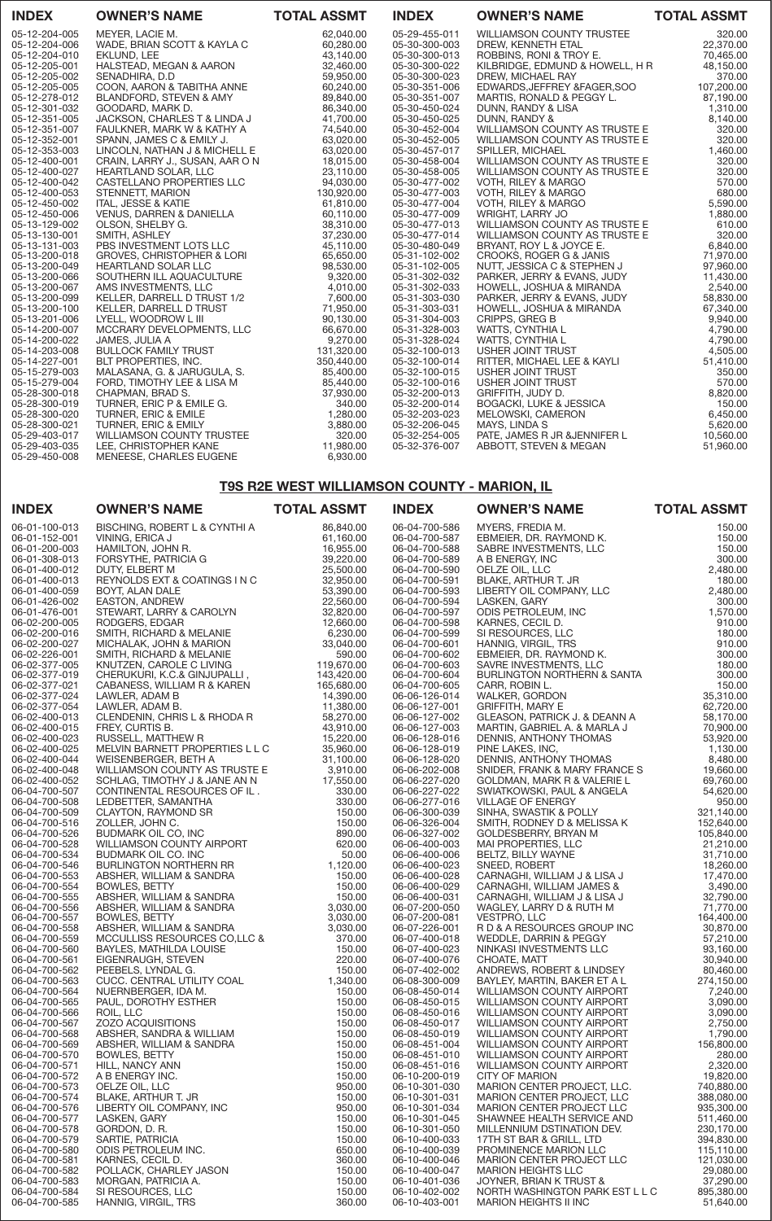| INDEX | OWNER'S NAME | TOTAL ASSMT |
|---|---|---|
| 05-12-204-005 | MEYER, LACIE M. | 62,040.00 |
| 05-12-204-006 | WADE, BRIAN SCOTT & KAYLA C | 60,280.00 |
| 05-12-204-010 | EKLUND, LEE | 43,140.00 |
| 05-12-205-001 | HALSTEAD, MEGAN & AARON | 32,460.00 |
| 05-12-205-002 | SENADHIRA, D.D | 59,950.00 |
| 05-12-205-005 | COON, AARON & TABITHA ANNE | 60,240.00 |
| 05-12-278-012 | BLANDFORD, STEVEN & AMY | 89,840.00 |
| 05-12-301-032 | GOODARD, MARK D. | 86,340.00 |
| 05-12-351-005 | JACKSON, CHARLES T & LINDA J | 41,700.00 |
| 05-12-351-007 | FAULKNER, MARK W & KATHY A | 74,540.00 |
| 05-12-352-001 | SPANN, JAMES C & EMILY J. | 63,020.00 |
| 05-12-353-003 | LINCOLN, NATHAN J & MICHELL E | 63,020.00 |
| 05-12-400-001 | CRAIN, LARRY J., SUSAN, AAR O N | 18,015.00 |
| 05-12-400-027 | HEARTLAND SOLAR, LLC | 23,110.00 |
| 05-12-400-042 | CASTELLANO PROPERTIES LLC | 94,030.00 |
| 05-12-400-053 | STENNETT, MARION | 130,920.00 |
| 05-12-450-002 | ITAL, JESSE & KATIE | 61,810.00 |
| 05-12-450-006 | VENUS, DARREN & DANIELLA | 60,110.00 |
| 05-13-129-002 | OLSON, SHELBY G. | 38,310.00 |
| 05-13-130-001 | SMITH, ASHLEY | 37,230.00 |
| 05-13-131-003 | PBS INVESTMENT LOTS LLC | 45,110.00 |
| 05-13-200-018 | GROVES, CHRISTOPHER & LORI | 65,650.00 |
| 05-13-200-049 | HEARTLAND SOLAR LLC | 98,530.00 |
| 05-13-200-066 | SOUTHERN ILL AQUACULTURE | 9,320.00 |
| 05-13-200-067 | AMS INVESTMENTS, LLC | 4,010.00 |
| 05-13-200-099 | KELLER, DARRELL D TRUST 1/2 | 7,600.00 |
| 05-13-200-100 | KELLER, DARRELL D TRUST | 71,950.00 |
| 05-13-201-006 | LYELL, WOODROW L III | 90,130.00 |
| 05-14-200-007 | MCCRARY DEVELOPMENTS, LLC | 66,670.00 |
| 05-14-200-022 | JAMES, JULIA A | 9,270.00 |
| 05-14-203-008 | BULLOCK FAMILY TRUST | 131,320.00 |
| 05-14-227-001 | BLT PROPERTIES, INC. | 350,440.00 |
| 05-15-279-003 | MALASANA, G. & JARUGULA, S. | 85,400.00 |
| 05-15-279-004 | FORD, TIMOTHY LEE & LISA M | 85,440.00 |
| 05-28-300-018 | CHAPMAN, BRAD S. | 37,930.00 |
| 05-28-300-019 | TURNER, ERIC P & EMILE G. | 340.00 |
| 05-28-300-020 | TURNER, ERIC & EMILE | 1,280.00 |
| 05-28-300-021 | TURNER, ERIC & EMILY | 3,880.00 |
| 05-29-403-017 | WILLIAMSON COUNTY TRUSTEE | 320.00 |
| 05-29-403-035 | LEE, CHRISTOPHER KANE | 11,980.00 |
| 05-29-450-008 | MENEESE, CHARLES EUGENE | 6,930.00 |
| 05-29-455-011 | WILLIAMSON COUNTY TRUSTEE | 320.00 |
| 05-30-300-003 | DREW, KENNETH ETAL | 22,370.00 |
| 05-30-300-013 | ROBBINS, RONI & TROY E. | 70,465.00 |
| 05-30-300-022 | KILBRIDGE, EDMUND & HOWELL, H R | 48,150.00 |
| 05-30-300-023 | DREW, MICHAEL RAY | 370.00 |
| 05-30-351-006 | EDWARDS,JEFFREY &FAGER,SOO | 107,200.00 |
| 05-30-351-007 | MARTIS, RONALD & PEGGY L. | 87,190.00 |
| 05-30-450-024 | DUNN, RANDY & LISA | 1,310.00 |
| 05-30-450-025 | DUNN, RANDY & | 8,140.00 |
| 05-30-452-004 | WILLIAMSON COUNTY AS TRUSTE E | 320.00 |
| 05-30-452-005 | WILLIAMSON COUNTY AS TRUSTE E | 320.00 |
| 05-30-457-017 | SPILLER, MICHAEL | 1,460.00 |
| 05-30-458-004 | WILLIAMSON COUNTY AS TRUSTE E | 320.00 |
| 05-30-458-005 | WILLIAMSON COUNTY AS TRUSTE E | 320.00 |
| 05-30-477-002 | VOTH, RILEY & MARGO | 570.00 |
| 05-30-477-003 | VOTH, RILEY & MARGO | 680.00 |
| 05-30-477-004 | VOTH, RILEY & MARGO | 5,590.00 |
| 05-30-477-009 | WRIGHT, LARRY JO | 1,880.00 |
| 05-30-477-013 | WILLIAMSON COUNTY AS TRUSTE E | 610.00 |
| 05-30-477-014 | WILLIAMSON COUNTY AS TRUSTE E | 320.00 |
| 05-30-480-049 | BRYANT, ROY L & JOYCE E. | 6,840.00 |
| 05-31-102-002 | CROOKS, ROGER G & JANIS | 71,970.00 |
| 05-31-102-005 | NUTT, JESSICA C & STEPHEN J | 97,960.00 |
| 05-31-302-032 | PARKER, JERRY & EVANS, JUDY | 11,430.00 |
| 05-31-302-033 | HOWELL, JOSHUA & MIRANDA | 2,540.00 |
| 05-31-303-030 | PARKER, JERRY & EVANS, JUDY | 58,830.00 |
| 05-31-303-031 | HOWELL, JOSHUA & MIRANDA | 67,340.00 |
| 05-31-304-003 | CRIPPS, GREG B | 9,940.00 |
| 05-31-328-003 | WATTS, CYNTHIA L | 4,790.00 |
| 05-31-328-024 | WATTS, CYNTHIA L | 4,790.00 |
| 05-32-100-013 | USHER JOINT TRUST | 4,505.00 |
| 05-32-100-014 | RITTER, MICHAEL LEE & KAYLI | 51,410.00 |
| 05-32-100-015 | USHER JOINT TRUST | 350.00 |
| 05-32-100-016 | USHER JOINT TRUST | 570.00 |
| 05-32-200-013 | GRIFFITH, JUDY D. | 8,820.00 |
| 05-32-200-014 | BOGACKI, LUKE & JESSICA | 150.00 |
| 05-32-203-023 | MELOWSKI, CAMERON | 6,450.00 |
| 05-32-206-045 | MAYS, LINDA S | 5,620.00 |
| 05-32-254-005 | PATE, JAMES R JR &JENNIFER L | 10,560.00 |
| 05-32-376-007 | ABBOTT, STEVEN & MEGAN | 51,960.00 |

## T9S R2E WEST WILLIAMSON COUNTY - MARION, IL

| INDEX | OWNER'S NAME | TOTAL ASSMT |
|---|---|---|
| 06-01-100-013 | BISCHING, ROBERT L & CYNTHI A | 86,840.00 |
| 06-01-152-001 | VINING, ERICA J | 61,160.00 |
| 06-01-200-003 | HAMILTON, JOHN R. | 16,955.00 |
| 06-01-308-013 | FORSYTHE, PATRICIA G | 39,220.00 |
| 06-01-400-012 | DUTY, ELBERT M | 25,500.00 |
| 06-01-400-013 | REYNOLDS EXT & COATINGS I N C | 32,950.00 |
| 06-01-400-059 | BOYT, ALAN DALE | 53,390.00 |
| 06-01-426-002 | EASTON, ANDREW | 22,560.00 |
| 06-01-476-001 | STEWART, LARRY & CAROLYN | 32,820.00 |
| 06-02-200-005 | RODGERS, EDGAR | 12,660.00 |
| 06-02-200-016 | SMITH, RICHARD & MELANIE | 6,230.00 |
| 06-02-200-027 | MICHALAK, JOHN & MARION | 33,040.00 |
| 06-02-226-001 | SMITH, RICHARD & MELANIE | 590.00 |
| 06-02-377-005 | KNUTZEN, CAROLE C LIVING | 119,670.00 |
| 06-02-377-019 | CHERUKURI, K.C.& GINJUPALLI , | 143,420.00 |
| 06-02-377-021 | CABANESS, WILLIAM R & KAREN | 165,680.00 |
| 06-02-377-024 | LAWLER, ADAM B | 14,390.00 |
| 06-02-377-054 | LAWLER, ADAM B. | 11,380.00 |
| 06-02-400-013 | CLENDENIN, CHRIS L & RHODA R | 58,270.00 |
| 06-02-400-015 | FREY, CURTIS B. | 43,910.00 |
| 06-02-400-023 | RUSSELL, MATTHEW R | 15,220.00 |
| 06-02-400-025 | MELVIN BARNETT PROPERTIES L L C | 35,960.00 |
| 06-02-400-044 | WEISENBERGER, BETH A | 31,100.00 |
| 06-02-400-048 | WILLIAMSON COUNTY AS TRUSTE E | 3,910.00 |
| 06-02-400-052 | SCHLAG, TIMOTHY J & JANE AN N | 17,550.00 |
| 06-04-700-507 | CONTINENTAL RESOURCES OF IL . | 330.00 |
| 06-04-700-508 | LEDBETTER, SAMANTHA | 330.00 |
| 06-04-700-509 | CLAYTON, RAYMOND SR | 150.00 |
| 06-04-700-516 | ZOLLER, JOHN C. | 150.00 |
| 06-04-700-526 | BUDMARK OIL CO, INC | 890.00 |
| 06-04-700-528 | WILLIAMSON COUNTY AIRPORT | 620.00 |
| 06-04-700-534 | BUDMARK OIL CO. INC | 50.00 |
| 06-04-700-546 | BURLINGTON NORTHERN RR | 1,120.00 |
| 06-04-700-553 | ABSHER, WILLIAM & SANDRA | 150.00 |
| 06-04-700-554 | BOWLES, BETTY | 150.00 |
| 06-04-700-555 | ABSHER, WILLIAM & SANDRA | 150.00 |
| 06-04-700-556 | ABSHER, WILLIAM & SANDRA | 3,030.00 |
| 06-04-700-557 | BOWLES, BETTY | 3,030.00 |
| 06-04-700-558 | ABSHER, WILLIAM & SANDRA | 3,030.00 |
| 06-04-700-559 | MCCULLISS RESOURCES CO,LLC & | 370.00 |
| 06-04-700-560 | BAYLES, MATHILDA LOUISE | 150.00 |
| 06-04-700-561 | EIGENRAUGH, STEVEN | 220.00 |
| 06-04-700-562 | PEEBELS, LYNDAL G. | 150.00 |
| 06-04-700-563 | CUCC. CENTRAL UTILITY COAL | 1,340.00 |
| 06-04-700-564 | NUERNBERGER, IDA M. | 150.00 |
| 06-04-700-565 | PAUL, DOROTHY ESTHER | 150.00 |
| 06-04-700-566 | ROIL, LLC | 150.00 |
| 06-04-700-567 | ZOZO ACQUISITIONS | 150.00 |
| 06-04-700-568 | ABSHER, SANDRA & WILLIAM | 150.00 |
| 06-04-700-569 | ABSHER, WILLIAM & SANDRA | 150.00 |
| 06-04-700-570 | BOWLES, BETTY | 150.00 |
| 06-04-700-571 | HILL, NANCY ANN | 150.00 |
| 06-04-700-572 | A B ENERGY INC. | 150.00 |
| 06-04-700-573 | OELZE OIL, LLC | 950.00 |
| 06-04-700-574 | BLAKE, ARTHUR T. JR | 150.00 |
| 06-04-700-576 | LIBERTY OIL COMPANY, INC | 950.00 |
| 06-04-700-577 | LASKEN, GARY | 150.00 |
| 06-04-700-578 | GORDON, D. R. | 150.00 |
| 06-04-700-579 | SARTIE, PATRICIA | 150.00 |
| 06-04-700-580 | ODIS PETROLEUM INC. | 650.00 |
| 06-04-700-581 | KARNES, CECIL D. | 360.00 |
| 06-04-700-582 | POLLACK, CHARLEY JASON | 150.00 |
| 06-04-700-583 | MORGAN, PATRICIA A. | 150.00 |
| 06-04-700-584 | SI RESOURCES, LLC | 150.00 |
| 06-04-700-585 | HANNIG, VIRGIL, TRS | 360.00 |
| 06-04-700-586 | MYERS, FREDIA M. | 150.00 |
| 06-04-700-587 | EBMEIER, DR. RAYMOND K. | 150.00 |
| 06-04-700-588 | SABRE INVESTMENTS, LLC | 150.00 |
| 06-04-700-589 | A B ENERGY, INC | 300.00 |
| 06-04-700-590 | OELZE OIL, LLC | 2,480.00 |
| 06-04-700-591 | BLAKE, ARTHUR T. JR | 180.00 |
| 06-04-700-593 | LIBERTY OIL COMPANY, LLC | 2,480.00 |
| 06-04-700-594 | LASKEN, GARY | 300.00 |
| 06-04-700-597 | ODIS PETROLEUM, INC | 1,570.00 |
| 06-04-700-598 | KARNES, CECIL D. | 910.00 |
| 06-04-700-599 | SI RESOURCES, LLC | 180.00 |
| 06-04-700-601 | HANNIG, VIRGIL, TRS | 910.00 |
| 06-04-700-602 | EBMEIER, DR. RAYMOND K. | 300.00 |
| 06-04-700-603 | SAVRE INVESTMENTS, LLC | 180.00 |
| 06-04-700-604 | BURLINGTON NORTHERN & SANTA | 300.00 |
| 06-04-700-605 | CARR, ROBIN L. | 150.00 |
| 06-06-126-014 | WALKER, GORDON | 35,310.00 |
| 06-06-127-001 | GRIFFITH, MARY E | 62,720.00 |
| 06-06-127-002 | GLEASON, PATRICK J. & DEANN A | 58,170.00 |
| 06-06-127-003 | MARTIN, GABRIEL A. & MARLA J | 70,900.00 |
| 06-06-128-016 | DENNIS, ANTHONY THOMAS | 53,920.00 |
| 06-06-128-019 | PINE LAKES, INC, | 1,130.00 |
| 06-06-128-020 | DENNIS, ANTHONY THOMAS | 8,480.00 |
| 06-06-202-008 | SNIDER, FRANK & MARY FRANCE S | 19,660.00 |
| 06-06-227-020 | GOLDMAN, MARK R & VALERIE L | 69,760.00 |
| 06-06-227-022 | SWIATKOWSKI, PAUL & ANGELA | 54,620.00 |
| 06-06-277-016 | VILLAGE OF ENERGY | 950.00 |
| 06-06-300-039 | SINHA, SWASTIK & POLLY | 321,140.00 |
| 06-06-326-004 | SMITH, RODNEY D & MELISSA K | 152,640.00 |
| 06-06-327-002 | GOLDESBERRY, BRYAN M | 105,840.00 |
| 06-06-400-003 | MAI PROPERTIES, LLC | 21,210.00 |
| 06-06-400-006 | BELTZ, BILLY WAYNE | 31,710.00 |
| 06-06-400-023 | SNEED, ROBERT | 18,260.00 |
| 06-06-400-028 | CARNAGHI, WILLIAM J & LISA J | 17,470.00 |
| 06-06-400-029 | CARNAGHI, WILLIAM JAMES & | 3,490.00 |
| 06-06-400-031 | CARNAGHI, WILLIAM J & LISA J | 32,790.00 |
| 06-07-200-050 | WAGLEY, LARRY D & RUTH M | 71,770.00 |
| 06-07-200-081 | VESTPRO, LLC | 164,400.00 |
| 06-07-226-001 | R D & A RESOURCES GROUP INC | 30,870.00 |
| 06-07-400-018 | WEDDLE, DARRIN & PEGGY | 57,210.00 |
| 06-07-400-023 | NINKASI INVESTMENTS LLC | 93,160.00 |
| 06-07-400-076 | CHOATE, MATT | 30,940.00 |
| 06-07-402-002 | ANDREWS, ROBERT & LINDSEY | 80,460.00 |
| 06-08-300-009 | BAYLEY, MARTIN, BAKER ET A L | 274,150.00 |
| 06-08-450-014 | WILLIAMSON COUNTY AIRPORT | 7,240.00 |
| 06-08-450-015 | WILLIAMSON COUNTY AIRPORT | 3,090.00 |
| 06-08-450-016 | WILLIAMSON COUNTY AIRPORT | 3,090.00 |
| 06-08-450-017 | WILLIAMSON COUNTY AIRPORT | 2,750.00 |
| 06-08-450-019 | WILLIAMSON COUNTY AIRPORT | 1,790.00 |
| 06-08-451-004 | WILLIAMSON COUNTY AIRPORT | 156,800.00 |
| 06-08-451-010 | WILLIAMSON COUNTY AIRPORT | 280.00 |
| 06-08-451-016 | WILLIAMSON COUNTY AIRPORT | 2,320.00 |
| 06-10-200-019 | CITY OF MARION | 19,820.00 |
| 06-10-301-030 | MARION CENTER PROJECT, LLC. | 740,880.00 |
| 06-10-301-031 | MARION CENTER PROJECT, LLC | 388,080.00 |
| 06-10-301-034 | MARION CENTER PROJECT LLC | 935,300.00 |
| 06-10-301-045 | SHAWNEE HEALTH SERVICE AND | 511,460.00 |
| 06-10-301-050 | MILLENNIUM DSTINATION DEV. | 230,170.00 |
| 06-10-400-033 | 17TH ST BAR & GRILL, LTD | 394,830.00 |
| 06-10-400-039 | PROMINENCE MARION LLC | 115,110.00 |
| 06-10-400-046 | MARION CENTER PROJECT LLC | 121,030.00 |
| 06-10-400-047 | MARION HEIGHTS LLC | 29,080.00 |
| 06-10-401-036 | JOYNER, BRIAN K TRUST & | 37,290.00 |
| 06-10-402-002 | NORTH WASHINGTON PARK EST L L C | 895,380.00 |
| 06-10-403-001 | MARION HEIGHTS II INC | 51,640.00 |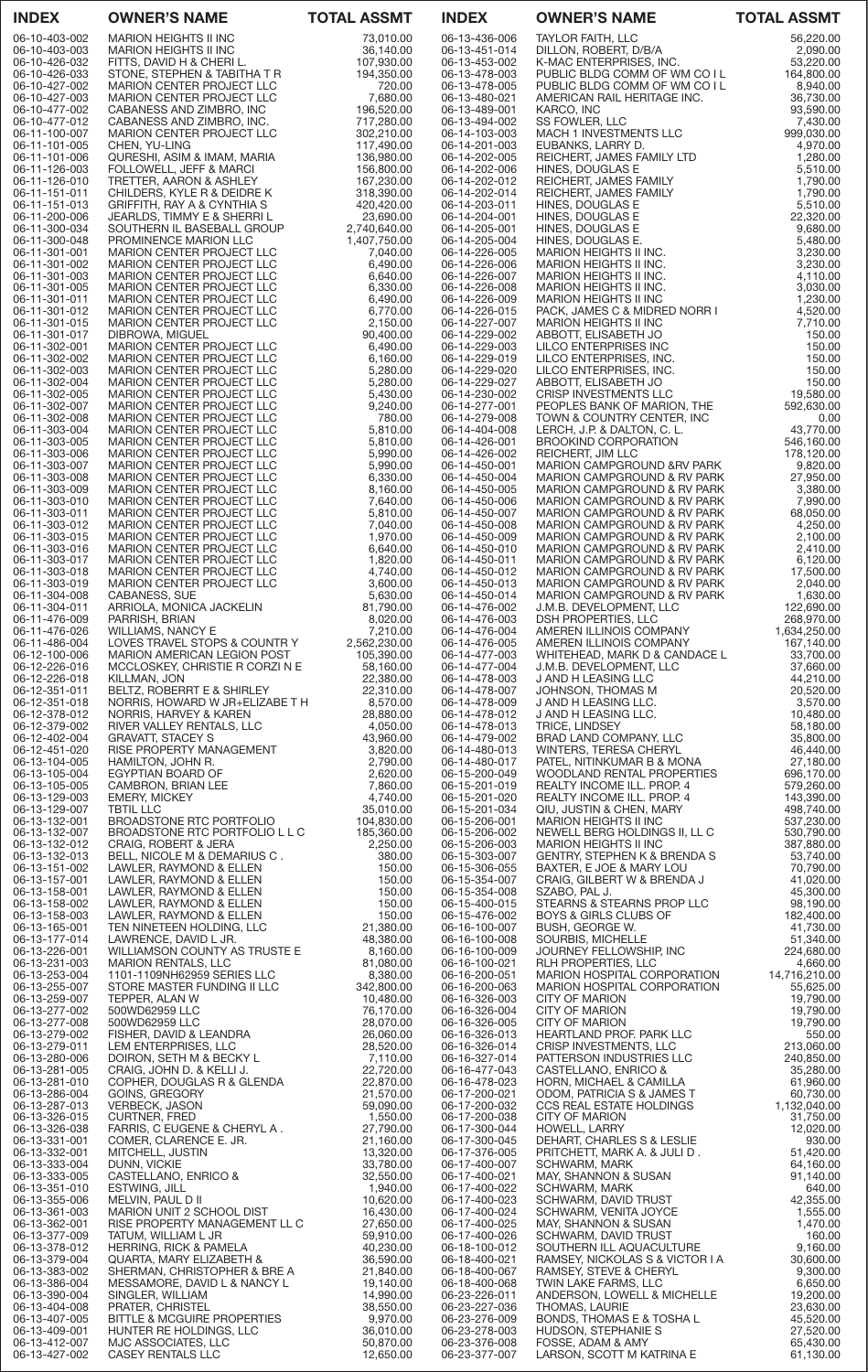| INDEX | OWNER'S NAME | TOTAL ASSMT | INDEX | OWNER'S NAME | TOTAL ASSMT |
|---|---|---|---|---|---|
| 06-10-403-002 | MARION HEIGHTS II INC | 73,010.00 | 06-13-436-006 | TAYLOR FAITH, LLC | 56,220.00 |
| 06-10-403-003 | MARION HEIGHTS II INC | 36,140.00 | 06-13-451-014 | DILLON, ROBERT, D/B/A | 2,090.00 |
| 06-10-426-032 | FITTS, DAVID H & CHERI L. | 107,930.00 | 06-13-453-002 | K-MAC ENTERPRISES, INC. | 53,220.00 |
| 06-10-426-033 | STONE, STEPHEN & TABITHA T R | 194,350.00 | 06-13-478-003 | PUBLIC BLDG COMM OF WM CO I L | 164,800.00 |
| 06-10-427-002 | MARION CENTER PROJECT LLC | 720.00 | 06-13-478-005 | PUBLIC BLDG COMM OF WM CO I L | 8,940.00 |
| 06-10-427-003 | MARION CENTER PROJECT LLC | 7,680.00 | 06-13-480-021 | AMERICAN RAIL HERITAGE INC. | 36,730.00 |
| 06-10-477-002 | CABANESS AND ZIMBRO, INC | 196,520.00 | 06-13-489-001 | KARCO, INC | 93,590.00 |
| 06-10-477-012 | CABANESS AND ZIMBRO, INC. | 717,280.00 | 06-13-494-002 | SS FOWLER, LLC | 7,430.00 |
| 06-11-100-007 | MARION CENTER PROJECT LLC | 302,210.00 | 06-14-103-003 | MACH 1 INVESTMENTS LLC | 999,030.00 |
| 06-11-101-005 | CHEN, YU-LING | 117,490.00 | 06-14-201-003 | EUBANKS, LARRY D. | 4,970.00 |
| 06-11-101-006 | QURESHI, ASIM & IMAM, MARIA | 136,980.00 | 06-14-202-005 | REICHERT, JAMES FAMILY LTD | 1,280.00 |
| 06-11-126-003 | FOLLOWELL, JEFF & MARCI | 156,800.00 | 06-14-202-006 | HINES, DOUGLAS E | 5,510.00 |
| 06-11-126-010 | TRETTER, AARON & ASHLEY | 167,230.00 | 06-14-202-012 | REICHERT, JAMES FAMILY | 1,790.00 |
| 06-11-151-011 | CHILDERS, KYLE R & DEIDRE K | 318,390.00 | 06-14-202-014 | REICHERT, JAMES FAMILY | 1,790.00 |
| 06-11-151-013 | GRIFFITH, RAY A & CYNTHIA S | 420,420.00 | 06-14-203-011 | HINES, DOUGLAS E | 5,510.00 |
| 06-11-200-006 | JEARLDS, TIMMY E & SHERRI L | 23,690.00 | 06-14-204-001 | HINES, DOUGLAS E | 22,320.00 |
| 06-11-300-034 | SOUTHERN IL BASEBALL GROUP | 2,740,640.00 | 06-14-205-001 | HINES, DOUGLAS E | 9,680.00 |
| 06-11-300-048 | PROMINENCE MARION LLC | 1,407,750.00 | 06-14-205-004 | HINES, DOUGLAS E. | 5,480.00 |
| 06-11-301-001 | MARION CENTER PROJECT LLC | 7,040.00 | 06-14-226-005 | MARION HEIGHTS II INC. | 3,230.00 |
| 06-11-301-002 | MARION CENTER PROJECT LLC | 6,490.00 | 06-14-226-006 | MARION HEIGHTS II INC. | 3,230.00 |
| 06-11-301-003 | MARION CENTER PROJECT LLC | 6,640.00 | 06-14-226-007 | MARION HEIGHTS II INC. | 4,110.00 |
| 06-11-301-005 | MARION CENTER PROJECT LLC | 6,330.00 | 06-14-226-008 | MARION HEIGHTS II INC. | 3,030.00 |
| 06-11-301-011 | MARION CENTER PROJECT LLC | 6,490.00 | 06-14-226-009 | MARION HEIGHTS II INC | 1,230.00 |
| 06-11-301-012 | MARION CENTER PROJECT LLC | 6,770.00 | 06-14-226-015 | PACK, JAMES C & MIDRED NORR I | 4,520.00 |
| 06-11-301-015 | MARION CENTER PROJECT LLC | 2,150.00 | 06-14-227-007 | MARION HEIGHTS II INC | 7,710.00 |
| 06-11-301-017 | DIBROWA, MIGUEL | 90,400.00 | 06-14-229-002 | ABBOTT, ELISABETH JO | 150.00 |
| 06-11-302-001 | MARION CENTER PROJECT LLC | 6,490.00 | 06-14-229-003 | LILCO ENTERPRISES INC | 150.00 |
| 06-11-302-002 | MARION CENTER PROJECT LLC | 6,160.00 | 06-14-229-019 | LILCO ENTERPRISES, INC. | 150.00 |
| 06-11-302-003 | MARION CENTER PROJECT LLC | 5,280.00 | 06-14-229-020 | LILCO ENTERPRISES, INC. | 150.00 |
| 06-11-302-004 | MARION CENTER PROJECT LLC | 5,280.00 | 06-14-229-027 | ABBOTT, ELISABETH JO | 150.00 |
| 06-11-302-005 | MARION CENTER PROJECT LLC | 5,430.00 | 06-14-230-002 | CRISP INVESTMENTS LLC | 19,580.00 |
| 06-11-302-007 | MARION CENTER PROJECT LLC | 9,240.00 | 06-14-277-001 | PEOPLES BANK OF MARION, THE | 592,630.00 |
| 06-11-302-008 | MARION CENTER PROJECT LLC | 780.00 | 06-14-279-008 | TOWN & COUNTRY CENTER, INC | 0.00 |
| 06-11-303-004 | MARION CENTER PROJECT LLC | 5,810.00 | 06-14-404-008 | LERCH, J.P. & DALTON, C. L. | 43,770.00 |
| 06-11-303-005 | MARION CENTER PROJECT LLC | 5,810.00 | 06-14-426-001 | BROOKIND CORPORATION | 546,160.00 |
| 06-11-303-006 | MARION CENTER PROJECT LLC | 5,990.00 | 06-14-426-002 | REICHERT, JIM LLC | 178,120.00 |
| 06-11-303-007 | MARION CENTER PROJECT LLC | 5,990.00 | 06-14-450-001 | MARION CAMPGROUND &RV PARK | 9,820.00 |
| 06-11-303-008 | MARION CENTER PROJECT LLC | 6,330.00 | 06-14-450-004 | MARION CAMPGROUND & RV PARK | 27,950.00 |
| 06-11-303-009 | MARION CENTER PROJECT LLC | 8,160.00 | 06-14-450-005 | MARION CAMPGROUND & RV PARK | 3,380.00 |
| 06-11-303-010 | MARION CENTER PROJECT LLC | 7,640.00 | 06-14-450-006 | MARION CAMPGROUND & RV PARK | 7,990.00 |
| 06-11-303-011 | MARION CENTER PROJECT LLC | 5,810.00 | 06-14-450-007 | MARION CAMPGROUND & RV PARK | 68,050.00 |
| 06-11-303-012 | MARION CENTER PROJECT LLC | 7,040.00 | 06-14-450-008 | MARION CAMPGROUND & RV PARK | 4,250.00 |
| 06-11-303-015 | MARION CENTER PROJECT LLC | 1,970.00 | 06-14-450-009 | MARION CAMPGROUND & RV PARK | 2,100.00 |
| 06-11-303-016 | MARION CENTER PROJECT LLC | 6,640.00 | 06-14-450-010 | MARION CAMPGROUND & RV PARK | 2,410.00 |
| 06-11-303-017 | MARION CENTER PROJECT LLC | 1,820.00 | 06-14-450-011 | MARION CAMPGROUND & RV PARK | 6,120.00 |
| 06-11-303-018 | MARION CENTER PROJECT LLC | 4,740.00 | 06-14-450-012 | MARION CAMPGROUND & RV PARK | 17,500.00 |
| 06-11-303-019 | MARION CENTER PROJECT LLC | 3,600.00 | 06-14-450-013 | MARION CAMPGROUND & RV PARK | 2,040.00 |
| 06-11-304-008 | CABANESS, SUE | 5,630.00 | 06-14-450-014 | MARION CAMPGROUND & RV PARK | 1,630.00 |
| 06-11-304-011 | ARRIOLA, MONICA JACKELIN | 81,790.00 | 06-14-476-002 | J.M.B. DEVELOPMENT, LLC | 122,690.00 |
| 06-11-476-009 | PARRISH, BRIAN | 8,020.00 | 06-14-476-003 | DSH PROPERTIES, LLC | 268,970.00 |
| 06-11-476-026 | WILLIAMS, NANCY E | 7,210.00 | 06-14-476-004 | AMEREN ILLINOIS COMPANY | 1,634,250.00 |
| 06-11-486-004 | LOVES TRAVEL STOPS & COUNTR Y | 2,562,230.00 | 06-14-476-005 | AMEREN ILLINOIS COMPANY | 167,140.00 |
| 06-12-100-006 | MARION AMERICAN LEGION POST | 105,390.00 | 06-14-477-003 | WHITEHEAD, MARK D & CANDACE L | 33,700.00 |
| 06-12-226-016 | MCCLOSKEY, CHRISTIE R CORZI N E | 58,160.00 | 06-14-477-004 | J.M.B. DEVELOPMENT, LLC | 37,660.00 |
| 06-12-226-018 | KILLMAN, JON | 22,380.00 | 06-14-478-003 | J AND H LEASING LLC | 44,210.00 |
| 06-12-351-011 | BELTZ, ROBERRT E & SHIRLEY | 22,310.00 | 06-14-478-007 | JOHNSON, THOMAS M | 20,520.00 |
| 06-12-351-018 | NORRIS, HOWARD W JR+ELIZABE T H | 8,570.00 | 06-14-478-009 | J AND H LEASING LLC. | 3,570.00 |
| 06-12-378-012 | NORRIS, HARVEY & KAREN | 28,880.00 | 06-14-478-012 | J AND H LEASING LLC. | 10,480.00 |
| 06-12-379-002 | RIVER VALLEY RENTALS, LLC | 4,050.00 | 06-14-478-013 | TRICE, LINDSEY | 58,180.00 |
| 06-12-402-004 | GRAVATT, STACEY S | 43,960.00 | 06-14-479-002 | BRAD LAND COMPANY, LLC | 35,800.00 |
| 06-12-451-020 | RISE PROPERTY MANAGEMENT | 3,820.00 | 06-14-480-013 | WINTERS, TERESA CHERYL | 46,440.00 |
| 06-13-104-005 | HAMILTON, JOHN R. | 2,790.00 | 06-14-480-017 | PATEL, NITINKUMAR B & MONA | 27,180.00 |
| 06-13-105-004 | EGYPTIAN BOARD OF | 2,620.00 | 06-15-200-049 | WOODLAND RENTAL PROPERTIES | 696,170.00 |
| 06-13-105-005 | CAMBRON, BRIAN LEE | 7,860.00 | 06-15-201-019 | REALTY INCOME ILL. PROP. 4 | 579,260.00 |
| 06-13-129-003 | EMERY, MICKEY | 4,740.00 | 06-15-201-020 | REALTY INCOME ILL. PROP. 4 | 143,390.00 |
| 06-13-129-007 | TBTIL LLC | 35,010.00 | 06-15-201-034 | QIU, JUSTIN & CHEN, MARY | 498,740.00 |
| 06-13-132-001 | BROADSTONE RTC PORTFOLIO | 104,830.00 | 06-15-206-001 | MARION HEIGHTS II INC | 537,230.00 |
| 06-13-132-007 | BROADSTONE RTC PORTFOLIO L L C | 185,360.00 | 06-15-206-002 | NEWELL BERG HOLDINGS II, LL C | 530,790.00 |
| 06-13-132-012 | CRAIG, ROBERT & JERA | 2,250.00 | 06-15-206-003 | MARION HEIGHTS II INC | 387,880.00 |
| 06-13-132-013 | BELL, NICOLE M & DEMARIUS C . | 380.00 | 06-15-303-007 | GENTRY, STEPHEN K & BRENDA S | 53,740.00 |
| 06-13-151-002 | LAWLER, RAYMOND & ELLEN | 150.00 | 06-15-306-055 | BAXTER, E JOE & MARY LOU | 70,790.00 |
| 06-13-157-001 | LAWLER, RAYMOND & ELLEN | 150.00 | 06-15-354-007 | CRAIG, GILBERT W & BRENDA J | 41,020.00 |
| 06-13-158-001 | LAWLER, RAYMOND & ELLEN | 150.00 | 06-15-354-008 | SZABO, PAL J. | 45,300.00 |
| 06-13-158-002 | LAWLER, RAYMOND & ELLEN | 150.00 | 06-15-400-015 | STEARNS & STEARNS PROP LLC | 98,190.00 |
| 06-13-158-003 | LAWLER, RAYMOND & ELLEN | 150.00 | 06-15-476-002 | BOYS & GIRLS CLUBS OF | 182,400.00 |
| 06-13-165-001 | TEN NINETEEN HOLDING, LLC | 21,380.00 | 06-16-100-007 | BUSH, GEORGE W. | 41,730.00 |
| 06-13-177-014 | LAWRENCE, DAVID L JR. | 48,380.00 | 06-16-100-008 | SOURBIS, MICHELLE | 51,340.00 |
| 06-13-226-001 | WILLIAMSON COUNTY AS TRUSTE E | 8,160.00 | 06-16-100-009 | JOURNEY FELLOWSHIP, INC | 224,680.00 |
| 06-13-231-003 | MARION RENTALS, LLC | 81,080.00 | 06-16-100-021 | RLH PROPERTIES, LLC | 4,660.00 |
| 06-13-253-004 | 1101-1109NH62959 SERIES LLC | 8,380.00 | 06-16-200-051 | MARION HOSPITAL CORPORATION | 14,716,210.00 |
| 06-13-255-007 | STORE MASTER FUNDING II LLC | 342,800.00 | 06-16-200-063 | MARION HOSPITAL CORPORATION | 55,625.00 |
| 06-13-259-007 | TEPPER, ALAN W | 10,480.00 | 06-16-326-003 | CITY OF MARION | 19,790.00 |
| 06-13-277-002 | 500WD62959 LLC | 76,170.00 | 06-16-326-004 | CITY OF MARION | 19,790.00 |
| 06-13-277-008 | 500WD62959 LLC | 28,070.00 | 06-16-326-005 | CITY OF MARION | 19,790.00 |
| 06-13-279-002 | FISHER, DAVID & LEANDRA | 26,060.00 | 06-16-326-013 | HEARTLAND PROF. PARK LLC | 550.00 |
| 06-13-279-011 | LEM ENTERPRISES, LLC | 28,520.00 | 06-16-326-014 | CRISP INVESTMENTS, LLC | 213,060.00 |
| 06-13-280-006 | DOIRON, SETH M & BECKY L | 7,110.00 | 06-16-327-014 | PATTERSON INDUSTRIES LLC | 240,850.00 |
| 06-13-281-005 | CRAIG, JOHN D. & KELLI J. | 22,720.00 | 06-16-477-043 | CASTELLANO, ENRICO & | 35,280.00 |
| 06-13-281-010 | COPHER, DOUGLAS R & GLENDA | 22,870.00 | 06-16-478-023 | HORN, MICHAEL & CAMILLA | 61,960.00 |
| 06-13-286-004 | GOINS, GREGORY | 21,570.00 | 06-17-200-021 | ODOM, PATRICIA S & JAMES T | 60,730.00 |
| 06-13-287-013 | VERBECK, JASON | 59,090.00 | 06-17-200-032 | CCS REAL ESTATE HOLDINGS | 1,132,040.00 |
| 06-13-326-015 | CURTNER, FRED | 1,550.00 | 06-17-200-038 | CITY OF MARION | 31,750.00 |
| 06-13-326-038 | FARRIS, C EUGENE & CHERYL A . | 27,790.00 | 06-17-300-044 | HOWELL, LARRY | 12,020.00 |
| 06-13-331-001 | COMER, CLARENCE E. JR. | 21,160.00 | 06-17-300-045 | DEHART, CHARLES S & LESLIE | 930.00 |
| 06-13-332-001 | MITCHELL, JUSTIN | 13,320.00 | 06-17-376-005 | PRITCHETT, MARK A. & JULI D . | 51,420.00 |
| 06-13-333-004 | DUNN, VICKIE | 33,780.00 | 06-17-400-007 | SCHWARM, MARK | 64,160.00 |
| 06-13-333-005 | CASTELLANO, ENRICO & | 32,550.00 | 06-17-400-021 | MAY, SHANNON & SUSAN | 91,140.00 |
| 06-13-351-010 | ESTWING, JILL | 1,940.00 | 06-17-400-022 | SCHWARM, MARK | 640.00 |
| 06-13-355-006 | MELVIN, PAUL D II | 10,620.00 | 06-17-400-023 | SCHWARM, DAVID TRUST | 42,355.00 |
| 06-13-361-003 | MARION UNIT 2 SCHOOL DIST | 16,430.00 | 06-17-400-024 | SCHWARM, VENITA JOYCE | 1,555.00 |
| 06-13-362-001 | RISE PROPERTY MANAGEMENT LL C | 27,650.00 | 06-17-400-025 | MAY, SHANNON & SUSAN | 1,470.00 |
| 06-13-377-009 | TATUM, WILLIAM L JR | 59,910.00 | 06-17-400-026 | SCHWARM, DAVID TRUST | 160.00 |
| 06-13-378-012 | HERRING, RICK & PAMELA | 40,230.00 | 06-18-100-012 | SOUTHERN ILL AQUACULTURE | 9,160.00 |
| 06-13-379-004 | QUARTA, MARY ELIZABETH & | 36,590.00 | 06-18-400-021 | RAMSEY, NICKOLAS S & VICTOR I A | 30,600.00 |
| 06-13-383-002 | SHERMAN, CHRISTOPHER & BRE A | 21,840.00 | 06-18-400-067 | RAMSEY, STEVE & CHERYL | 9,300.00 |
| 06-13-386-004 | MESSAMORE, DAVID L & NANCY L | 19,140.00 | 06-18-400-068 | TWIN LAKE FARMS, LLC | 6,650.00 |
| 06-13-390-004 | SINGLER, WILLIAM | 14,990.00 | 06-23-226-011 | ANDERSON, LOWELL & MICHELLE | 19,200.00 |
| 06-13-404-008 | PRATER, CHRISTEL | 38,550.00 | 06-23-227-036 | THOMAS, LAURIE | 23,630.00 |
| 06-13-407-005 | BITTLE & MCGUIRE PROPERTIES | 9,970.00 | 06-23-276-009 | BONDS, THOMAS E & TOSHA L | 45,520.00 |
| 06-13-409-001 | HUNTER RE HOLDINGS, LLC | 36,010.00 | 06-23-278-003 | HUDSON, STEPHANIE S | 27,520.00 |
| 06-13-412-007 | MJC ASSOCIATES, LLC | 50,870.00 | 06-23-376-008 | FOSSE, ADAM & AMY | 65,430.00 |
| 06-13-427-002 | CASEY RENTALS LLC | 12,650.00 | 06-23-377-007 | LARSON, SCOTT M KATRINA E | 61,130.00 |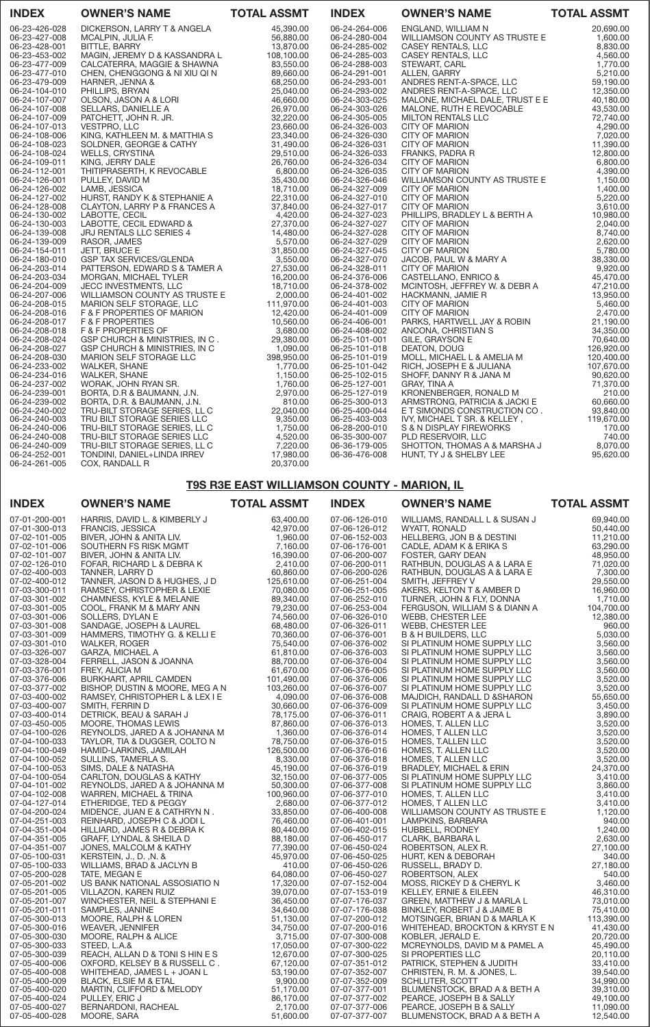| INDEX | OWNER'S NAME | TOTAL ASSMT | INDEX | OWNER'S NAME | TOTAL ASSMT |
|---|---|---|---|---|---|
| 06-23-426-028 | DICKERSON, LARRY T & ANGELA | 45,390.00 | 06-24-264-006 | ENGLAND, WILLIAM N | 20,690.00 |
| 06-23-427-008 | MCALPIN, JULIA F. | 56,880.00 | 06-24-280-004 | WILLIAMSON COUNTY AS TRUSTE E | 1,600.00 |
| 06-23-428-001 | BITTLE, BARRY | 13,870.00 | 06-24-285-002 | CASEY RENTALS, LLC | 8,830.00 |
| 06-23-453-002 | MAGIN, JEREMY D & KASSANDRA L | 108,100.00 | 06-24-285-003 | CASEY RENTALS, LLC | 4,560.00 |
| 06-23-477-009 | CALCATERRA, MAGGIE & SHAWNA | 83,550.00 | 06-24-288-003 | STEWART, CARL | 1,770.00 |
| 06-23-477-010 | CHEN, CHENGGONG & NI XIU QI N | 89,660.00 | 06-24-291-001 | ALLEN, GARRY | 5,210.00 |
| 06-23-479-009 | HARNER, JENNA & | 68,250.00 | 06-24-293-001 | ANDRES RENT-A-SPACE, LLC | 59,190.00 |
| 06-24-104-010 | PHILLIPS, BRYAN | 25,040.00 | 06-24-293-002 | ANDRES RENT-A-SPACE, LLC | 12,350.00 |
| 06-24-107-007 | OLSON, JASON A & LORI | 46,660.00 | 06-24-303-025 | MALONE, MICHAEL DALE, TRUST E E | 40,180.00 |
| 06-24-107-008 | SELLARS, DANIELLE A | 26,970.00 | 06-24-303-026 | MALONE, RUTH E REVOCABLE | 43,530.00 |
| 06-24-107-009 | PATCHETT, JOHN R. JR. | 32,220.00 | 06-24-305-005 | MILTON RENTALS LLC | 72,740.00 |
| 06-24-107-013 | VESTPRO, LLC | 23,660.00 | 06-24-326-003 | CITY OF MARION | 4,290.00 |
| 06-24-108-006 | KING, KATHLEEN M. & MATTHIA S | 23,340.00 | 06-24-326-030 | CITY OF MARION | 7,020.00 |
| 06-24-108-023 | SOLDNER, GEORGE & CATHY | 31,490.00 | 06-24-326-031 | CITY OF MARION | 11,390.00 |
| 06-24-108-024 | WELLS, CRYSTINA | 29,510.00 | 06-24-326-033 | FRANKS, PADRA R | 12,800.00 |
| 06-24-109-011 | KING, JERRY DALE | 26,760.00 | 06-24-326-034 | CITY OF MARION | 6,800.00 |
| 06-24-112-001 | THITIPRASERTH, K REVOCABLE | 6,800.00 | 06-24-326-035 | CITY OF MARION | 4,390.00 |
| 06-24-126-001 | PULLEY, DAVID M | 35,430.00 | 06-24-326-046 | WILLIAMSON COUNTY AS TRUSTE E | 1,150.00 |
| 06-24-126-002 | LAMB, JESSICA | 18,710.00 | 06-24-327-009 | CITY OF MARION | 1,400.00 |
| 06-24-127-002 | HURST, RANDY K & STEPHANIE A | 22,310.00 | 06-24-327-010 | CITY OF MARION | 5,220.00 |
| 06-24-128-008 | CLAYTON, LARRY P & FRANCES A | 37,840.00 | 06-24-327-017 | CITY OF MARION | 3,610.00 |
| 06-24-130-002 | LABOTTE, CECIL | 4,420.00 | 06-24-327-023 | PHILLIPS, BRADLEY L & BERTH A | 10,980.00 |
| 06-24-130-003 | LABOTTE, CECIL EDWARD & | 27,370.00 | 06-24-327-027 | CITY OF MARION | 2,040.00 |
| 06-24-139-008 | JRJ RENTALS LLC SERIES 4 | 14,480.00 | 06-24-327-028 | CITY OF MARION | 8,740.00 |
| 06-24-139-009 | RASOR, JAMES | 5,570.00 | 06-24-327-029 | CITY OF MARION | 2,620.00 |
| 06-24-154-011 | JETT, BRUCE E | 31,850.00 | 06-24-327-045 | CITY OF MARION | 5,780.00 |
| 06-24-180-010 | GSP TAX SERVICES/GLENDA | 3,550.00 | 06-24-327-070 | JACOB, PAUL W & MARY A | 38,330.00 |
| 06-24-203-014 | PATTERSON, EDWARD S & TAMER A | 27,530.00 | 06-24-328-011 | CITY OF MARION | 9,920.00 |
| 06-24-203-034 | MORGAN, MICHAEL TYLER | 16,200.00 | 06-24-376-006 | CASTELLANO, ENRICO & | 45,470.00 |
| 06-24-204-009 | JECC INVESTMENTS, LLC | 18,710.00 | 06-24-378-002 | MCINTOSH, JEFFREY W. & DEBR A | 47,210.00 |
| 06-24-207-006 | WILLIAMSON COUNTY AS TRUSTE E | 2,000.00 | 06-24-401-002 | HACKMANN, JAMIE R | 13,950.00 |
| 06-24-208-015 | MARION SELF STORAGE, LLC | 111,970.00 | 06-24-401-003 | CITY OF MARION | 5,460.00 |
| 06-24-208-016 | F & F PROPERTIES OF MARION | 12,420.00 | 06-24-401-009 | CITY OF MARION | 2,470.00 |
| 06-24-208-017 | F & F PROPERTIES | 10,560.00 | 06-24-406-001 | PARKS, HARTWELL JAY & ROBIN | 21,190.00 |
| 06-24-208-018 | F & F PROPERTIES OF | 3,680.00 | 06-24-408-002 | ANCONA, CHRISTIAN S | 34,350.00 |
| 06-24-208-024 | GSP CHURCH & MINISTRIES, IN C . | 29,380.00 | 06-25-101-001 | GILE, GRAYSON E | 70,640.00 |
| 06-24-208-027 | GSP CHURCH & MINISTRIES, IN C | 1,090.00 | 06-25-101-018 | DEATON, DOUG | 126,920.00 |
| 06-24-208-030 | MARION SELF STORAGE LLC | 398,950.00 | 06-25-101-019 | MOLL, MICHAEL L & AMELIA M | 120,400.00 |
| 06-24-233-002 | WALKER, SHANE | 1,770.00 | 06-25-101-042 | RICH, JOSEPH E & JULIANA | 107,670.00 |
| 06-24-234-016 | WALKER, SHANE | 1,150.00 | 06-25-102-015 | SHOFF, DANNY R & JANA M | 90,620.00 |
| 06-24-237-002 | WORAK, JOHN RYAN SR. | 1,760.00 | 06-25-127-001 | GRAY, TINA A | 71,370.00 |
| 06-24-239-001 | BORTA, D.R & BAUMANN, J.N. | 2,970.00 | 06-25-127-019 | KRONENBERGER, RONALD M | 210.00 |
| 06-24-239-002 | BORTA, D.R. & BAUMANN, J.N. | 810.00 | 06-25-300-013 | ARMSTRONG, PATRICIA & JACKI E | 60,660.00 |
| 06-24-240-002 | TRU-BILT STORAGE SERIES, LL C | 22,040.00 | 06-25-400-044 | E T SIMONDS CONSTRUCTION CO . | 93,840.00 |
| 06-24-240-003 | TRU BILT STORAGE SERIES LLC | 9,350.00 | 06-25-403-003 | IVY, MICHAEL T SR. & KELLEY , | 119,670.00 |
| 06-24-240-006 | TRU-BILT STORAGE SERIES, LL C | 1,750.00 | 06-28-200-010 | S & N DISPLAY FIREWORKS | 170.00 |
| 06-24-240-008 | TRU-BILT STORAGE SERIES LLC | 4,520.00 | 06-35-300-007 | PLD RESERVOIR, LLC | 740.00 |
| 06-24-240-009 | TRU-BILT STORAGE SERIES, LL C | 7,220.00 | 06-36-179-005 | SHOTTON, THOMAS A & MARSHA J | 8,070.00 |
| 06-24-252-001 | TONDINI, DANIEL+LINDA IRREV | 17,980.00 | 06-36-476-008 | HUNT, TY J & SHELBY LEE | 95,620.00 |
| 06-24-261-005 | COX, RANDALL R | 20,370.00 | | | |

## T9S R3E EAST WILLIAMSON COUNTY - MARION, IL

| INDEX | OWNER'S NAME | TOTAL ASSMT | INDEX | OWNER'S NAME | TOTAL ASSMT |
|---|---|---|---|---|---|
| 07-01-200-001 | HARRIS, DAVID L. & KIMBERLY J | 63,400.00 | 07-06-126-010 | WILLIAMS, RANDALL L & SUSAN J | 69,940.00 |
| 07-01-300-013 | FRANCIS, JESSICA | 42,970.00 | 07-06-126-012 | WYATT, RONALD | 50,440.00 |
| 07-02-101-005 | BIVER, JOHN & ANITA LIV. | 1,960.00 | 07-06-152-003 | HELLBERG, JON B & DESTINI | 11,210.00 |
| 07-02-101-006 | SOUTHERN FS RISK MGMT | 7,160.00 | 07-06-176-001 | CADLE, ADAM K & ERIKA S | 63,290.00 |
| 07-02-101-007 | BIVER, JOHN & ANITA LIV. | 16,390.00 | 07-06-200-007 | FOSTER, GARY DEAN | 48,950.00 |
| 07-02-126-010 | FOFAR, RICHARD L & DEBRA K | 2,410.00 | 07-06-200-011 | RATHBUN, DOUGLAS A & LARA E | 71,020.00 |
| 07-02-400-003 | TANNER, LARRY D | 60,860.00 | 07-06-200-026 | RATHBUN, DOUGLAS A & LARA E | 7,300.00 |
| 07-02-400-012 | TANNER, JASON D & HUGHES, J D | 125,610.00 | 07-06-251-004 | SMITH, JEFFREY V | 29,550.00 |
| 07-03-300-011 | RAMSEY, CHRISTOPHER & LEXIE | 70,080.00 | 07-06-251-005 | AKERS, KELTON T & AMBER D | 16,960.00 |
| 07-03-301-002 | CHAMNESS, KYLE & MELANIE | 89,340.00 | 07-06-252-010 | TURNER, JOHN & FLY, DONNA | 1,710.00 |
| 07-03-301-005 | COOL, FRANK M & MARY ANN | 79,230.00 | 07-06-253-004 | FERGUSON, WILLIAM S & DIANN A | 104,700.00 |
| 07-03-301-006 | SOLLERS, DYLAN E | 74,560.00 | 07-06-326-010 | WEBB, CHESTER LEE | 12,380.00 |
| 07-03-301-008 | SANDAGE, JOSEPH & LAUREL | 68,480.00 | 07-06-326-011 | WEBB, CHESTER LEE | 960.00 |
| 07-03-301-009 | HAMMERS, TIMOTHY G. & KELLI E | 70,360.00 | 07-06-376-001 | B & H BUILDERS, LLC | 5,030.00 |
| 07-03-301-010 | WALKER, ROGER | 75,540.00 | 07-06-376-002 | SI PLATINUM HOME SUPPLY LLC | 3,560.00 |
| 07-03-326-007 | GARZA, MICHAEL A | 61,810.00 | 07-06-376-003 | SI PLATINUM HOME SUPPLY LLC | 3,560.00 |
| 07-03-328-004 | FERRELL, JASON & JOANNA | 88,700.00 | 07-06-376-004 | SI PLATINUM HOME SUPPLY LLC | 3,560.00 |
| 07-03-376-001 | FREY, ALICIA M | 61,670.00 | 07-06-376-005 | SI PLATINUM HOME SUPPLY LLC | 3,560.00 |
| 07-03-376-006 | BURKHART, APRIL CAMDEN | 101,490.00 | 07-06-376-006 | SI PLATINUM HOME SUPPLY LLC | 3,520.00 |
| 07-03-377-002 | BISHOP, DUSTIN & MOORE, MEG A N | 103,260.00 | 07-06-376-007 | SI PLATINUM HOME SUPPLY LLC | 3,520.00 |
| 07-03-400-002 | RAMSEY, CHRISTOPHER L & LEX I E | 4,090.00 | 07-06-376-008 | MAJDICH, RANDALL D &SHARON | 55,650.00 |
| 07-03-400-007 | SMITH, FERRIN D | 30,660.00 | 07-06-376-009 | SI PLATINUM HOME SUPPLY LLC | 3,450.00 |
| 07-03-400-014 | DETRICK, BEAU & SARAH J | 78,175.00 | 07-06-376-011 | CRAIG, ROBERT A & JERA L | 3,890.00 |
| 07-03-450-005 | MOORE, THOMAS LEWIS | 87,860.00 | 07-06-376-013 | HOMES, T. ALLEN LLC | 3,520.00 |
| 07-04-100-026 | REYNOLDS, JARED A & JOHANNA M | 1,360.00 | 07-06-376-014 | HOMES, T ALLEN LLC | 3,520.00 |
| 07-04-100-033 | TAYLOR, TIA & DUGGER, COLTO N | 78,750.00 | 07-06-376-015 | HOMES, T.ALLEN LLC | 3,520.00 |
| 07-04-100-049 | HAMID-LARKINS, JAMILAH | 126,500.00 | 07-06-376-016 | HOMES, T. ALLEN LLC | 3,520.00 |
| 07-04-100-052 | SULLINS, TAMERLA S. | 8,330.00 | 07-06-376-018 | HOMES, T ALLEN LLC | 3,520.00 |
| 07-04-100-053 | SIMS, DALE & NATASHA | 45,190.00 | 07-06-376-019 | BRADLEY, MICHAEL & ERIN | 24,370.00 |
| 07-04-100-054 | CARLTON, DOUGLAS & KATHY | 32,150.00 | 07-06-377-005 | SI PLATINUM HOME SUPPLY LLC | 3,410.00 |
| 07-04-101-002 | REYNOLDS, JARED A & JOHANNA M | 50,300.00 | 07-06-377-008 | SI PLATINUM HOME SUPPLY LLC | 3,860.00 |
| 07-04-102-008 | WARREN, MICHAEL & TRINA | 100,960.00 | 07-06-377-010 | HOMES, T. ALLEN LLC | 3,410.00 |
| 07-04-127-014 | ETHERIDGE, TED & PEGGY | 2,680.00 | 07-06-377-012 | HOMES, T ALLEN LLC | 3,410.00 |
| 07-04-200-024 | MIDENCE, JUAN E & CATHRYN N . | 33,850.00 | 07-06-400-008 | WILLIAMSON COUNTY AS TRUSTE E | 1,120.00 |
| 07-04-251-003 | REINHARD, JOSEPH C & JODI L | 76,460.00 | 07-06-401-001 | LAMPKINS, BARBARA | 940.00 |
| 07-04-351-004 | HILLIARD, JAMES R & DEBRA K | 80,440.00 | 07-06-402-015 | HUBBELL, RODNEY | 1,240.00 |
| 07-04-351-005 | GRAFF, LYNDAL & SHEILA D | 88,180.00 | 07-06-450-017 | CLARK, BARBARA L | 2,630.00 |
| 07-04-351-007 | JONES, MALCOLM & KATHY | 77,390.00 | 07-06-450-024 | ROBERTSON, ALEX R. | 27,100.00 |
| 07-05-100-031 | KERSTEIN, J., D. ,N. & | 45,970.00 | 07-06-450-025 | HURT, KEN & DEBORAH | 340.00 |
| 07-05-100-033 | WILLIAMS, BRAD & JACLYN B | 410.00 | 07-06-450-026 | RUSSELL, BRADY D. | 27,180.00 |
| 07-05-200-028 | TATE, MEGAN E | 64,080.00 | 07-06-450-027 | ROBERTSON, ALEX | 540.00 |
| 07-05-201-002 | US BANK NATIONAL ASSOSIATIO N | 17,320.00 | 07-07-152-004 | MOSS, RICKEY D & CHERYL K | 3,460.00 |
| 07-05-201-005 | VILLAZON, KAREN RUIZ | 39,070.00 | 07-07-153-019 | KELLEY, ERNIE & EILEEN | 46,310.00 |
| 07-05-201-007 | WINCHESTER, NEIL & STEPHANI E | 36,450.00 | 07-07-176-037 | GREEN, MATTHEW J & MARLA L | 73,010.00 |
| 07-05-201-011 | SAMPLES, JANINE | 34,640.00 | 07-07-176-038 | BINKLEY, ROBERT J & JAIME B | 75,410.00 |
| 07-05-300-013 | MOORE, RALPH & LOREN | 51,130.00 | 07-07-200-012 | MOTSINGER, BRIAN D & MARLA K | 113,390.00 |
| 07-05-300-016 | WEAVER, JENNIFER | 34,750.00 | 07-07-200-016 | WHITEHEAD, BROCKTON & KRYST E N | 41,430.00 |
| 07-05-300-030 | MOORE, RALPH & ALICE | 3,715.00 | 07-07-300-008 | KOBLER, JERALD E. | 20,720.00 |
| 07-05-300-033 | STEED, L.A.& | 17,050.00 | 07-07-300-022 | MCREYNOLDS, DAVID M & PAMEL A | 45,490.00 |
| 07-05-300-039 | REACH, ALLAN D & TONI S HIN E S | 12,670.00 | 07-07-300-025 | SI PROPERTIES LLC | 20,110.00 |
| 07-05-400-006 | OXFORD, KELSEY B & RUSSELL C . | 67,120.00 | 07-07-351-012 | PATRICK, STEPHEN & JUDITH | 33,410.00 |
| 07-05-400-008 | WHITEHEAD, JAMES L + JOAN L | 53,190.00 | 07-07-352-007 | CHRISTEN, R. M. & JONES, L. | 39,540.00 |
| 07-05-400-009 | BLACK, ELSIE M & ETAL | 9,900.00 | 07-07-352-009 | SCHLUTER, SCOTT | 34,990.00 |
| 07-05-400-020 | MARTIN, CLIFFORD & MELODY | 51,170.00 | 07-07-377-001 | BLUMENSTOCK, BRAD A & BETH A | 39,310.00 |
| 07-05-400-024 | PULLEY, ERIC J | 86,170.00 | 07-07-377-002 | PEARCE, JOSEPH B & SALLY | 49,100.00 |
| 07-05-400-027 | BERNARDONI, RACHEAL | 2,170.00 | 07-07-377-006 | PEARCE, JOSEPH B & SALLY | 11,090.00 |
| 07-05-400-028 | MOORE, SARA | 51,600.00 | 07-07-377-007 | BLUMENSTOCK, BRAD A & BETH A | 12,540.00 |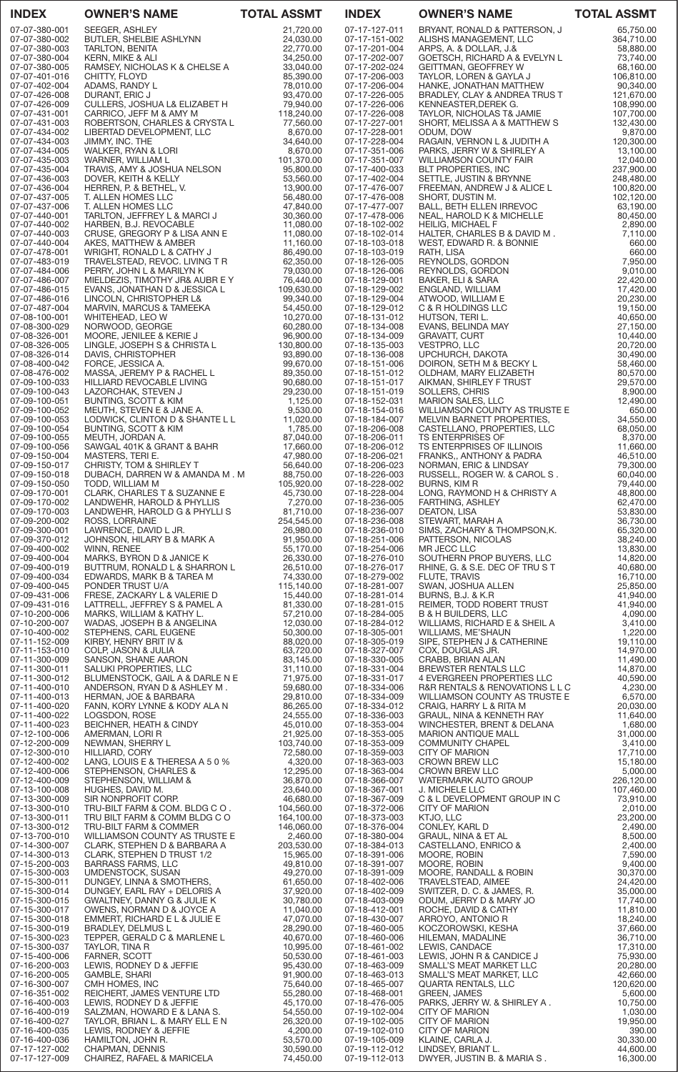| INDEX | OWNER'S NAME | TOTAL ASSMT |
|---|---|---|
| 07-07-380-001 | SEEGER, ASHLEY | 21,720.00 |
| 07-07-380-002 | BUTLER, SHELBIE ASHLYNN | 24,030.00 |
| 07-07-380-003 | TARLTON, BENITA | 22,770.00 |
| 07-07-380-004 | KERN, MIKE & ALI | 34,250.00 |
| 07-07-380-005 | RAMSEY, NICHOLAS K & CHELSE A | 33,040.00 |
| 07-07-401-016 | CHITTY, FLOYD | 85,390.00 |
| 07-07-402-004 | ADAMS, RANDY L | 78,010.00 |
| 07-07-426-008 | DURANT, ERIC J | 93,470.00 |
| 07-07-426-009 | CULLERS, JOSHUA L& ELIZABET H | 79,940.00 |
| 07-07-431-001 | CARRICO, JEFF M & AMY M | 118,240.00 |
| 07-07-431-003 | ROBERTSON, CHARLES & CRYSTA L | 77,560.00 |
| 07-07-434-002 | LIBERTAD DEVELOPMENT, LLC | 8,670.00 |
| 07-07-434-003 | JIMMY, INC. THE | 34,640.00 |
| 07-07-434-005 | WALKER, RYAN & LORI | 8,670.00 |
| 07-07-435-003 | WARNER, WILLIAM L | 101,370.00 |
| 07-07-435-004 | TRAVIS, AMY & JOSHUA NELSON | 95,800.00 |
| 07-07-436-003 | DOVER, KEITH & KELLY | 53,560.00 |
| 07-07-436-004 | HERREN, P. & BETHEL, V. | 13,900.00 |
| 07-07-437-005 | T. ALLEN HOMES LLC | 56,480.00 |
| 07-07-437-006 | T. ALLEN HOMES LLC | 47,840.00 |
| 07-07-440-001 | TARLTON, JEFFREY L & MARCI J | 30,360.00 |
| 07-07-440-002 | HARBEN, B.J. REVOCABLE | 11,080.00 |
| 07-07-440-003 | CRUSE, GREGORY P & LISA ANN E | 11,080.00 |
| 07-07-440-004 | AKES, MATTHEW & AMBER | 11,160.00 |
| 07-07-478-001 | WRIGHT, RONALD L & CATHY J | 86,490.00 |
| 07-07-483-019 | TRAVELSTEAD, REVOC. LIVING T R | 62,350.00 |
| 07-07-484-006 | PERRY, JOHN L & MARILYN K | 79,030.00 |
| 07-07-486-007 | MIELDEZIS, TIMOTHY JR& AUBR E Y | 76,440.00 |
| 07-07-486-015 | EVANS, JONATHAN D & JESSICA L | 109,630.00 |
| 07-07-486-016 | LINCOLN, CHRISTOPHER L& | 99,340.00 |
| 07-07-487-004 | MARVIN, MARCUS & TAMEEKA | 54,450.00 |
| 07-08-100-001 | WHITEHEAD, LEO W | 10,270.00 |
| 07-08-300-029 | NORWOOD, GEORGE | 60,280.00 |
| 07-08-326-001 | MOORE, JENILEE & KERIE J | 96,900.00 |
| 07-08-326-005 | LINGLE, JOSEPH S & CHRISTA L | 130,800.00 |
| 07-08-326-014 | DAVIS, CHRISTOPHER | 93,890.00 |
| 07-08-400-042 | FORCE, JESSICA A. | 99,670.00 |
| 07-08-476-002 | MASSA, JEREMY P & RACHEL L | 89,350.00 |
| 07-09-100-033 | HILLIARD REVOCABLE LIVING | 90,680.00 |
| 07-09-100-043 | LAZORCHAK, STEVEN J | 29,230.00 |
| 07-09-100-051 | BUNTING, SCOTT & KIM | 1,125.00 |
| 07-09-100-052 | MEUTH, STEVEN E & JANE A. | 9,530.00 |
| 07-09-100-053 | LODWICK, CLINTON D & SHANTE L L | 11,020.00 |
| 07-09-100-054 | BUNTING, SCOTT & KIM | 1,785.00 |
| 07-09-100-055 | MEUTH, JORDAN A. | 87,040.00 |
| 07-09-100-056 | SAWGAL 401K & GRANT & BAHR | 17,660.00 |
| 07-09-150-004 | MASTERS, TERI E. | 47,980.00 |
| 07-09-150-017 | CHRISTY, TOM & SHIRLEY T | 56,640.00 |
| 07-09-150-018 | DUBACH, DARREN W & AMANDA M . M | 88,750.00 |
| 07-09-150-050 | TODD, WILLIAM M | 105,920.00 |
| 07-09-170-001 | CLARK, CHARLES T & SUZANNE E | 45,730.00 |
| 07-09-170-002 | LANDWEHR, HAROLD & PHYLLIS | 7,270.00 |
| 07-09-170-003 | LANDWEHR, HAROLD G & PHYLLI S | 81,710.00 |
| 07-09-200-002 | ROSS, LORRAINE | 254,545.00 |
| 07-09-300-001 | LAWRENCE, DAVID L JR. | 26,980.00 |
| 07-09-370-012 | JOHNSON, HILARY B & MARK A | 91,950.00 |
| 07-09-400-002 | WINN, RENEE | 55,170.00 |
| 07-09-400-004 | MARKS, BYRON D & JANICE K | 26,330.00 |
| 07-09-400-019 | BUTTRUM, RONALD L & SHARRON L | 26,510.00 |
| 07-09-400-034 | EDWARDS, MARK B & TAREA M | 74,330.00 |
| 07-09-400-045 | PONDER TRUST U/A | 115,140.00 |
| 07-09-431-006 | FRESE, ZACKARY L & VALERIE D | 15,440.00 |
| 07-09-431-016 | LATTRELL, JEFFREY S & PAMEL A | 81,330.00 |
| 07-10-200-006 | MARKS, WILLIAM & KATHY L. | 57,210.00 |
| 07-10-200-007 | WADAS, JOSEPH B & ANGELINA | 12,030.00 |
| 07-10-400-002 | STEPHENS, CARL EUGENE | 50,300.00 |
| 07-11-152-009 | KIRBY, HENRY BRIT IV & | 88,020.00 |
| 07-11-153-010 | COLP, JASON & JULIA | 63,720.00 |
| 07-11-300-009 | SANSON, SHANE AARON | 83,145.00 |
| 07-11-300-011 | SALUKI PROPERTIES, LLC | 31,110.00 |
| 07-11-300-012 | BLUMENSTOCK, GAIL A & DARLE N E | 71,975.00 |
| 07-11-400-010 | ANDERSON, RYAN D & ASHLEY M . | 59,680.00 |
| 07-11-400-013 | HERMAN, JOE & BARBARA | 29,810.00 |
| 07-11-400-020 | FANN, KORY LYNNE & KODY ALA N | 86,265.00 |
| 07-11-400-022 | LOGSDON, ROSE | 24,555.00 |
| 07-11-400-023 | BEICHNER, HEATH & CINDY | 45,010.00 |
| 07-12-100-006 | AMERMAN, LORI R | 21,925.00 |
| 07-12-200-009 | NEWMAN, SHERRY L | 103,740.00 |
| 07-12-300-010 | HILLIARD, CORY | 72,580.00 |
| 07-12-400-002 | LANG, LOUIS E & THERESA A 5 0 % | 4,320.00 |
| 07-12-400-006 | STEPHENSON, CHARLES & | 12,295.00 |
| 07-12-400-009 | STEPHENSON, WILLIAM & | 36,870.00 |
| 07-13-100-008 | HUGHES, DAVID M. | 23,640.00 |
| 07-13-300-009 | SIR NONPROFIT CORP. | 46,680.00 |
| 07-13-300-010 | TRU-BILT FARM & COM. BLDG C O . | 104,560.00 |
| 07-13-300-011 | TRU BILT FARM & COMM BLDG C O | 164,100.00 |
| 07-13-300-012 | TRU-BILT FARM & COMMER | 146,060.00 |
| 07-13-700-010 | WILLIAMSON COUNTY AS TRUSTE E | 2,460.00 |
| 07-14-300-007 | CLARK, STEPHEN D & BARBARA A | 203,530.00 |
| 07-14-300-013 | CLARK, STEPHEN D TRUST 1/2 | 15,965.00 |
| 07-15-200-003 | BARRASS FARMS, LLC | 49,810.00 |
| 07-15-300-003 | UMDENSTOCK, SUSAN | 49,270.00 |
| 07-15-300-011 | DUNGEY, LINNA & SMOTHERS, | 61,650.00 |
| 07-15-300-014 | DUNGEY, EARL RAY + DELORIS A | 37,920.00 |
| 07-15-300-015 | GWALTNEY, DANNY G & JULIE K | 30,780.00 |
| 07-15-300-017 | OWENS, NORMAN D & JOYCE A | 11,040.00 |
| 07-15-300-018 | EMMERT, RICHARD E L & JULIE E | 47,070.00 |
| 07-15-300-019 | BRADLEY, DELMUS L | 28,290.00 |
| 07-15-300-023 | TEPPER, GERALD C & MARLENE L | 40,670.00 |
| 07-15-300-037 | TAYLOR, TINA R | 10,995.00 |
| 07-15-400-006 | FARNER, SCOTT | 50,530.00 |
| 07-16-200-003 | LEWIS, RODNEY D & JEFFIE | 95,430.00 |
| 07-16-200-005 | GAMBLE, SHARI | 91,900.00 |
| 07-16-300-007 | CMH HOMES, INC | 75,640.00 |
| 07-16-351-002 | REICHERT, JAMES VENTURE LTD | 55,280.00 |
| 07-16-400-003 | LEWIS, RODNEY D & JEFFIE | 45,170.00 |
| 07-16-400-019 | SALZMAN, HOWARD E & LANA S. | 54,550.00 |
| 07-16-400-027 | TAYLOR, BRIAN L. & MARY ELL E N | 26,320.00 |
| 07-16-400-035 | LEWIS, RODNEY & JEFFIE | 4,200.00 |
| 07-16-400-036 | HAMILTON, JOHN R. | 53,570.00 |
| 07-17-127-002 | CHAPMAN, DENNIS | 30,590.00 |
| 07-17-127-009 | CHAIREZ, RAFAEL & MARICELA | 74,450.00 |
| 07-17-127-011 | BRYANT, RONALD & PATTERSON, J | 65,750.00 |
| 07-17-151-002 | ALISHS MANAGEMENT, LLC | 364,710.00 |
| 07-17-201-004 | ARPS, A. & DOLLAR, J.& | 58,880.00 |
| 07-17-202-007 | GOETSCH, RICHARD A & EVELYN L | 73,740.00 |
| 07-17-202-024 | GEITTMAN, GEOFFREY W | 68,160.00 |
| 07-17-206-003 | TAYLOR, LOREN & GAYLA J | 106,810.00 |
| 07-17-206-004 | HANKE, JONATHAN MATTHEW | 90,340.00 |
| 07-17-226-005 | BRADLEY, CLAY & ANDREA TRUS T | 121,670.00 |
| 07-17-226-006 | KENNEASTER,DEREK G. | 108,990.00 |
| 07-17-226-008 | TAYLOR, NICHOLAS T& JAMIE | 107,700.00 |
| 07-17-227-001 | SHORT, MELISSA A & MATTHEW S | 132,430.00 |
| 07-17-228-001 | ODUM, DOW | 9,870.00 |
| 07-17-228-004 | RAGAIN, VERNON L & JUDITH A | 120,300.00 |
| 07-17-351-006 | PARKS, JERRY W & SHIRLEY A | 13,100.00 |
| 07-17-351-007 | WILLIAMSON COUNTY FAIR | 12,040.00 |
| 07-17-400-033 | BLT PROPERTIES, INC | 237,900.00 |
| 07-17-402-004 | SETTLE, JUSTIN & BRYNNE | 248,480.00 |
| 07-17-476-007 | FREEMAN, ANDREW J & ALICE L | 100,820.00 |
| 07-17-476-008 | SHORT, DUSTIN M. | 102,120.00 |
| 07-17-477-007 | BALL, BETH ELLEN IRREVOC | 63,190.00 |
| 07-17-478-006 | NEAL, HAROLD K & MICHELLE | 80,450.00 |
| 07-18-102-002 | HEILIG, MICHAEL F | 2,890.00 |
| 07-18-102-014 | HALTER, CHARLES B & DAVID M . | 7,110.00 |
| 07-18-103-018 | WEST, EDWARD R. & BONNIE | 660.00 |
| 07-18-103-019 | RATH, LISA | 660.00 |
| 07-18-126-005 | REYNOLDS, GORDON | 7,950.00 |
| 07-18-126-006 | REYNOLDS, GORDON | 9,010.00 |
| 07-18-129-001 | BAKER, ELI & SARA | 22,420.00 |
| 07-18-129-002 | ENGLAND, WILLIAM | 17,420.00 |
| 07-18-129-004 | ATWOOD, WILLIAM E | 20,230.00 |
| 07-18-129-012 | C & R HOLDINGS LLC | 19,150.00 |
| 07-18-131-012 | HUTSON, TERI L. | 40,650.00 |
| 07-18-134-008 | EVANS, BELINDA MAY | 27,150.00 |
| 07-18-134-009 | GRAVATT, CURT | 10,440.00 |
| 07-18-135-003 | VESTPRO, LLC | 20,720.00 |
| 07-18-136-008 | UPCHURCH, DAKOTA | 30,490.00 |
| 07-18-151-006 | DOIRON, SETH M & BECKY L | 58,460.00 |
| 07-18-151-012 | OLDHAM, MARY ELIZABETH | 80,570.00 |
| 07-18-151-017 | AIKMAN, SHIRLEY F TRUST | 29,570.00 |
| 07-18-151-019 | SOLLERS, CHRIS | 8,900.00 |
| 07-18-152-031 | MARION SALES, LLC | 12,490.00 |
| 07-18-154-016 | WILLIAMSON COUNTY AS TRUSTE E | 650.00 |
| 07-18-184-007 | MELVIN BARNETT PROPERTIES, | 34,550.00 |
| 07-18-206-008 | CASTELLANO, PROPERTIES, LLC | 68,050.00 |
| 07-18-206-011 | TS ENTERPRISES OF | 8,370.00 |
| 07-18-206-012 | TS ENTERPRISES OF ILLINOIS | 11,660.00 |
| 07-18-206-021 | FRANKS,, ANTHONY & PADRA | 46,510.00 |
| 07-18-206-023 | NORMAN, ERIC & LINDSAY | 79,300.00 |
| 07-18-226-003 | RUSSELL, ROGER W. & CAROL S . | 60,040.00 |
| 07-18-228-002 | BURNS, KIM R | 79,440.00 |
| 07-18-228-004 | LONG, RAYMOND H & CHRISTY A | 48,800.00 |
| 07-18-236-005 | FARTHING, ASHLEY | 62,470.00 |
| 07-18-236-007 | DEATON, LISA | 53,830.00 |
| 07-18-236-008 | STEWART, MARAH A | 36,730.00 |
| 07-18-236-010 | SIMS, ZACHARY & THOMPSON,K. | 65,320.00 |
| 07-18-251-006 | PATTERSON, NICOLAS | 38,240.00 |
| 07-18-254-006 | MR JECC LLC | 13,830.00 |
| 07-18-276-010 | SOUTHERN PROP BUYERS, LLC | 14,820.00 |
| 07-18-276-017 | RHINE, G. & S.E. DEC OF TRU S T | 40,680.00 |
| 07-18-279-002 | FLUTE, TRAVIS | 16,710.00 |
| 07-18-281-007 | SWAN, JOSHUA ALLEN | 25,850.00 |
| 07-18-281-014 | BURNS, B.J. & K.R | 41,940.00 |
| 07-18-281-015 | REIMER, TODD ROBERT TRUST | 41,940.00 |
| 07-18-284-005 | B & H BUILDERS, LLC | 4,090.00 |
| 07-18-284-012 | WILLIAMS, RICHARD E & SHEIL A | 3,410.00 |
| 07-18-305-001 | WILLIAMS, ME'SHAUN | 1,220.00 |
| 07-18-305-019 | SIPE, STEPHEN J & CATHERINE | 19,110.00 |
| 07-18-327-007 | COX, DOUGLAS JR. | 14,970.00 |
| 07-18-330-005 | CRABB, BRIAN ALAN | 11,490.00 |
| 07-18-331-004 | BREWSTER RENTALS LLC | 14,870.00 |
| 07-18-331-017 | 4 EVERGREEN PROPERTIES LLC | 40,590.00 |
| 07-18-334-006 | R&R RENTALS & RENOVATIONS L L C | 4,230.00 |
| 07-18-334-009 | WILLIAMSON COUNTY AS TRUSTE E | 6,570.00 |
| 07-18-334-012 | CRAIG, HARRY L & RITA M | 20,030.00 |
| 07-18-336-003 | GRAUL, NINA & KENNETH RAY | 11,640.00 |
| 07-18-353-004 | WINCHESTER, BRENT & DELANA | 1,680.00 |
| 07-18-353-005 | MARION ANTIQUE MALL | 31,000.00 |
| 07-18-353-009 | COMMUNITY CHAPEL | 3,410.00 |
| 07-18-359-003 | CITY OF MARION | 17,710.00 |
| 07-18-363-003 | CROWN BREW LLC | 15,180.00 |
| 07-18-363-004 | CROWN BREW LLC | 5,000.00 |
| 07-18-366-007 | WATERMARK AUTO GROUP | 226,120.00 |
| 07-18-367-001 | J. MICHELE LLC | 107,460.00 |
| 07-18-367-009 | C & L DEVELOPMENT GROUP IN C | 73,910.00 |
| 07-18-372-006 | CITY OF MARION | 2,010.00 |
| 07-18-373-003 | KTJO, LLC | 23,200.00 |
| 07-18-376-004 | CONLEY, KARL D | 2,490.00 |
| 07-18-380-004 | GRAUL, NINA & ET AL | 8,500.00 |
| 07-18-384-013 | CASTELLANO, ENRICO & | 2,400.00 |
| 07-18-391-006 | MOORE, ROBIN | 7,590.00 |
| 07-18-391-007 | MOORE, ROBIN | 9,400.00 |
| 07-18-391-009 | MOORE, RANDALL & ROBIN | 30,370.00 |
| 07-18-402-006 | TRAVELSTEAD, AIMEE | 24,420.00 |
| 07-18-402-009 | SWITZER, D. C. & JAMES, R. | 35,000.00 |
| 07-18-403-009 | ODUM, JERRY D & MARY JO | 17,740.00 |
| 07-18-412-001 | ROCHE, DAVID & CATHY | 11,810.00 |
| 07-18-430-007 | ARROYO, ANTONIO R | 18,240.00 |
| 07-18-460-005 | KOCZOROWSKI, KESHA | 37,660.00 |
| 07-18-460-006 | HILEMAN, MADALINE | 36,710.00 |
| 07-18-461-002 | LEWIS, CANDACE | 17,310.00 |
| 07-18-461-003 | LEWIS, JOHN R & CANDICE J | 75,930.00 |
| 07-18-463-009 | SMALL'S MEAT MARKET LLC | 20,280.00 |
| 07-18-463-013 | SMALL'S MEAT MARKET, LLC | 42,660.00 |
| 07-18-465-007 | QUARTA RENTALS, LLC | 120,620.00 |
| 07-18-468-001 | GREEN, JAMES | 5,600.00 |
| 07-18-476-005 | PARKS, JERRY W. & SHIRLEY A . | 10,750.00 |
| 07-19-102-004 | CITY OF MARION | 1,030.00 |
| 07-19-102-005 | CITY OF MARION | 19,950.00 |
| 07-19-102-010 | CITY OF MARION | 390.00 |
| 07-19-105-009 | KLAINE, CARLA J. | 30,330.00 |
| 07-19-112-012 | LINDSEY, BRIANT L. | 44,600.00 |
| 07-19-112-013 | DWYER, JUSTIN B. & MARIA S . | 16,300.00 |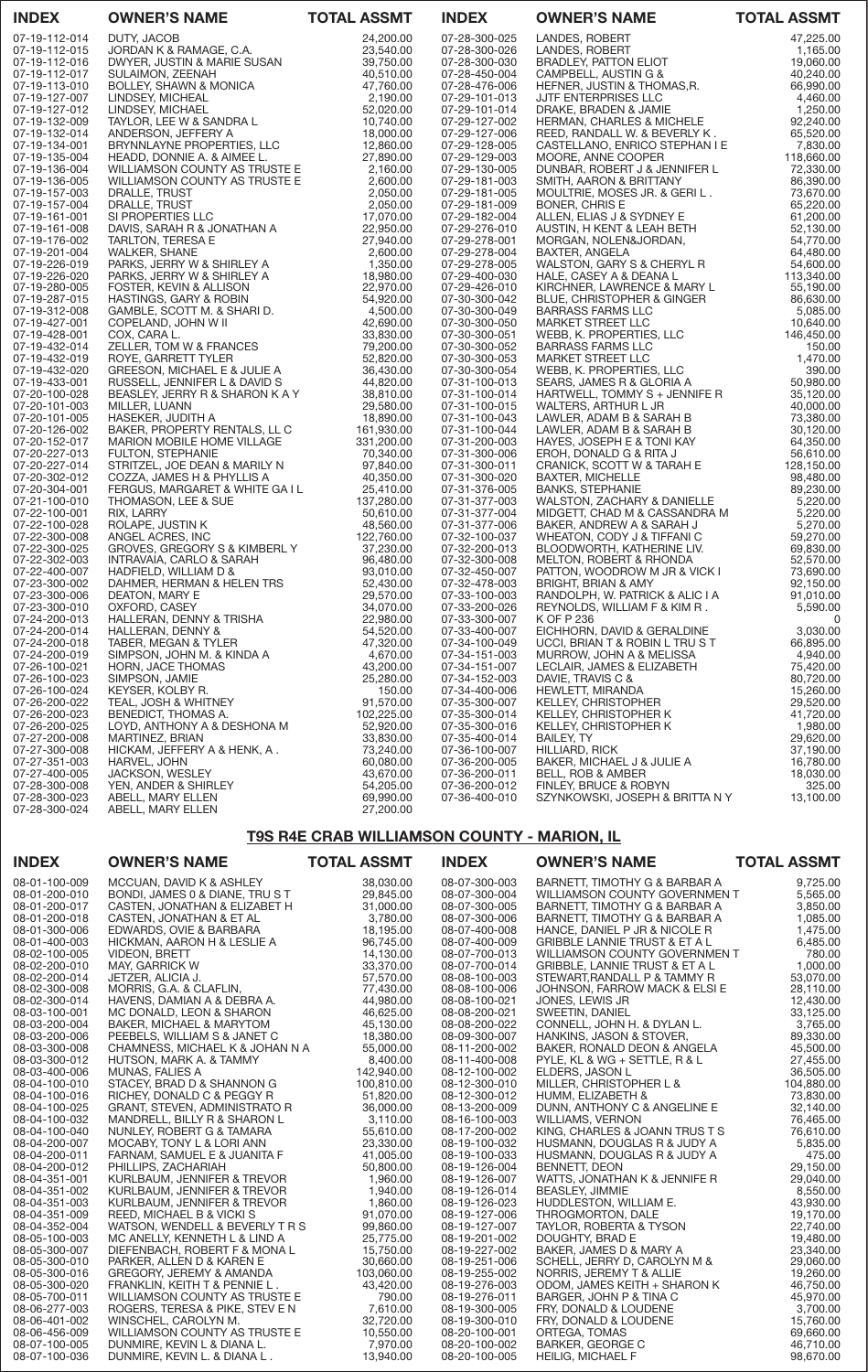| INDEX | OWNER'S NAME | TOTAL ASSMT |
|---|---|---|
| 07-19-112-014 | DUTY, JACOB | 24,200.00 |
| 07-19-112-015 | JORDAN K & RAMAGE, C.A. | 23,540.00 |
| 07-19-112-016 | DWYER, JUSTIN & MARIE SUSAN | 39,750.00 |
| 07-19-112-017 | SULAIMON, ZEENAH | 40,510.00 |
| 07-19-113-010 | BOLLEY, SHAWN & MONICA | 47,760.00 |
| 07-19-127-007 | LINDSEY, MICHEAL | 2,190.00 |
| 07-19-127-012 | LINDSEY, MICHAEL | 52,020.00 |
| 07-19-132-009 | TAYLOR, LEE W & SANDRA L | 10,740.00 |
| 07-19-132-014 | ANDERSON, JEFFERY A | 18,000.00 |
| 07-19-134-001 | BRYNNLAYNE PROPERTIES, LLC | 12,860.00 |
| 07-19-135-004 | HEADD, DONNIE A. & AIMEE L. | 27,890.00 |
| 07-19-136-004 | WILLIAMSON COUNTY AS TRUSTE E | 2,160.00 |
| 07-19-136-005 | WILLIAMSON COUNTY AS TRUSTE E | 2,600.00 |
| 07-19-157-003 | DRALLE, TRUST | 2,050.00 |
| 07-19-157-004 | DRALLE, TRUST | 2,050.00 |
| 07-19-161-001 | SI PROPERTIES LLC | 17,070.00 |
| 07-19-161-008 | DAVIS, SARAH R & JONATHAN A | 22,950.00 |
| 07-19-176-002 | TARLTON, TERESA E | 27,940.00 |
| 07-19-201-004 | WALKER, SHANE | 2,600.00 |
| 07-19-226-019 | PARKS, JERRY W & SHIRLEY A | 1,350.00 |
| 07-19-226-020 | PARKS, JERRY W & SHIRLEY A | 18,980.00 |
| 07-19-280-005 | FOSTER, KEVIN & ALLISON | 22,970.00 |
| 07-19-287-015 | HASTINGS, GARY & ROBIN | 54,920.00 |
| 07-19-312-008 | GAMBLE, SCOTT M. & SHARI D. | 4,500.00 |
| 07-19-427-001 | COPELAND, JOHN W II | 42,690.00 |
| 07-19-428-001 | COX, CARA L. | 33,830.00 |
| 07-19-432-014 | ZELLER, TOM W & FRANCES | 79,200.00 |
| 07-19-432-019 | ROYE, GARRETT TYLER | 52,820.00 |
| 07-19-432-020 | GREESON, MICHAEL E & JULIE A | 36,430.00 |
| 07-19-433-001 | RUSSELL, JENNIFER L & DAVID S | 44,820.00 |
| 07-20-100-028 | BEASLEY, JERRY R & SHARON K A Y | 38,810.00 |
| 07-20-101-003 | MILLER, LUANN | 29,580.00 |
| 07-20-101-005 | HASEKER, JUDITH A | 18,890.00 |
| 07-20-126-002 | BAKER, PROPERTY RENTALS, LL C | 161,930.00 |
| 07-20-152-017 | MARION MOBILE HOME VILLAGE | 331,200.00 |
| 07-20-227-013 | FULTON, STEPHANIE | 70,340.00 |
| 07-20-227-014 | STRITZEL, JOE DEAN & MARILY N | 97,840.00 |
| 07-20-302-012 | COZZA, JAMES H & PHYLLIS A | 40,350.00 |
| 07-20-304-001 | FERGUS, MARGARET & WHITE GA I L | 25,410.00 |
| 07-21-100-010 | THOMASON, LEE & SUE | 137,280.00 |
| 07-22-100-001 | RIX, LARRY | 50,610.00 |
| 07-22-100-028 | ROLAPE, JUSTIN K | 48,560.00 |
| 07-22-300-008 | ANGEL ACRES, INC | 122,760.00 |
| 07-22-300-025 | GROVES, GREGORY S & KIMBERL Y | 37,230.00 |
| 07-22-302-003 | INTRAVAIA, CARLO & SARAH | 96,480.00 |
| 07-22-400-007 | HADFIELD, WILLIAM D & | 93,010.00 |
| 07-23-300-002 | DAHMER, HERMAN & HELEN TRS | 52,430.00 |
| 07-23-300-006 | DEATON, MARY E | 29,570.00 |
| 07-23-300-010 | OXFORD, CASEY | 34,070.00 |
| 07-24-200-013 | HALLERAN, DENNY & TRISHA | 22,980.00 |
| 07-24-200-014 | HALLERAN, DENNY & | 54,520.00 |
| 07-24-200-018 | TABER, MEGAN & TYLER | 47,320.00 |
| 07-24-200-019 | SIMPSON, JOHN M. & KINDA A | 4,670.00 |
| 07-26-100-021 | HORN, JACE THOMAS | 43,200.00 |
| 07-26-100-023 | SIMPSON, JAMIE | 25,280.00 |
| 07-26-100-024 | KEYSER, KOLBY R. | 150.00 |
| 07-26-200-022 | TEAL, JOSH & WHITNEY | 91,570.00 |
| 07-26-200-023 | BENEDICT, THOMAS A. | 102,225.00 |
| 07-26-200-025 | LOYD, ANTHONY A & DESHONA M | 52,920.00 |
| 07-27-200-008 | MARTINEZ, BRIAN | 33,830.00 |
| 07-27-300-008 | HICKAM, JEFFERY A & HENK, A . | 73,240.00 |
| 07-27-351-003 | HARVEL, JOHN | 60,080.00 |
| 07-27-400-005 | JACKSON, WESLEY | 43,670.00 |
| 07-28-300-008 | YEN, ANDER & SHIRLEY | 54,205.00 |
| 07-28-300-023 | ABELL, MARY ELLEN | 69,990.00 |
| 07-28-300-024 | ABELL, MARY ELLEN | 27,200.00 |
| 07-28-300-025 | LANDES, ROBERT | 47,225.00 |
| 07-28-300-026 | LANDES, ROBERT | 1,165.00 |
| 07-28-300-030 | BRADLEY, PATTON ELIOT | 19,060.00 |
| 07-28-450-004 | CAMPBELL, AUSTIN G & | 40,240.00 |
| 07-28-476-006 | HEFNER, JUSTIN & THOMAS,R. | 66,990.00 |
| 07-29-101-013 | JJTF ENTERPRISES LLC | 4,460.00 |
| 07-29-101-014 | DRAKE, BRADEN & JAMIE | 1,250.00 |
| 07-29-127-002 | HERMAN, CHARLES & MICHELE | 92,240.00 |
| 07-29-127-006 | REED, RANDALL W. & BEVERLY K . | 65,520.00 |
| 07-29-128-005 | CASTELLANO, ENRICO STEPHAN I E | 7,830.00 |
| 07-29-129-003 | MOORE, ANNE COOPER | 118,660.00 |
| 07-29-130-005 | DUNBAR, ROBERT J & JENNIFER L | 72,330.00 |
| 07-29-181-003 | SMITH, AARON & BRITTANY | 86,390.00 |
| 07-29-181-005 | MOULTRIE, MOSES JR. & GERI L . | 73,670.00 |
| 07-29-181-009 | BONER, CHRIS E | 65,220.00 |
| 07-29-182-004 | ALLEN, ELIAS J & SYDNEY E | 61,200.00 |
| 07-29-276-010 | AUSTIN, H KENT & LEAH BETH | 52,130.00 |
| 07-29-278-001 | MORGAN, NOLEN&JORDAN, | 54,770.00 |
| 07-29-278-004 | BAXTER, ANGELA | 64,480.00 |
| 07-29-278-005 | WALSTON, GARY S & CHERYL R | 54,600.00 |
| 07-29-400-030 | HALE, CASEY A & DEANA L | 113,340.00 |
| 07-29-426-010 | KIRCHNER, LAWRENCE & MARY L | 55,190.00 |
| 07-30-300-042 | BLUE, CHRISTOPHER & GINGER | 86,630.00 |
| 07-30-300-049 | BARRASS FARMS LLC | 5,085.00 |
| 07-30-300-050 | MARKET STREET LLC | 10,640.00 |
| 07-30-300-051 | WEBB, K. PROPERTIES, LLC | 146,450.00 |
| 07-30-300-052 | BARRASS FARMS LLC | 150.00 |
| 07-30-300-053 | MARKET STREET LLC | 1,470.00 |
| 07-30-300-054 | WEBB, K. PROPERTIES, LLC | 390.00 |
| 07-31-100-013 | SEARS, JAMES R & GLORIA A | 50,980.00 |
| 07-31-100-014 | HARTWELL, TOMMY S + JENNIFE R | 35,120.00 |
| 07-31-100-015 | WALTERS, ARTHUR L JR | 40,000.00 |
| 07-31-100-043 | LAWLER, ADAM B & SARAH B | 73,380.00 |
| 07-31-100-044 | LAWLER, ADAM B & SARAH B | 30,120.00 |
| 07-31-200-003 | HAYES, JOSEPH E & TONI KAY | 64,350.00 |
| 07-31-300-006 | EROH, DONALD G & RITA J | 56,610.00 |
| 07-31-300-011 | CRANICK, SCOTT W & TARAH E | 128,150.00 |
| 07-31-300-020 | BAXTER, MICHELLE | 98,480.00 |
| 07-31-376-005 | BANKS, STEPHANIE | 89,230.00 |
| 07-31-377-003 | WALSTON, ZACHARY & DANIELLE | 5,220.00 |
| 07-31-377-004 | MIDGETT, CHAD M & CASSANDRA M | 5,220.00 |
| 07-31-377-006 | BAKER, ANDREW A & SARAH J | 5,270.00 |
| 07-32-100-037 | WHEATON, CODY J & TIFFANI C | 59,270.00 |
| 07-32-200-013 | BLOODWORTH, KATHERINE LIV. | 69,830.00 |
| 07-32-300-008 | MELTON, ROBERT & RHONDA | 52,570.00 |
| 07-32-450-007 | PATTON, WOODROW M JR & VICK I | 73,690.00 |
| 07-32-478-003 | BRIGHT, BRIAN & AMY | 92,150.00 |
| 07-33-100-003 | RANDOLPH, W. PATRICK & ALIC I A | 91,010.00 |
| 07-33-200-026 | REYNOLDS, WILLIAM F & KIM R . | 5,590.00 |
| 07-33-300-007 | K OF P 236 | 0 |
| 07-33-400-007 | EICHHORN, DAVID & GERALDINE | 3,030.00 |
| 07-34-100-049 | UCCI, BRIAN T & ROBIN L TRU S T | 66,895.00 |
| 07-34-151-003 | MURROW, JOHN A & MELISSA | 4,940.00 |
| 07-34-151-007 | LECLAIR, JAMES & ELIZABETH | 75,420.00 |
| 07-34-152-003 | DAVIE, TRAVIS C & | 80,720.00 |
| 07-34-400-006 | HEWLETT, MIRANDA | 15,260.00 |
| 07-35-300-007 | KELLEY, CHRISTOPHER | 29,520.00 |
| 07-35-300-014 | KELLEY, CHRISTOPHER K | 41,720.00 |
| 07-35-300-016 | KELLEY, CHRISTOPHER K | 1,980.00 |
| 07-35-400-014 | BAILEY, TY | 29,620.00 |
| 07-36-100-007 | HILLIARD, RICK | 37,190.00 |
| 07-36-200-005 | BAKER, MICHAEL J & JULIE A | 16,780.00 |
| 07-36-200-011 | BELL, ROB & AMBER | 18,030.00 |
| 07-36-200-012 | FINLEY, BRUCE & ROBYN | 325.00 |
| 07-36-400-010 | SZYNKOWSKI, JOSEPH & BRITTA N Y | 13,100.00 |

## T9S R4E CRAB WILLIAMSON COUNTY - MARION, IL

| INDEX | OWNER'S NAME | TOTAL ASSMT |
|---|---|---|
| 08-01-100-009 | MCCUAN, DAVID K & ASHLEY | 38,030.00 |
| 08-01-200-010 | BONDI, JAMES 0 & DIANE, TRU S T | 29,845.00 |
| 08-01-200-017 | CASTEN, JONATHAN & ELIZABET H | 31,000.00 |
| 08-01-200-018 | CASTEN, JONATHAN & ET AL | 3,780.00 |
| 08-01-300-006 | EDWARDS, OVIE & BARBARA | 18,195.00 |
| 08-01-400-003 | HICKMAN, AARON H & LESLIE A | 96,745.00 |
| 08-02-100-005 | VIDEON, BRETT | 14,130.00 |
| 08-02-200-010 | MAY, GARRICK W | 33,370.00 |
| 08-02-200-014 | JETZER, ALICIA J. | 57,570.00 |
| 08-02-300-008 | MORRIS, G.A. & CLAFLIN, | 77,430.00 |
| 08-02-300-014 | HAVENS, DAMIAN A & DEBRA A. | 44,980.00 |
| 08-03-100-001 | MC DONALD, LEON & SHARON | 46,625.00 |
| 08-03-200-004 | BAKER, MICHAEL & MARYTOM | 45,130.00 |
| 08-03-200-006 | PEEBLES, WILLIAM S & JANET C | 18,380.00 |
| 08-03-300-008 | CHAMNESS, MICHAEL K & JOHAN N A | 55,000.00 |
| 08-03-300-012 | HUTSON, MARK A. & TAMMY | 8,400.00 |
| 08-03-400-006 | MUNAS, FALIES A | 142,940.00 |
| 08-04-100-010 | STACEY, BRAD D & SHANNON G | 100,810.00 |
| 08-04-100-016 | RICHEY, DONALD C & PEGGY R | 51,820.00 |
| 08-04-100-025 | GRANT, STEVEN, ADMINISTRATO R | 36,000.00 |
| 08-04-100-032 | MANDRELL, BILLY R & SHARON L | 3,110.00 |
| 08-04-100-040 | NUNLEY, ROBERT G & TAMARA | 55,610.00 |
| 08-04-200-007 | MOCABY, TONY L & LORI ANN | 23,330.00 |
| 08-04-200-011 | FARNAM, SAMUEL E & JUANITA F | 41,005.00 |
| 08-04-200-012 | PHILLIPS, ZACHARIAH | 50,800.00 |
| 08-04-351-001 | KURLBAUM, JENNIFER & TREVOR | 1,960.00 |
| 08-04-351-002 | KURLBAUM, JENNIFER & TREVOR | 1,940.00 |
| 08-04-351-003 | KURLBAUM, JENNIFER & TREVOR | 1,860.00 |
| 08-04-351-009 | REED, MICHAEL B & VICKI S | 91,070.00 |
| 08-04-352-004 | WATSON, WENDELL & BEVERLY T R S | 99,860.00 |
| 08-05-100-003 | MC ANELLY, KENNETH L & LIND A | 25,775.00 |
| 08-05-300-007 | DIEFENBACH, ROBERT F & MONA L | 15,750.00 |
| 08-05-300-010 | PARKER, ALLEN D & KAREN E | 30,660.00 |
| 08-05-300-016 | GREGORY, JEREMY & AMANDA | 103,060.00 |
| 08-05-300-020 | FRANKLIN, KEITH T & PENNIE L . | 43,420.00 |
| 08-05-700-011 | WILLIAMSON COUNTY AS TRUSTE E | 790.00 |
| 08-06-277-003 | ROGERS, TERESA & PIKE, STEV E N | 7,610.00 |
| 08-06-401-002 | WINSCHEL, CAROLYN M. | 32,720.00 |
| 08-06-456-009 | WILLIAMSON COUNTY AS TRUSTE E | 10,550.00 |
| 08-07-100-005 | DUNMIRE, KEVIN L & DIANA L. | 7,970.00 |
| 08-07-100-036 | DUNMIRE, KEVIN L. & DIANA L . | 13,940.00 |
| 08-07-300-003 | BARNETT, TIMOTHY G & BARBAR A | 9,725.00 |
| 08-07-300-004 | WILLIAMSON COUNTY GOVERNMEN T | 5,565.00 |
| 08-07-300-005 | BARNETT, TIMOTHY G & BARBAR A | 3,850.00 |
| 08-07-300-006 | BARNETT, TIMOTHY G & BARBAR A | 1,085.00 |
| 08-07-400-008 | HANCE, DANIEL P JR & NICOLE R | 1,475.00 |
| 08-07-400-009 | GRIBBLE LANNIE TRUST & ET A L | 6,485.00 |
| 08-07-700-013 | WILLIAMSON COUNTY GOVERNMEN T | 780.00 |
| 08-07-700-014 | GRIBBLE, LANNIE TRUST & ET A L | 1,000.00 |
| 08-08-100-003 | STEWART,RANDALL P & TAMMY R | 53,070.00 |
| 08-08-100-006 | JOHNSON, FARROW MACK & ELSI E | 28,110.00 |
| 08-08-100-021 | JONES, LEWIS JR | 12,430.00 |
| 08-08-200-021 | SWEETIN, DANIEL | 33,125.00 |
| 08-08-200-022 | CONNELL, JOHN H. & DYLAN L. | 3,765.00 |
| 08-09-300-007 | HAWKINS, JASON & STOVER, | 89,330.00 |
| 08-11-200-002 | BAKER, RONALD DEON & ANGELA | 45,500.00 |
| 08-11-400-008 | PYLE, KL & WG + SETTLE, R & L | 27,455.00 |
| 08-12-100-002 | ELDERS, JASON L | 36,505.00 |
| 08-12-300-010 | MILLER, CHRISTOPHER L & | 104,880.00 |
| 08-12-300-012 | HUMM, ELIZABETH & | 73,830.00 |
| 08-13-200-009 | DUNN, ANTHONY C & ANGELINE E | 32,140.00 |
| 08-16-100-003 | WILLIAMS, VERNON | 76,465.00 |
| 08-17-200-002 | KING, CHARLES & JOANN TRUS T S | 76,610.00 |
| 08-19-100-032 | HUSMANN, DOUGLAS R & JUDY A | 5,835.00 |
| 08-19-100-033 | HUSMANN, DOUGLAS R & JUDY A | 475.00 |
| 08-19-126-004 | BENNETT, DEON | 29,150.00 |
| 08-19-126-007 | WATTS, JONATHAN K & JENNIFE R | 29,040.00 |
| 08-19-126-014 | BEASLEY, JIMMIE | 8,550.00 |
| 08-19-126-023 | HUDDLESTON, WILLIAM E. | 43,930.00 |
| 08-19-127-006 | THROGMORTON, DALE | 19,170.00 |
| 08-19-127-007 | TAYLOR, ROBERTA & TYSON | 22,740.00 |
| 08-19-201-002 | DOUGHTY, BRAD E | 19,480.00 |
| 08-19-227-002 | BAKER, JAMES D & MARY A | 23,340.00 |
| 08-19-251-006 | SCHELL, JERRY D, CAROLYN M & | 29,060.00 |
| 08-19-255-002 | NORRIS, JEREMY T & ALLIE | 19,260.00 |
| 08-19-276-003 | ODOM, JAMES KEITH + SHARON K | 46,750.00 |
| 08-19-276-011 | BARGER, JOHN P & TINA C | 45,970.00 |
| 08-19-300-005 | FRY, DONALD & LOUDENE | 3,700.00 |
| 08-19-300-010 | FRY, DONALD & LOUDENE | 15,760.00 |
| 08-20-100-001 | ORTEGA, TOMAS | 69,660.00 |
| 08-20-100-002 | BARKER, GEORGE C | 46,710.00 |
| 08-20-100-005 | HEILIG, MICHAEL F | 98,670.00 |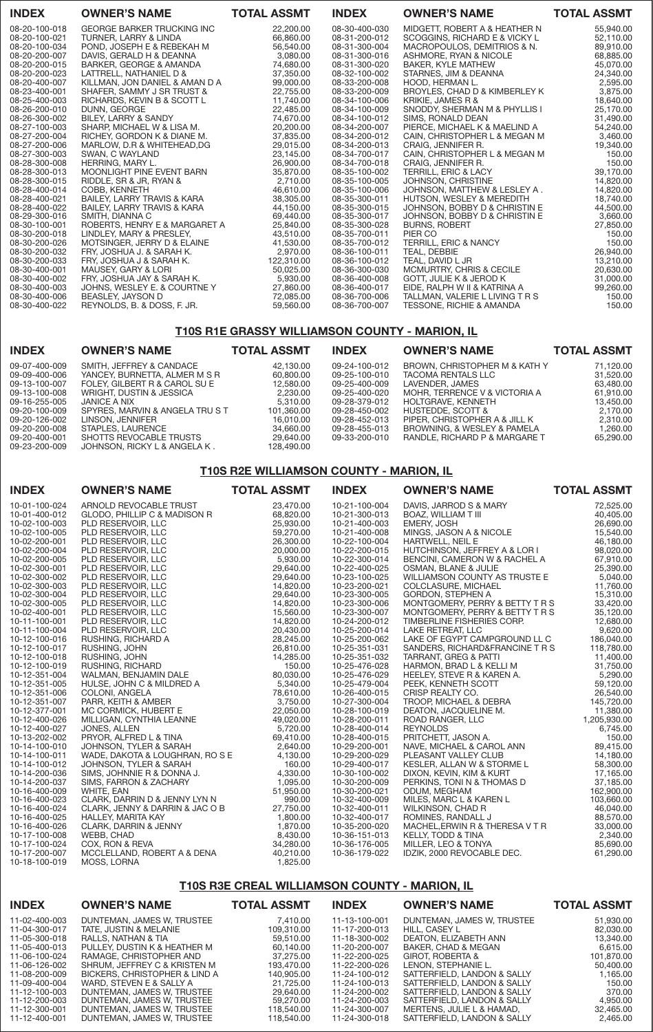| INDEX | OWNER'S NAME | TOTAL ASSMT | INDEX | OWNER'S NAME | TOTAL ASSMT |
|---|---|---|---|---|---|
| 08-20-100-018 | GEORGE BARKER TRUCKING INC | 22,200.00 | 08-30-400-030 | MIDGETT, ROBERT A & HEATHER N | 55,940.00 |
| 08-20-100-021 | TURNER, LARRY & LINDA | 66,860.00 | 08-31-200-012 | SCOGGINS, RICHARD E & VICKY L | 52,110.00 |
| 08-20-100-034 | POND, JOSEPH E & REBEKAH M | 56,540.00 | 08-31-300-004 | MACROPOULOS, DEMITRIOS & N. | 89,910.00 |
| 08-20-200-007 | DAVIS, GERALD H & DEANNA | 3,080.00 | 08-31-300-016 | ASHMORE, RYAN & NICOLE | 68,885.00 |
| 08-20-200-015 | BARKER, GEORGE & AMANDA | 74,680.00 | 08-31-300-020 | BAKER, KYLE MATHEW | 45,070.00 |
| 08-20-200-023 | LATTRELL, NATHANIEL D & | 37,350.00 | 08-32-100-002 | STARNES, JIM & DEANNA | 24,340.00 |
| 08-20-400-007 | KILLMAN, JON DANIEL & AMAN D A | 99,000.00 | 08-33-200-008 | HOOD, HERMAN L. | 2,595.00 |
| 08-23-400-001 | SHAFER, SAMMY J SR TRUST & | 22,755.00 | 08-33-200-009 | BROYLES, CHAD D & KIMBERLEY K | 3,875.00 |
| 08-25-400-003 | RICHARDS, KEVIN B & SCOTT L | 11,740.00 | 08-34-100-006 | KRIKIE, JAMES R & | 18,640.00 |
| 08-26-200-010 | DUNN, GEORGE | 22,485.00 | 08-34-100-009 | SNODDY, SHERMAN M & PHYLLIS I | 25,170.00 |
| 08-26-300-002 | BILEY, LARRY & SANDY | 74,670.00 | 08-34-100-012 | SIMS, RONALD DEAN | 31,490.00 |
| 08-27-100-003 | SHARP, MICHAEL W & LISA M. | 20,200.00 | 08-34-200-007 | PIERCE, MICHAEL K & MAELIND A | 54,240.00 |
| 08-27-200-004 | RICHEY, GORDON K & DIANE M. | 37,835.00 | 08-34-200-012 | CAIN, CHRISTOPHER L & MEGAN M | 3,460.00 |
| 08-27-200-006 | MARLOW, D.R & WHITEHEAD,DG | 29,015.00 | 08-34-200-013 | CRAIG, JENNIFER R. | 19,340.00 |
| 08-27-300-003 | SWAN, C WAYLAND | 23,145.00 | 08-34-700-017 | CAIN, CHRISTOPHER L & MEGAN M | 150.00 |
| 08-28-300-008 | HERRING, MARY L. | 26,900.00 | 08-34-700-018 | CRAIG, JENNIFER R. | 150.00 |
| 08-28-300-013 | MOONLIGHT PINE EVENT BARN | 35,870.00 | 08-35-100-002 | TERRILL, ERIC & LACY | 39,170.00 |
| 08-28-300-015 | RIDDLE, SR & JR, RYAN & | 2,710.00 | 08-35-100-005 | JOHNSON, CHRISTINE | 14,820.00 |
| 08-28-400-014 | COBB, KENNETH | 46,610.00 | 08-35-100-006 | JOHNSON, MATTHEW & LESLEY A . | 14,820.00 |
| 08-28-400-021 | BAILEY, LARRY TRAVIS & KARA | 38,305.00 | 08-35-100-011 | HUTSON, WESLEY & MEREDITH | 18,740.00 |
| 08-28-400-022 | BAILEY, LARRY TRAVIS & KARA | 44,150.00 | 08-35-300-015 | JOHNSON, BOBBY D & CHRISTIN E | 44,500.00 |
| 08-29-300-016 | SMITH, DIANNA C | 69,440.00 | 08-35-300-017 | JOHNSON, BOBBY D & CHRISTIN E | 3,660.00 |
| 08-30-100-001 | ROBERTS, HENRY E & MARGARET A | 25,840.00 | 08-35-300-028 | BURNS, ROBERT | 27,850.00 |
| 08-30-200-018 | LINDLEY, MARY & PRESLEY, | 43,510.00 | 08-35-700-011 | PIER CO | 150.00 |
| 08-30-200-026 | MOTSINGER, JERRY D & ELAINE | 41,530.00 | 08-35-700-012 | TERRILL, ERIC & NANCY | 150.00 |
| 08-30-200-032 | FRY, JOSHUA J. & SARAH K. | 2,970.00 | 08-36-100-011 | TEAL, DEBBIE | 26,940.00 |
| 08-30-200-033 | FRY, JOSHUA J & SARAH K. | 122,310.00 | 08-36-100-012 | TEAL, DAVID L JR | 13,210.00 |
| 08-30-400-001 | MAUSEY, GARY & LORI | 50,025.00 | 08-36-300-030 | MCMURTRY, CHRIS & CECILE | 20,630.00 |
| 08-30-400-002 | FRY, JOSHUA JAY & SARAH K. | 5,930.00 | 08-36-400-008 | GOTT, JULIE K & JEROD K | 31,000.00 |
| 08-30-400-003 | JOHNS, WESLEY E. & COURTNE Y | 27,860.00 | 08-36-400-017 | EIDE, RALPH W II & KATRINA A | 99,260.00 |
| 08-30-400-006 | BEASLEY, JAYSON D | 72,085.00 | 08-36-700-006 | TALLMAN, VALERIE L LIVING T R S | 150.00 |
| 08-30-400-022 | REYNOLDS, B. & DOSS, F. JR. | 59,560.00 | 08-36-700-007 | TESSONE, RICHIE & AMANDA | 150.00 |

## T10S R1E GRASSY WILLIAMSON COUNTY - MARION, IL

| INDEX | OWNER'S NAME | TOTAL ASSMT | INDEX | OWNER'S NAME | TOTAL ASSMT |
|---|---|---|---|---|---|
| 09-07-400-009 | SMITH, JEFFREY & CANDACE | 42,130.00 | 09-24-100-012 | BROWN, CHRISTOPHER M & KATH Y | 71,120.00 |
| 09-09-400-006 | YANCEY, BURNETTA, ALMER M S R | 60,800.00 | 09-25-100-010 | TACOMA RENTALS LLC | 31,520.00 |
| 09-13-100-007 | FOLEY, GILBERT R & CAROL SU E | 12,580.00 | 09-25-400-009 | LAVENDER, JAMES | 63,480.00 |
| 09-13-100-008 | WRIGHT, DUSTIN & JESSICA | 2,230.00 | 09-25-400-020 | MOHR, TERRENCE V & VICTORIA A | 61,910.00 |
| 09-16-255-005 | JANICE A NIX | 5,310.00 | 09-28-379-012 | HOLTGRAVE, KENNETH | 13,450.00 |
| 09-20-100-009 | SPYRES, MARVIN & ANGELA TRU S T | 101,360.00 | 09-28-450-002 | HUSTEDDE, SCOTT & | 2,170.00 |
| 09-20-126-002 | LINSON, JENNIFER | 16,010.00 | 09-28-452-013 | PIPER, CHRISTOPHER A & JILL K | 2,310.00 |
| 09-20-200-008 | STAPLES, LAURENCE | 34,660.00 | 09-28-455-013 | BROWNING, & WESLEY & PAMELA | 1,260.00 |
| 09-20-400-001 | SHOTTS REVOCABLE TRUSTS | 29,640.00 | 09-33-200-010 | RANDLE, RICHARD P & MARGARE T | 65,290.00 |
| 09-23-200-009 | JOHNSON, RICKY L & ANGELA K . | 128,490.00 | | | |

## T10S R2E WILLIAMSON COUNTY - MARION, IL

| INDEX | OWNER'S NAME | TOTAL ASSMT | INDEX | OWNER'S NAME | TOTAL ASSMT |
|---|---|---|---|---|---|
| 10-01-100-024 | ARNOLD REVOCABLE TRUST | 23,470.00 | 10-21-100-004 | DAVIS, JARROD S & MARY | 72,525.00 |
| 10-01-400-012 | GLODO, PHILLIP C & MADISON R | 68,820.00 | 10-21-300-013 | BOAZ, WILLIAM T III | 40,405.00 |
| 10-02-100-003 | PLD RESERVOIR, LLC | 25,930.00 | 10-21-400-003 | EMERY, JOSH | 26,690.00 |
| 10-02-100-005 | PLD RESERVOIR, LLC | 59,270.00 | 10-21-400-008 | MINGS, JASON A & NICOLE | 15,540.00 |
| 10-02-200-001 | PLD RESERVOIR, LLC | 26,300.00 | 10-22-100-004 | HARTWELL, NEIL E | 46,180.00 |
| 10-02-200-004 | PLD RESERVOIR, LLC | 20,000.00 | 10-22-200-015 | HUTCHINSON, JEFFREY A & LOR I | 98,020.00 |
| 10-02-200-005 | PLD RESERVOIR, LLC | 5,930.00 | 10-22-300-014 | BENCINI, CAMERON W & RACHEL A | 67,910.00 |
| 10-02-300-001 | PLD RESERVOIR, LLC | 29,640.00 | 10-22-400-025 | OSMAN, BLANE & JULIE | 25,390.00 |
| 10-02-300-002 | PLD RESERVOIR, LLC | 29,640.00 | 10-23-100-025 | WILLIAMSON COUNTY AS TRUSTE E | 5,040.00 |
| 10-02-300-003 | PLD RESERVOIR, LLC | 14,820.00 | 10-23-200-021 | COLCLASURE, MICHAEL | 11,760.00 |
| 10-02-300-004 | PLD RESERVOIR, LLC | 29,640.00 | 10-23-300-005 | GORDON, STEPHEN A | 15,310.00 |
| 10-02-300-005 | PLD RESERVOIR, LLC | 14,820.00 | 10-23-300-006 | MONTGOMERY, PERRY & BETTY T R S | 33,420.00 |
| 10-02-400-001 | PLD RESERVOIR, LLC | 15,560.00 | 10-23-300-007 | MONTGOMERY, PERRY & BETTY T R S | 35,120.00 |
| 10-11-100-001 | PLD RESERVOIR, LLC | 14,820.00 | 10-24-200-012 | TIMBERLINE FISHERIES CORP. | 12,680.00 |
| 10-11-100-004 | PLD RESERVOIR, LLC | 20,430.00 | 10-25-200-014 | LAKE RETREAT, LLC | 9,620.00 |
| 10-12-100-016 | RUSHING, RICHARD A | 28,245.00 | 10-25-200-062 | LAKE OF EGYPT CAMPGROUND LL C | 186,040.00 |
| 10-12-100-017 | RUSHING, JOHN | 26,810.00 | 10-25-351-031 | SANDERS, RICHARD&FRANCINE T R S | 118,780.00 |
| 10-12-100-018 | RUSHING, JOHN | 14,285.00 | 10-25-351-032 | TARRANT, GREG & PATTI | 11,400.00 |
| 10-12-100-019 | RUSHING, RICHARD | 150.00 | 10-25-476-028 | HARMON, BRAD L & KELLI M | 31,750.00 |
| 10-12-351-004 | WALMAN, BENJAMIN DALE | 80,030.00 | 10-25-476-029 | HEELEY, STEVE R & KAREN A. | 5,290.00 |
| 10-12-351-005 | HULSE, JOHN C & MILDRED A | 5,340.00 | 10-25-479-004 | PEEK, KENNETH SCOTT | 59,120.00 |
| 10-12-351-006 | COLONI, ANGELA | 78,610.00 | 10-26-400-015 | CRISP REALTY CO. | 26,040.00 |
| 10-12-351-007 | PARR, KEITH & AMBER | 3,750.00 | 10-27-300-004 | TROOP, MICHAEL & DEBRA | 145,720.00 |
| 10-12-377-001 | MC CORMICK, HUBERT E | 22,050.00 | 10-28-100-019 | DEATON, JACQUELINE M. | 11,380.00 |
| 10-12-400-026 | MILLIGAN, CYNTHIA LEANNE | 49,020.00 | 10-28-200-011 | ROAD RANGER, LLC | 1,205,930.00 |
| 10-12-400-027 | JONES, ALLEN | 5,720.00 | 10-28-400-014 | REYNOLDS | 6,745.00 |
| 10-13-202-002 | PRYOR, ALFRED L & TINA | 69,410.00 | 10-28-400-015 | PRITCHETT, JASON A. | 150.00 |
| 10-14-100-010 | JOHNSON, TYLER & SARAH | 2,640.00 | 10-29-200-001 | NAVE, MICHAEL & CAROL ANN | 89,415.00 |
| 10-14-100-011 | WADE, DAKOTA & LOUGHRAN, RO S E | 4,130.00 | 10-29-200-029 | PLEASANT VALLEY CLUB | 14,180.00 |
| 10-14-100-012 | JOHNSON, TYLER & SARAH | 160.00 | 10-29-400-017 | KESLER, ALLAN W & STORME L | 58,300.00 |
| 10-14-200-036 | SIMS, JOHNNIE R & DONNA J. | 4,330.00 | 10-30-100-002 | DIXON, KEVIN, KIM & KURT | 17,165.00 |
| 10-14-200-037 | SIMS, FARRON & ZACHARY | 1,095.00 | 10-30-200-009 | PERKINS, TONI N & THOMAS D | 37,185.00 |
| 10-16-400-009 | WHITE, EAN | 51,950.00 | 10-30-200-021 | ODUM, MEGHAM | 162,900.00 |
| 10-16-400-023 | CLARK, DARRIN D & JENNY LYN N | 990.00 | 10-32-400-009 | MILES, MARC L & KAREN L | 103,660.00 |
| 10-16-400-024 | CLARK, JENNY & DARRIN & JAC O B | 27,750.00 | 10-32-400-011 | WILKINSON, CHAD R | 46,040.00 |
| 10-16-400-025 | HALLEY, MARITA KAY | 1,800.00 | 10-32-400-017 | ROMINES, RANDALL J | 88,570.00 |
| 10-16-400-026 | CLARK, DARRIN & JENNY | 1,870.00 | 10-35-200-020 | MACHEL,ERWIN R & THERESA V T R | 33,000.00 |
| 10-17-100-008 | WEBB, CHAD | 8,430.00 | 10-36-151-013 | KELLY, TODD & TINA | 2,340.00 |
| 10-17-100-024 | COX, RON & REVA | 34,280.00 | 10-36-176-005 | MILLER, LEO & TONYA | 85,690.00 |
| 10-17-200-007 | MCCLELLAND, ROBERT A & DENA | 40,210.00 | 10-36-179-022 | IDZIK, 2000 REVOCABLE DEC. | 61,290.00 |
| 10-18-100-019 | MOSS, LORNA | 1,825.00 | | | |

## T10S R3E CREAL WILLIAMSON COUNTY - MARION, IL

| INDEX | OWNER'S NAME | TOTAL ASSMT | INDEX | OWNER'S NAME | TOTAL ASSMT |
|---|---|---|---|---|---|
| 11-02-400-003 | DUNTEMAN, JAMES W, TRUSTEE | 7,410.00 | 11-13-100-001 | DUNTEMAN, JAMES W, TRUSTEE | 51,930.00 |
| 11-04-300-017 | TATE, JUSTIN & MELANIE | 109,310.00 | 11-17-200-013 | HILL, CASEY L | 82,030.00 |
| 11-05-300-018 | RALLS, NATHAN & TIA | 59,510.00 | 11-18-300-002 | DEATON, ELIZABETH ANN | 13,340.00 |
| 11-05-400-013 | PULLEY, DUSTIN K & HEATHER M | 60,140.00 | 11-20-200-007 | BAKER, CHAD & MEGAN | 6,615.00 |
| 11-06-100-024 | RAMAGE, CHRISTOPHER AND | 37,275.00 | 11-22-200-025 | GIROT, ROBERTA & | 101,870.00 |
| 11-06-126-002 | SHRUM, JEFFREY C & KRISTEN M | 193,470.00 | 11-22-200-026 | LENON, STEPHANIE L. | 50,400.00 |
| 11-08-200-009 | BICKERS, CHRISTOPHER & LIND A | 140,905.00 | 11-24-100-012 | SATTERFIELD, LANDON & SALLY | 1,165.00 |
| 11-09-400-004 | WARD, STEVEN E & SALLY A | 21,725.00 | 11-24-100-013 | SATTERFIELD, LANDON & SALLY | 150.00 |
| 11-12-100-003 | DUNTEMAN, JAMES W, TRUSTEE | 29,640.00 | 11-24-200-002 | SATTERFIELD, LANDON & SALLY | 370.00 |
| 11-12-200-003 | DUNTEMAN, JAMES W, TRUSTEE | 59,270.00 | 11-24-200-003 | SATTERFIELD, LANDON & SALLY | 4,950.00 |
| 11-12-300-001 | DUNTEMAN, JAMES W, TRUSTEE | 118,540.00 | 11-24-300-007 | MERTENS, JULIE L & HAMAD, | 32,465.00 |
| 11-12-400-001 | DUNTEMAN, JAMES W, TRUSTEE | 118,540.00 | 11-24-300-018 | SATTERFIELD, LANDON & SALLY | 2,465.00 |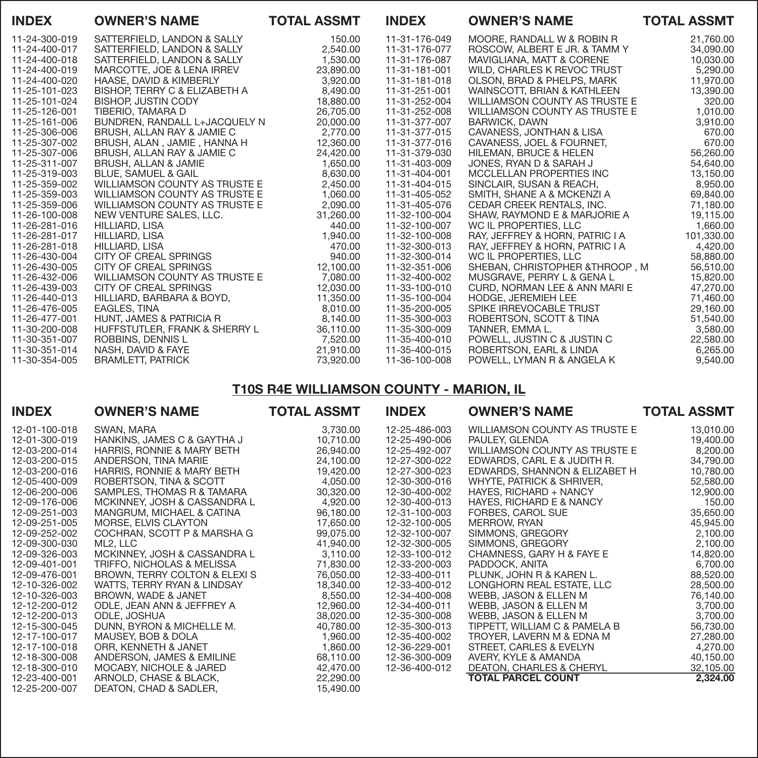| INDEX | OWNER'S NAME | TOTAL ASSMT |
|---|---|---|
| 11-24-300-019 | SATTERFIELD, LANDON & SALLY | 150.00 |
| 11-24-400-017 | SATTERFIELD, LANDON & SALLY | 2,540.00 |
| 11-24-400-018 | SATTERFIELD, LANDON & SALLY | 1,530.00 |
| 11-24-400-019 | MARCOTTE, JOE & LENA IRREV | 23,890.00 |
| 11-24-400-020 | HAASE, DAVID & KIMBERLY | 3,920.00 |
| 11-25-101-023 | BISHOP, TERRY C & ELIZABETH A | 8,490.00 |
| 11-25-101-024 | BISHOP, JUSTIN CODY | 18,880.00 |
| 11-25-126-001 | TIBERIO, TAMARA D | 26,705.00 |
| 11-25-161-006 | BUNDREN, RANDALL L+JACQUELY N | 20,000.00 |
| 11-25-306-006 | BRUSH, ALLAN RAY & JAMIE C | 2,770.00 |
| 11-25-307-002 | BRUSH, ALAN , JAMIE , HANNA H | 12,360.00 |
| 11-25-307-006 | BRUSH, ALLAN RAY & JAMIE C | 24,420.00 |
| 11-25-311-007 | BRUSH, ALLAN & JAMIE | 1,650.00 |
| 11-25-319-003 | BLUE, SAMUEL & GAIL | 8,630.00 |
| 11-25-359-002 | WILLIAMSON COUNTY AS TRUSTE E | 2,450.00 |
| 11-25-359-003 | WILLIAMSON COUNTY AS TRUSTE E | 1,060.00 |
| 11-25-359-006 | WILLIAMSON COUNTY AS TRUSTE E | 2,090.00 |
| 11-26-100-008 | NEW VENTURE SALES, LLC. | 31,260.00 |
| 11-26-281-016 | HILLIARD, LISA | 440.00 |
| 11-26-281-017 | HILLIARD, LISA | 1,940.00 |
| 11-26-281-018 | HILLIARD, LISA | 470.00 |
| 11-26-430-004 | CITY OF CREAL SPRINGS | 940.00 |
| 11-26-430-005 | CITY OF CREAL SPRINGS | 12,100.00 |
| 11-26-432-006 | WILLIAMSON COUNTY AS TRUSTE E | 7,080.00 |
| 11-26-439-003 | CITY OF CREAL SPRINGS | 12,030.00 |
| 11-26-440-013 | HILLIARD, BARBARA & BOYD, | 11,350.00 |
| 11-26-476-005 | EAGLES, TINA | 8,010.00 |
| 11-26-477-001 | HUNT, JAMES & PATRICIA R | 8,140.00 |
| 11-30-200-008 | HUFFSTUTLER, FRANK & SHERRY L | 36,110.00 |
| 11-30-351-007 | ROBBINS, DENNIS L | 7,520.00 |
| 11-30-351-014 | NASH, DAVID & FAYE | 21,910.00 |
| 11-30-354-005 | BRAMLETT, PATRICK | 73,920.00 |
| 11-31-176-049 | MOORE, RANDALL W & ROBIN R | 21,760.00 |
| 11-31-176-077 | ROSCOW, ALBERT E JR. & TAMM Y | 34,090.00 |
| 11-31-176-087 | MAVIGLIANA, MATT & CORENE | 10,030.00 |
| 11-31-181-001 | WILD, CHARLES K REVOC TRUST | 5,290.00 |
| 11-31-181-018 | OLSON, BRAD & PHELPS, MARK | 11,970.00 |
| 11-31-251-001 | WAINSCOTT, BRIAN & KATHLEEN | 13,390.00 |
| 11-31-252-004 | WILLIAMSON COUNTY AS TRUSTE E | 320.00 |
| 11-31-252-008 | WILLIAMSON COUNTY AS TRUSTE E | 1,010.00 |
| 11-31-377-007 | BARWICK, DAWN | 3,910.00 |
| 11-31-377-015 | CAVANESS, JONTHAN & LISA | 670.00 |
| 11-31-377-016 | CAVANESS, JOEL & FOURNET, | 670.00 |
| 11-31-379-030 | HILEMAN, BRUCE & HELEN | 56,260.00 |
| 11-31-403-009 | JONES, RYAN D & SARAH J | 54,640.00 |
| 11-31-404-001 | MCCLELLAN PROPERTIES INC | 13,150.00 |
| 11-31-404-015 | SINCLAIR, SUSAN & REACH, | 8,950.00 |
| 11-31-405-052 | SMITH, SHANE A & MCKENZI A | 69,840.00 |
| 11-31-405-076 | CEDAR CREEK RENTALS, INC. | 71,180.00 |
| 11-32-100-004 | SHAW, RAYMOND E & MARJORIE A | 19,115.00 |
| 11-32-100-007 | WC IL PROPERTIES, LLC | 1,660.00 |
| 11-32-100-008 | RAY, JEFFREY & HORN, PATRIC I A | 101,330.00 |
| 11-32-300-013 | RAY, JEFFREY & HORN, PATRIC I A | 4,420.00 |
| 11-32-300-014 | WC IL PROPERTIES, LLC | 58,880.00 |
| 11-32-351-006 | SHEBAN, CHRISTOPHER &THROOP , M | 56,510.00 |
| 11-32-400-002 | MUSGRAVE, PERRY L & GENA L | 15,820.00 |
| 11-33-100-010 | CURD, NORMAN LEE & ANN MARI E | 47,270.00 |
| 11-35-100-004 | HODGE, JEREMIEH LEE | 71,460.00 |
| 11-35-200-005 | SPIKE IRREVOCABLE TRUST | 29,160.00 |
| 11-35-300-003 | ROBERTSON, SCOTT & TINA | 51,540.00 |
| 11-35-300-009 | TANNER, EMMA L. | 3,580.00 |
| 11-35-400-010 | POWELL, JUSTIN C & JUSTIN C | 22,580.00 |
| 11-35-400-015 | ROBERTSON, EARL & LINDA | 6,265.00 |
| 11-36-100-008 | POWELL, LYMAN R & ANGELA K | 9,540.00 |

## T10S R4E WILLIAMSON COUNTY - MARION, IL

| INDEX | OWNER'S NAME | TOTAL ASSMT |
|---|---|---|
| 12-01-100-018 | SWAN, MARA | 3,730.00 |
| 12-01-300-019 | HANKINS, JAMES C & GAYTHA J | 10,710.00 |
| 12-03-200-014 | HARRIS, RONNIE & MARY BETH | 26,940.00 |
| 12-03-200-015 | ANDERSON, TINA MARIE | 24,100.00 |
| 12-03-200-016 | HARRIS, RONNIE & MARY BETH | 19,420.00 |
| 12-05-400-009 | ROBERTSON, TINA & SCOTT | 4,050.00 |
| 12-06-200-006 | SAMPLES, THOMAS R & TAMARA | 30,320.00 |
| 12-09-176-006 | MCKINNEY, JOSH & CASSANDRA L | 4,920.00 |
| 12-09-251-003 | MANGRUM, MICHAEL & CATINA | 96,180.00 |
| 12-09-251-005 | MORSE, ELVIS CLAYTON | 17,650.00 |
| 12-09-252-002 | COCHRAN, SCOTT P & MARSHA G | 99,075.00 |
| 12-09-300-030 | ML2, LLC | 41,940.00 |
| 12-09-326-003 | MCKINNEY, JOSH & CASSANDRA L | 3,110.00 |
| 12-09-401-001 | TRIFFO, NICHOLAS & MELISSA | 71,830.00 |
| 12-09-476-001 | BROWN, TERRY COLTON & ELEXI S | 76,050.00 |
| 12-10-326-002 | WATTS, TERRY RYAN & LINDSAY | 18,340.00 |
| 12-10-326-003 | BROWN, WADE & JANET | 8,550.00 |
| 12-12-200-012 | ODLE, JEAN ANN & JEFFREY A | 12,960.00 |
| 12-12-200-013 | ODLE, JOSHUA | 38,020.00 |
| 12-15-300-045 | DUNN, BYRON & MICHELLE M. | 40,780.00 |
| 12-17-100-017 | MAUSEY, BOB & DOLA | 1,960.00 |
| 12-17-100-018 | ORR, KENNETH & JANET | 1,860.00 |
| 12-18-300-008 | ANDERSON, JAMES & EMILINE | 68,110.00 |
| 12-18-300-010 | MOCABY, NICHOLE & JARED | 42,470.00 |
| 12-23-400-001 | ARNOLD, CHASE & BLACK, | 22,290.00 |
| 12-25-200-007 | DEATON, CHAD & SADLER, | 15,490.00 |
| 12-25-486-003 | WILLIAMSON COUNTY AS TRUSTE E | 13,010.00 |
| 12-25-490-006 | PAULEY, GLENDA | 19,400.00 |
| 12-25-492-007 | WILLIAMSON COUNTY AS TRUSTE E | 8,200.00 |
| 12-27-300-022 | EDWARDS, CARL E & JUDITH R. | 34,790.00 |
| 12-27-300-023 | EDWARDS, SHANNON & ELIZABET H | 10,780.00 |
| 12-30-300-016 | WHYTE, PATRICK & SHRIVER, | 52,580.00 |
| 12-30-400-002 | HAYES, RICHARD + NANCY | 12,900.00 |
| 12-30-400-013 | HAYES, RICHARD E & NANCY | 150.00 |
| 12-31-100-003 | FORBES, CAROL SUE | 35,650.00 |
| 12-32-100-005 | MERROW, RYAN | 45,945.00 |
| 12-32-100-007 | SIMMONS, GREGORY | 2,100.00 |
| 12-32-300-005 | SIMMONS, GREGORY | 2,100.00 |
| 12-33-100-012 | CHAMNESS, GARY H & FAYE E | 14,820.00 |
| 12-33-200-003 | PADDOCK, ANITA | 6,700.00 |
| 12-33-400-011 | PLUNK, JOHN R & KAREN L. | 88,520.00 |
| 12-33-400-012 | LONGHORN REAL ESTATE, LLC | 28,500.00 |
| 12-34-400-008 | WEBB, JASON & ELLEN M | 76,140.00 |
| 12-34-400-011 | WEBB, JASON & ELLEN M | 3,700.00 |
| 12-35-300-008 | WEBB, JASON & ELLEN M | 3,700.00 |
| 12-35-300-013 | TIPPETT, WILLIAM C & PAMELA B | 56,730.00 |
| 12-35-400-002 | TROYER, LAVERN M & EDNA M | 27,280.00 |
| 12-36-229-001 | STREET, CARLES & EVELYN | 4,270.00 |
| 12-36-300-009 | AVERY, KYLE & AMANDA | 40,150.00 |
| 12-36-400-012 | DEATON, CHARLES & CHERYL | 32,105.00 |
| | **TOTAL PARCEL COUNT** | **2,324.00** |